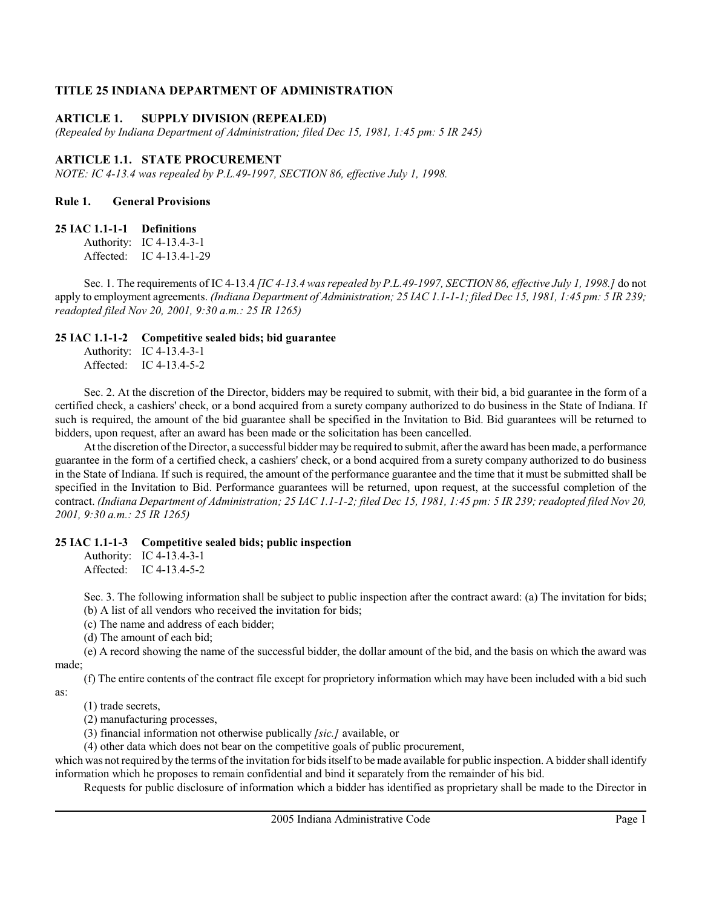# TITLE 25 INDIANA DEPARTMENT OF ADMINISTRATION

## ARTICLE 1. SUPPLY DIVISION (REPEALED)

*(Repealed by Indiana Department of Administration; filed Dec 15, 1981, 1:45 pm: 5 IR 245)*

## ARTICLE 1.1. STATE PROCUREMENT

*NOTE: IC 4-13.4 was repealed by P.L.49-1997, SECTION 86, effective July 1, 1998.*

### Rule 1. General Provisions

#### 25 IAC 1.1-1-1 Definitions

Authority: IC 4-13.4-3-1
Affected: IC 4-13.4-1-29

Sec. 1. The requirements of IC 4-13.4 *[IC 4-13.4 was repealed by P.L.49-1997, SECTION 86, effective July 1, 1998.]* do not apply to employment agreements. *(Indiana Department of Administration; 25 IAC 1.1-1-1; filed Dec 15, 1981, 1:45 pm: 5 IR 239; readopted filed Nov 20, 2001, 9:30 a.m.: 25 IR 1265)*

#### 25 IAC 1.1-1-2 Competitive sealed bids; bid guarantee

Authority: IC 4-13.4-3-1
Affected: IC 4-13.4-5-2

Sec. 2. At the discretion of the Director, bidders may be required to submit, with their bid, a bid guarantee in the form of a certified check, a cashiers' check, or a bond acquired from a surety company authorized to do business in the State of Indiana. If such is required, the amount of the bid guarantee shall be specified in the Invitation to Bid. Bid guarantees will be returned to bidders, upon request, after an award has been made or the solicitation has been cancelled.

At the discretion of the Director, a successful bidder may be required to submit, after the award has been made, a performance guarantee in the form of a certified check, a cashiers' check, or a bond acquired from a surety company authorized to do business in the State of Indiana. If such is required, the amount of the performance guarantee and the time that it must be submitted shall be specified in the Invitation to Bid. Performance guarantees will be returned, upon request, at the successful completion of the contract. *(Indiana Department of Administration; 25 IAC 1.1-1-2; filed Dec 15, 1981, 1:45 pm: 5 IR 239; readopted filed Nov 20, 2001, 9:30 a.m.: 25 IR 1265)*

#### 25 IAC 1.1-1-3 Competitive sealed bids; public inspection

Authority: IC 4-13.4-3-1
Affected: IC 4-13.4-5-2

Sec. 3. The following information shall be subject to public inspection after the contract award: (a) The invitation for bids;

(b) A list of all vendors who received the invitation for bids;

(c) The name and address of each bidder;

(d) The amount of each bid;

(e) A record showing the name of the successful bidder, the dollar amount of the bid, and the basis on which the award was made;

(f) The entire contents of the contract file except for proprietary information which may have been included with a bid such as:

(1) trade secrets,

(2) manufacturing processes,

(3) financial information not otherwise publically *[sic.]* available, or

(4) other data which does not bear on the competitive goals of public procurement,

which was not required by the terms of the invitation for bids itself to be made available for public inspection. A bidder shall identify information which he proposes to remain confidential and bind it separately from the remainder of his bid.

Requests for public disclosure of information which a bidder has identified as proprietary shall be made to the Director in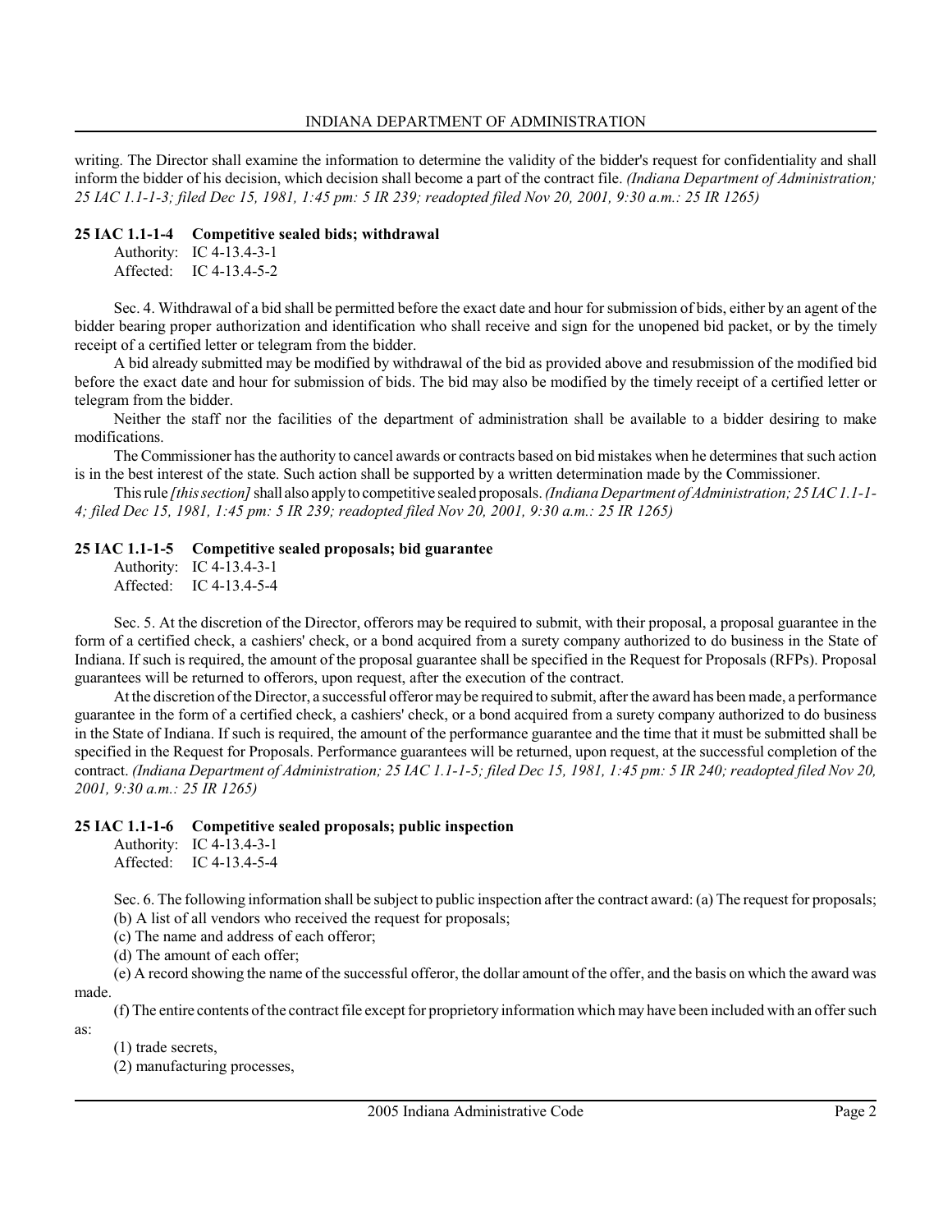writing. The Director shall examine the information to determine the validity of the bidder's request for confidentiality and shall inform the bidder of his decision, which decision shall become a part of the contract file. *(Indiana Department of Administration; 25 IAC 1.1-1-3; filed Dec 15, 1981, 1:45 pm: 5 IR 239; readopted filed Nov 20, 2001, 9:30 a.m.: 25 IR 1265)*

**25 IAC 1.1-1-4 Competitive sealed bids; withdrawal**

Authority: IC 4-13.4-3-1
Affected: IC 4-13.4-5-2

Sec. 4. Withdrawal of a bid shall be permitted before the exact date and hour for submission of bids, either by an agent of the bidder bearing proper authorization and identification who shall receive and sign for the unopened bid packet, or by the timely receipt of a certified letter or telegram from the bidder.

A bid already submitted may be modified by withdrawal of the bid as provided above and resubmission of the modified bid before the exact date and hour for submission of bids. The bid may also be modified by the timely receipt of a certified letter or telegram from the bidder.

Neither the staff nor the facilities of the department of administration shall be available to a bidder desiring to make modifications.

The Commissioner has the authority to cancel awards or contracts based on bid mistakes when he determines that such action is in the best interest of the state. Such action shall be supported by a written determination made by the Commissioner.

This rule *[this section]* shall also apply to competitive sealed proposals. *(Indiana Department of Administration; 25 IAC 1.1-1-4; filed Dec 15, 1981, 1:45 pm: 5 IR 239; readopted filed Nov 20, 2001, 9:30 a.m.: 25 IR 1265)*

**25 IAC 1.1-1-5 Competitive sealed proposals; bid guarantee**

Authority: IC 4-13.4-3-1
Affected: IC 4-13.4-5-4

Sec. 5. At the discretion of the Director, offerors may be required to submit, with their proposal, a proposal guarantee in the form of a certified check, a cashiers' check, or a bond acquired from a surety company authorized to do business in the State of Indiana. If such is required, the amount of the proposal guarantee shall be specified in the Request for Proposals (RFPs). Proposal guarantees will be returned to offerors, upon request, after the execution of the contract.

At the discretion of the Director, a successful offeror may be required to submit, after the award has been made, a performance guarantee in the form of a certified check, a cashiers' check, or a bond acquired from a surety company authorized to do business in the State of Indiana. If such is required, the amount of the performance guarantee and the time that it must be submitted shall be specified in the Request for Proposals. Performance guarantees will be returned, upon request, at the successful completion of the contract. *(Indiana Department of Administration; 25 IAC 1.1-1-5; filed Dec 15, 1981, 1:45 pm: 5 IR 240; readopted filed Nov 20, 2001, 9:30 a.m.: 25 IR 1265)*

**25 IAC 1.1-1-6 Competitive sealed proposals; public inspection**

Authority: IC 4-13.4-3-1
Affected: IC 4-13.4-5-4

Sec. 6. The following information shall be subject to public inspection after the contract award: (a) The request for proposals;

(b) A list of all vendors who received the request for proposals;

(c) The name and address of each offeror;

(d) The amount of each offer;

(e) A record showing the name of the successful offeror, the dollar amount of the offer, and the basis on which the award was made.

(f) The entire contents of the contract file except for proprietary information which may have been included with an offer such as:

(1) trade secrets,

(2) manufacturing processes,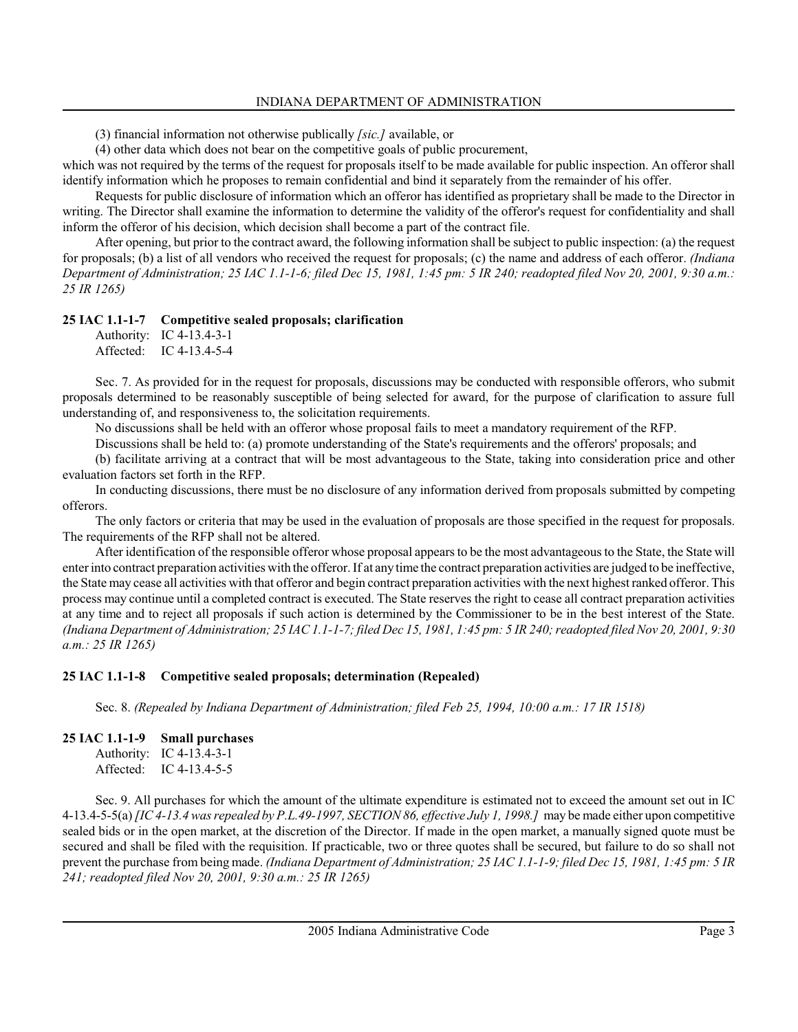(3) financial information not otherwise publically *[sic.]* available, or

(4) other data which does not bear on the competitive goals of public procurement,

which was not required by the terms of the request for proposals itself to be made available for public inspection. An offeror shall identify information which he proposes to remain confidential and bind it separately from the remainder of his offer.

Requests for public disclosure of information which an offeror has identified as proprietary shall be made to the Director in writing. The Director shall examine the information to determine the validity of the offeror's request for confidentiality and shall inform the offeror of his decision, which decision shall become a part of the contract file.

After opening, but prior to the contract award, the following information shall be subject to public inspection: (a) the request for proposals; (b) a list of all vendors who received the request for proposals; (c) the name and address of each offeror. *(Indiana Department of Administration; 25 IAC 1.1-1-6; filed Dec 15, 1981, 1:45 pm: 5 IR 240; readopted filed Nov 20, 2001, 9:30 a.m.: 25 IR 1265)*

**25 IAC 1.1-1-7 Competitive sealed proposals; clarification**

Authority: IC 4-13.4-3-1
Affected: IC 4-13.4-5-4

Sec. 7. As provided for in the request for proposals, discussions may be conducted with responsible offerors, who submit proposals determined to be reasonably susceptible of being selected for award, for the purpose of clarification to assure full understanding of, and responsiveness to, the solicitation requirements.

No discussions shall be held with an offeror whose proposal fails to meet a mandatory requirement of the RFP.

Discussions shall be held to: (a) promote understanding of the State's requirements and the offerors' proposals; and

(b) facilitate arriving at a contract that will be most advantageous to the State, taking into consideration price and other evaluation factors set forth in the RFP.

In conducting discussions, there must be no disclosure of any information derived from proposals submitted by competing offerors.

The only factors or criteria that may be used in the evaluation of proposals are those specified in the request for proposals. The requirements of the RFP shall not be altered.

After identification of the responsible offeror whose proposal appears to be the most advantageous to the State, the State will enter into contract preparation activities with the offeror. If at any time the contract preparation activities are judged to be ineffective, the State may cease all activities with that offeror and begin contract preparation activities with the next highest ranked offeror. This process may continue until a completed contract is executed. The State reserves the right to cease all contract preparation activities at any time and to reject all proposals if such action is determined by the Commissioner to be in the best interest of the State. *(Indiana Department of Administration; 25 IAC 1.1-1-7; filed Dec 15, 1981, 1:45 pm: 5 IR 240; readopted filed Nov 20, 2001, 9:30 a.m.: 25 IR 1265)*

**25 IAC 1.1-1-8 Competitive sealed proposals; determination (Repealed)**

Sec. 8. *(Repealed by Indiana Department of Administration; filed Feb 25, 1994, 10:00 a.m.: 17 IR 1518)*

**25 IAC 1.1-1-9 Small purchases**

Authority: IC 4-13.4-3-1
Affected: IC 4-13.4-5-5

Sec. 9. All purchases for which the amount of the ultimate expenditure is estimated not to exceed the amount set out in IC 4-13.4-5-5(a) *[IC 4-13.4 was repealed by P.L.49-1997, SECTION 86, effective July 1, 1998.]* may be made either upon competitive sealed bids or in the open market, at the discretion of the Director. If made in the open market, a manually signed quote must be secured and shall be filed with the requisition. If practicable, two or three quotes shall be secured, but failure to do so shall not prevent the purchase from being made. *(Indiana Department of Administration; 25 IAC 1.1-1-9; filed Dec 15, 1981, 1:45 pm: 5 IR 241; readopted filed Nov 20, 2001, 9:30 a.m.: 25 IR 1265)*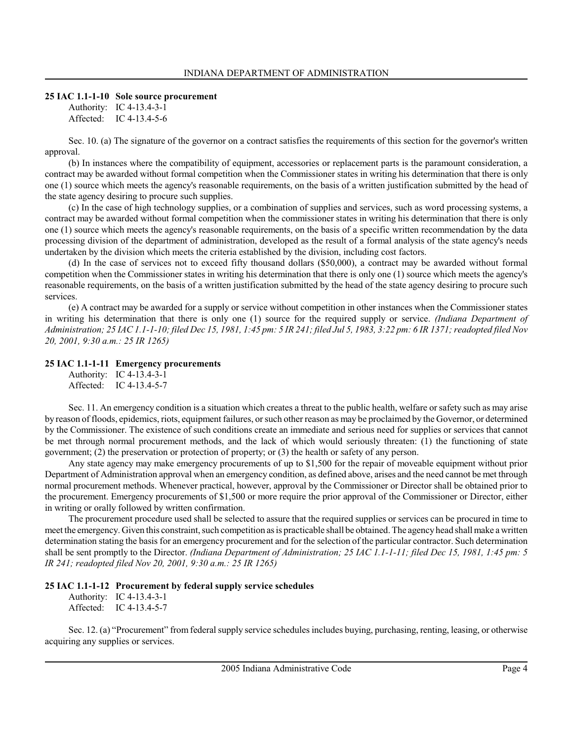### 25 IAC 1.1-1-10 Sole source procurement

Authority: IC 4-13.4-3-1
Affected: IC 4-13.4-5-6

Sec. 10. (a) The signature of the governor on a contract satisfies the requirements of this section for the governor's written approval.

(b) In instances where the compatibility of equipment, accessories or replacement parts is the paramount consideration, a contract may be awarded without formal competition when the Commissioner states in writing his determination that there is only one (1) source which meets the agency's reasonable requirements, on the basis of a written justification submitted by the head of the state agency desiring to procure such supplies.

(c) In the case of high technology supplies, or a combination of supplies and services, such as word processing systems, a contract may be awarded without formal competition when the commissioner states in writing his determination that there is only one (1) source which meets the agency's reasonable requirements, on the basis of a specific written recommendation by the data processing division of the department of administration, developed as the result of a formal analysis of the state agency's needs undertaken by the division which meets the criteria established by the division, including cost factors.

(d) In the case of services not to exceed fifty thousand dollars ($50,000), a contract may be awarded without formal competition when the Commissioner states in writing his determination that there is only one (1) source which meets the agency's reasonable requirements, on the basis of a written justification submitted by the head of the state agency desiring to procure such services.

(e) A contract may be awarded for a supply or service without competition in other instances when the Commissioner states in writing his determination that there is only one (1) source for the required supply or service. *(Indiana Department of Administration; 25 IAC 1.1-1-10; filed Dec 15, 1981, 1:45 pm: 5 IR 241; filed Jul 5, 1983, 3:22 pm: 6 IR 1371; readopted filed Nov 20, 2001, 9:30 a.m.: 25 IR 1265)*

### 25 IAC 1.1-1-11 Emergency procurements

Authority: IC 4-13.4-3-1
Affected: IC 4-13.4-5-7

Sec. 11. An emergency condition is a situation which creates a threat to the public health, welfare or safety such as may arise by reason of floods, epidemics, riots, equipment failures, or such other reason as may be proclaimed by the Governor, or determined by the Commissioner. The existence of such conditions create an immediate and serious need for supplies or services that cannot be met through normal procurement methods, and the lack of which would seriously threaten: (1) the functioning of state government; (2) the preservation or protection of property; or (3) the health or safety of any person.

Any state agency may make emergency procurements of up to $1,500 for the repair of moveable equipment without prior Department of Administration approval when an emergency condition, as defined above, arises and the need cannot be met through normal procurement methods. Whenever practical, however, approval by the Commissioner or Director shall be obtained prior to the procurement. Emergency procurements of $1,500 or more require the prior approval of the Commissioner or Director, either in writing or orally followed by written confirmation.

The procurement procedure used shall be selected to assure that the required supplies or services can be procured in time to meet the emergency. Given this constraint, such competition as is practicable shall be obtained. The agency head shall make a written determination stating the basis for an emergency procurement and for the selection of the particular contractor. Such determination shall be sent promptly to the Director. *(Indiana Department of Administration; 25 IAC 1.1-1-11; filed Dec 15, 1981, 1:45 pm: 5 IR 241; readopted filed Nov 20, 2001, 9:30 a.m.: 25 IR 1265)*

### 25 IAC 1.1-1-12 Procurement by federal supply service schedules

Authority: IC 4-13.4-3-1
Affected: IC 4-13.4-5-7

Sec. 12. (a) "Procurement" from federal supply service schedules includes buying, purchasing, renting, leasing, or otherwise acquiring any supplies or services.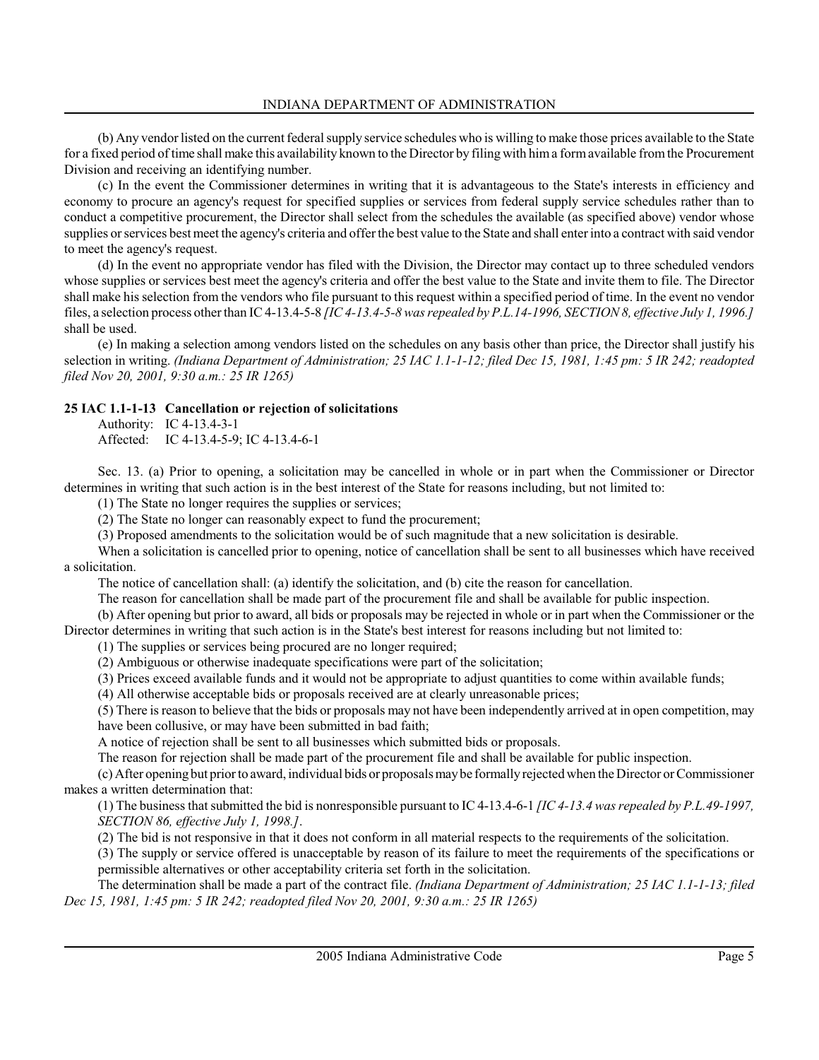(b) Any vendor listed on the current federal supply service schedules who is willing to make those prices available to the State for a fixed period of time shall make this availability known to the Director by filing with him a form available from the Procurement Division and receiving an identifying number.

(c) In the event the Commissioner determines in writing that it is advantageous to the State's interests in efficiency and economy to procure an agency's request for specified supplies or services from federal supply service schedules rather than to conduct a competitive procurement, the Director shall select from the schedules the available (as specified above) vendor whose supplies or services best meet the agency's criteria and offer the best value to the State and shall enter into a contract with said vendor to meet the agency's request.

(d) In the event no appropriate vendor has filed with the Division, the Director may contact up to three scheduled vendors whose supplies or services best meet the agency's criteria and offer the best value to the State and invite them to file. The Director shall make his selection from the vendors who file pursuant to this request within a specified period of time. In the event no vendor files, a selection process other than IC 4-13.4-5-8 *[IC 4-13.4-5-8 was repealed by P.L.14-1996, SECTION 8, effective July 1, 1996.]* shall be used.

(e) In making a selection among vendors listed on the schedules on any basis other than price, the Director shall justify his selection in writing. *(Indiana Department of Administration; 25 IAC 1.1-1-12; filed Dec 15, 1981, 1:45 pm: 5 IR 242; readopted filed Nov 20, 2001, 9:30 a.m.: 25 IR 1265)*

**25 IAC 1.1-1-13 Cancellation or rejection of solicitations**

Authority: IC 4-13.4-3-1
Affected: IC 4-13.4-5-9; IC 4-13.4-6-1

Sec. 13. (a) Prior to opening, a solicitation may be cancelled in whole or in part when the Commissioner or Director determines in writing that such action is in the best interest of the State for reasons including, but not limited to:

(1) The State no longer requires the supplies or services;

(2) The State no longer can reasonably expect to fund the procurement;

(3) Proposed amendments to the solicitation would be of such magnitude that a new solicitation is desirable.

When a solicitation is cancelled prior to opening, notice of cancellation shall be sent to all businesses which have received a solicitation.

The notice of cancellation shall: (a) identify the solicitation, and (b) cite the reason for cancellation.

The reason for cancellation shall be made part of the procurement file and shall be available for public inspection.

(b) After opening but prior to award, all bids or proposals may be rejected in whole or in part when the Commissioner or the Director determines in writing that such action is in the State's best interest for reasons including but not limited to:

(1) The supplies or services being procured are no longer required;

(2) Ambiguous or otherwise inadequate specifications were part of the solicitation;

(3) Prices exceed available funds and it would not be appropriate to adjust quantities to come within available funds;

(4) All otherwise acceptable bids or proposals received are at clearly unreasonable prices;

(5) There is reason to believe that the bids or proposals may not have been independently arrived at in open competition, may have been collusive, or may have been submitted in bad faith;

A notice of rejection shall be sent to all businesses which submitted bids or proposals.

The reason for rejection shall be made part of the procurement file and shall be available for public inspection.

(c) After opening but prior to award, individual bids or proposals may be formally rejected when the Director or Commissioner makes a written determination that:

(1) The business that submitted the bid is nonresponsible pursuant to IC 4-13.4-6-1 *[IC 4-13.4 was repealed by P.L.49-1997, SECTION 86, effective July 1, 1998.]*.

(2) The bid is not responsive in that it does not conform in all material respects to the requirements of the solicitation.

(3) The supply or service offered is unacceptable by reason of its failure to meet the requirements of the specifications or permissible alternatives or other acceptability criteria set forth in the solicitation.

The determination shall be made a part of the contract file. *(Indiana Department of Administration; 25 IAC 1.1-1-13; filed Dec 15, 1981, 1:45 pm: 5 IR 242; readopted filed Nov 20, 2001, 9:30 a.m.: 25 IR 1265)*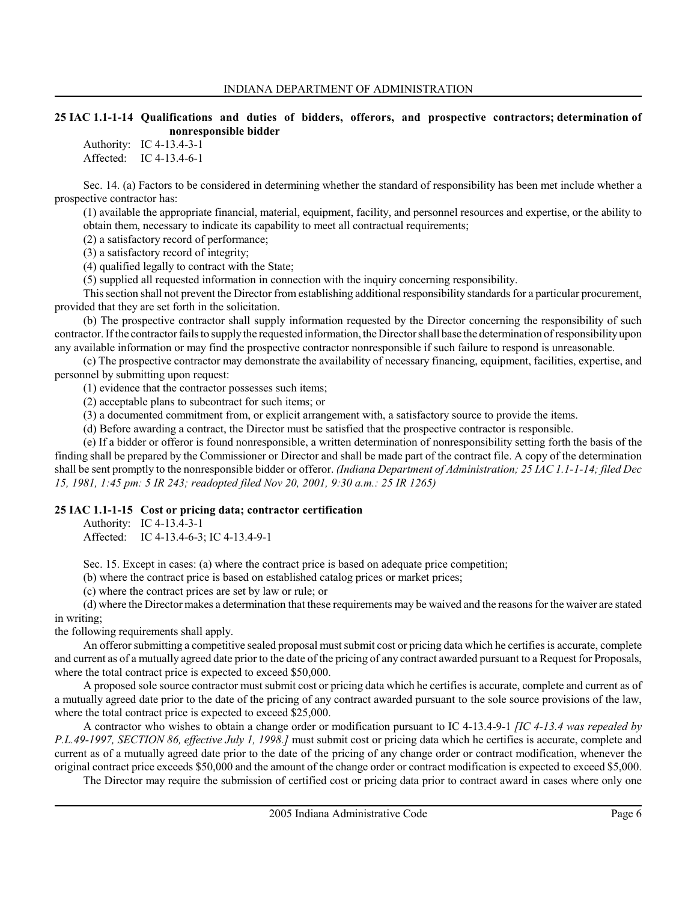## 25 IAC 1.1-1-14 Qualifications and duties of bidders, offerors, and prospective contractors; determination of nonresponsible bidder

Authority: IC 4-13.4-3-1
Affected: IC 4-13.4-6-1

Sec. 14. (a) Factors to be considered in determining whether the standard of responsibility has been met include whether a prospective contractor has:

(1) available the appropriate financial, material, equipment, facility, and personnel resources and expertise, or the ability to obtain them, necessary to indicate its capability to meet all contractual requirements;

(2) a satisfactory record of performance;

(3) a satisfactory record of integrity;

(4) qualified legally to contract with the State;

(5) supplied all requested information in connection with the inquiry concerning responsibility.

This section shall not prevent the Director from establishing additional responsibility standards for a particular procurement, provided that they are set forth in the solicitation.

(b) The prospective contractor shall supply information requested by the Director concerning the responsibility of such contractor. If the contractor fails to supply the requested information, the Director shall base the determination of responsibility upon any available information or may find the prospective contractor nonresponsible if such failure to respond is unreasonable.

(c) The prospective contractor may demonstrate the availability of necessary financing, equipment, facilities, expertise, and personnel by submitting upon request:

(1) evidence that the contractor possesses such items;

(2) acceptable plans to subcontract for such items; or

(3) a documented commitment from, or explicit arrangement with, a satisfactory source to provide the items.

(d) Before awarding a contract, the Director must be satisfied that the prospective contractor is responsible.

(e) If a bidder or offeror is found nonresponsible, a written determination of nonresponsibility setting forth the basis of the finding shall be prepared by the Commissioner or Director and shall be made part of the contract file. A copy of the determination shall be sent promptly to the nonresponsible bidder or offeror. *(Indiana Department of Administration; 25 IAC 1.1-1-14; filed Dec 15, 1981, 1:45 pm: 5 IR 243; readopted filed Nov 20, 2001, 9:30 a.m.: 25 IR 1265)*

## 25 IAC 1.1-1-15 Cost or pricing data; contractor certification

Authority: IC 4-13.4-3-1
Affected: IC 4-13.4-6-3; IC 4-13.4-9-1

Sec. 15. Except in cases: (a) where the contract price is based on adequate price competition;

(b) where the contract price is based on established catalog prices or market prices;

(c) where the contract prices are set by law or rule; or

(d) where the Director makes a determination that these requirements may be waived and the reasons for the waiver are stated in writing;

the following requirements shall apply.

An offeror submitting a competitive sealed proposal must submit cost or pricing data which he certifies is accurate, complete and current as of a mutually agreed date prior to the date of the pricing of any contract awarded pursuant to a Request for Proposals, where the total contract price is expected to exceed $50,000.

A proposed sole source contractor must submit cost or pricing data which he certifies is accurate, complete and current as of a mutually agreed date prior to the date of the pricing of any contract awarded pursuant to the sole source provisions of the law, where the total contract price is expected to exceed $25,000.

A contractor who wishes to obtain a change order or modification pursuant to IC 4-13.4-9-1 *[IC 4-13.4 was repealed by P.L.49-1997, SECTION 86, effective July 1, 1998.]* must submit cost or pricing data which he certifies is accurate, complete and current as of a mutually agreed date prior to the date of the pricing of any change order or contract modification, whenever the original contract price exceeds $50,000 and the amount of the change order or contract modification is expected to exceed $5,000.

The Director may require the submission of certified cost or pricing data prior to contract award in cases where only one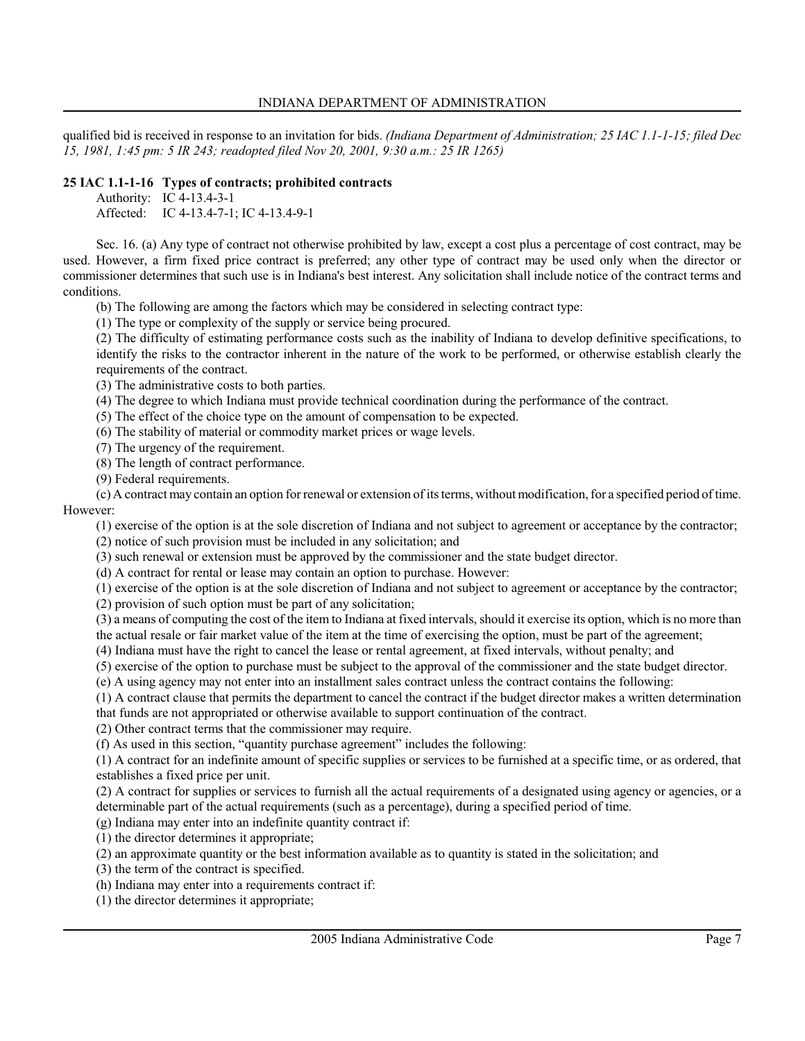qualified bid is received in response to an invitation for bids. *(Indiana Department of Administration; 25 IAC 1.1-1-15; filed Dec 15, 1981, 1:45 pm: 5 IR 243; readopted filed Nov 20, 2001, 9:30 a.m.: 25 IR 1265)*

**25 IAC 1.1-1-16 Types of contracts; prohibited contracts**

Authority: IC 4-13.4-3-1
Affected: IC 4-13.4-7-1; IC 4-13.4-9-1

Sec. 16. (a) Any type of contract not otherwise prohibited by law, except a cost plus a percentage of cost contract, may be used. However, a firm fixed price contract is preferred; any other type of contract may be used only when the director or commissioner determines that such use is in Indiana's best interest. Any solicitation shall include notice of the contract terms and conditions.

(b) The following are among the factors which may be considered in selecting contract type:

(1) The type or complexity of the supply or service being procured.

(2) The difficulty of estimating performance costs such as the inability of Indiana to develop definitive specifications, to identify the risks to the contractor inherent in the nature of the work to be performed, or otherwise establish clearly the requirements of the contract.

(3) The administrative costs to both parties.

(4) The degree to which Indiana must provide technical coordination during the performance of the contract.

(5) The effect of the choice type on the amount of compensation to be expected.

(6) The stability of material or commodity market prices or wage levels.

(7) The urgency of the requirement.

(8) The length of contract performance.

(9) Federal requirements.

(c) A contract may contain an option for renewal or extension of its terms, without modification, for a specified period of time. However:

(1) exercise of the option is at the sole discretion of Indiana and not subject to agreement or acceptance by the contractor;

(2) notice of such provision must be included in any solicitation; and

(3) such renewal or extension must be approved by the commissioner and the state budget director.

(d) A contract for rental or lease may contain an option to purchase. However:

(1) exercise of the option is at the sole discretion of Indiana and not subject to agreement or acceptance by the contractor;

(2) provision of such option must be part of any solicitation;

(3) a means of computing the cost of the item to Indiana at fixed intervals, should it exercise its option, which is no more than the actual resale or fair market value of the item at the time of exercising the option, must be part of the agreement;

(4) Indiana must have the right to cancel the lease or rental agreement, at fixed intervals, without penalty; and

(5) exercise of the option to purchase must be subject to the approval of the commissioner and the state budget director.

(e) A using agency may not enter into an installment sales contract unless the contract contains the following:

(1) A contract clause that permits the department to cancel the contract if the budget director makes a written determination that funds are not appropriated or otherwise available to support continuation of the contract.

(2) Other contract terms that the commissioner may require.

(f) As used in this section, "quantity purchase agreement" includes the following:

(1) A contract for an indefinite amount of specific supplies or services to be furnished at a specific time, or as ordered, that establishes a fixed price per unit.

(2) A contract for supplies or services to furnish all the actual requirements of a designated using agency or agencies, or a determinable part of the actual requirements (such as a percentage), during a specified period of time.

(g) Indiana may enter into an indefinite quantity contract if:

(1) the director determines it appropriate;

(2) an approximate quantity or the best information available as to quantity is stated in the solicitation; and

(3) the term of the contract is specified.

(h) Indiana may enter into a requirements contract if:

(1) the director determines it appropriate;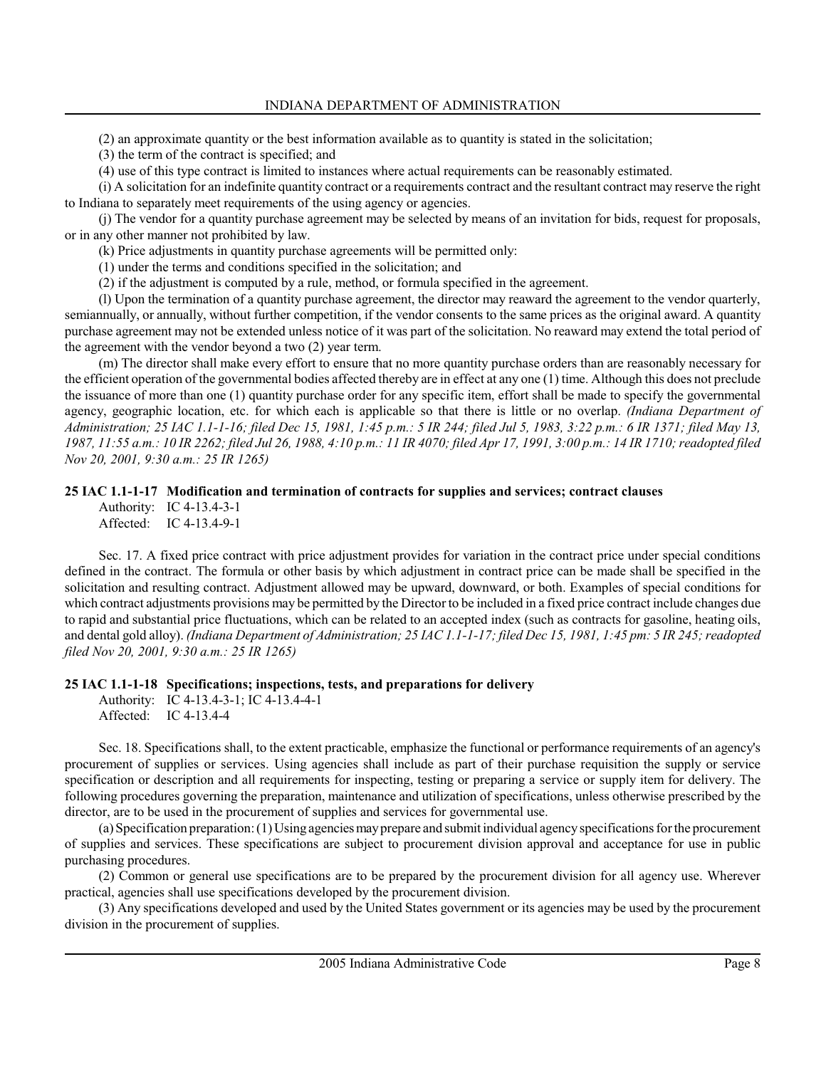(2) an approximate quantity or the best information available as to quantity is stated in the solicitation;

(3) the term of the contract is specified; and

(4) use of this type contract is limited to instances where actual requirements can be reasonably estimated.

(i) A solicitation for an indefinite quantity contract or a requirements contract and the resultant contract may reserve the right to Indiana to separately meet requirements of the using agency or agencies.

(j) The vendor for a quantity purchase agreement may be selected by means of an invitation for bids, request for proposals, or in any other manner not prohibited by law.

(k) Price adjustments in quantity purchase agreements will be permitted only:

(1) under the terms and conditions specified in the solicitation; and

(2) if the adjustment is computed by a rule, method, or formula specified in the agreement.

(l) Upon the termination of a quantity purchase agreement, the director may reaward the agreement to the vendor quarterly, semiannually, or annually, without further competition, if the vendor consents to the same prices as the original award. A quantity purchase agreement may not be extended unless notice of it was part of the solicitation. No reaward may extend the total period of the agreement with the vendor beyond a two (2) year term.

(m) The director shall make every effort to ensure that no more quantity purchase orders than are reasonably necessary for the efficient operation of the governmental bodies affected thereby are in effect at any one (1) time. Although this does not preclude the issuance of more than one (1) quantity purchase order for any specific item, effort shall be made to specify the governmental agency, geographic location, etc. for which each is applicable so that there is little or no overlap. *(Indiana Department of Administration; 25 IAC 1.1-1-16; filed Dec 15, 1981, 1:45 p.m.: 5 IR 244; filed Jul 5, 1983, 3:22 p.m.: 6 IR 1371; filed May 13, 1987, 11:55 a.m.: 10 IR 2262; filed Jul 26, 1988, 4:10 p.m.: 11 IR 4070; filed Apr 17, 1991, 3:00 p.m.: 14 IR 1710; readopted filed Nov 20, 2001, 9:30 a.m.: 25 IR 1265)*

### 25 IAC 1.1-1-17 Modification and termination of contracts for supplies and services; contract clauses

Authority: IC 4-13.4-3-1
Affected: IC 4-13.4-9-1

Sec. 17. A fixed price contract with price adjustment provides for variation in the contract price under special conditions defined in the contract. The formula or other basis by which adjustment in contract price can be made shall be specified in the solicitation and resulting contract. Adjustment allowed may be upward, downward, or both. Examples of special conditions for which contract adjustments provisions may be permitted by the Director to be included in a fixed price contract include changes due to rapid and substantial price fluctuations, which can be related to an accepted index (such as contracts for gasoline, heating oils, and dental gold alloy). *(Indiana Department of Administration; 25 IAC 1.1-1-17; filed Dec 15, 1981, 1:45 pm: 5 IR 245; readopted filed Nov 20, 2001, 9:30 a.m.: 25 IR 1265)*

### 25 IAC 1.1-1-18 Specifications; inspections, tests, and preparations for delivery

Authority: IC 4-13.4-3-1; IC 4-13.4-4-1
Affected: IC 4-13.4-4

Sec. 18. Specifications shall, to the extent practicable, emphasize the functional or performance requirements of an agency's procurement of supplies or services. Using agencies shall include as part of their purchase requisition the supply or service specification or description and all requirements for inspecting, testing or preparing a service or supply item for delivery. The following procedures governing the preparation, maintenance and utilization of specifications, unless otherwise prescribed by the director, are to be used in the procurement of supplies and services for governmental use.

(a) Specification preparation: (1) Using agencies may prepare and submit individual agency specifications for the procurement of supplies and services. These specifications are subject to procurement division approval and acceptance for use in public purchasing procedures.

(2) Common or general use specifications are to be prepared by the procurement division for all agency use. Wherever practical, agencies shall use specifications developed by the procurement division.

(3) Any specifications developed and used by the United States government or its agencies may be used by the procurement division in the procurement of supplies.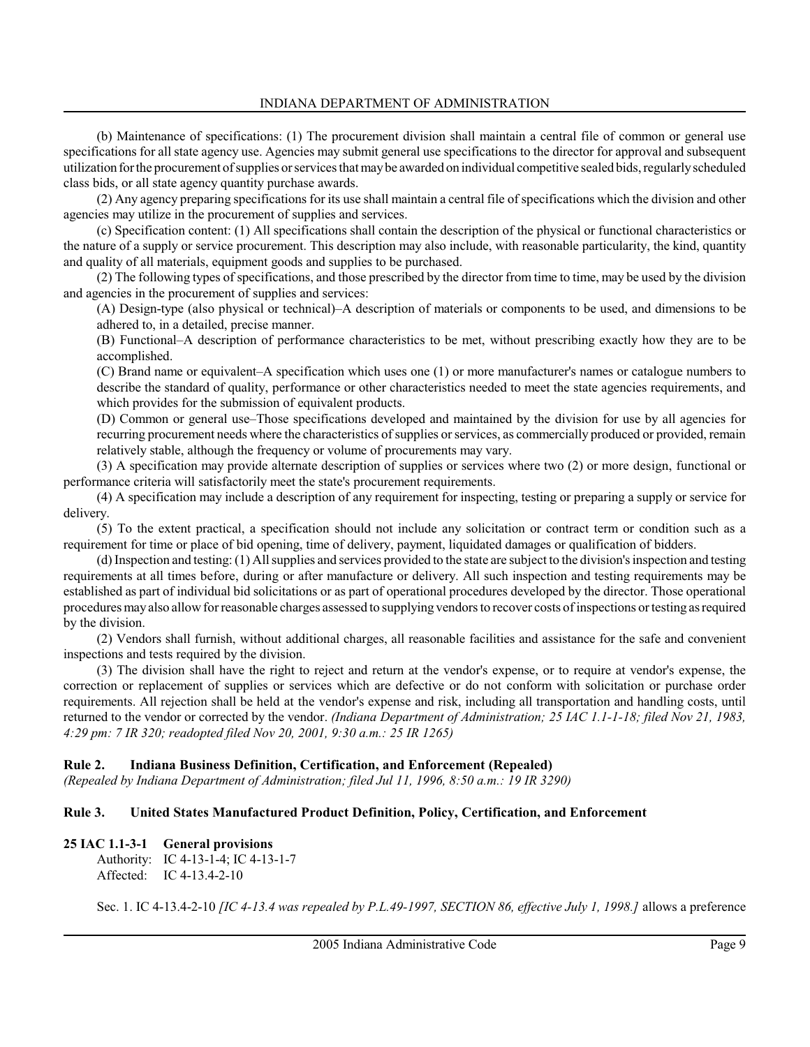(b) Maintenance of specifications: (1) The procurement division shall maintain a central file of common or general use specifications for all state agency use. Agencies may submit general use specifications to the director for approval and subsequent utilization for the procurement of supplies or services that may be awarded on individual competitive sealed bids, regularly scheduled class bids, or all state agency quantity purchase awards.

(2) Any agency preparing specifications for its use shall maintain a central file of specifications which the division and other agencies may utilize in the procurement of supplies and services.

(c) Specification content: (1) All specifications shall contain the description of the physical or functional characteristics or the nature of a supply or service procurement. This description may also include, with reasonable particularity, the kind, quantity and quality of all materials, equipment goods and supplies to be purchased.

(2) The following types of specifications, and those prescribed by the director from time to time, may be used by the division and agencies in the procurement of supplies and services:

(A) Design-type (also physical or technical)–A description of materials or components to be used, and dimensions to be adhered to, in a detailed, precise manner.

(B) Functional–A description of performance characteristics to be met, without prescribing exactly how they are to be accomplished.

(C) Brand name or equivalent–A specification which uses one (1) or more manufacturer's names or catalogue numbers to describe the standard of quality, performance or other characteristics needed to meet the state agencies requirements, and which provides for the submission of equivalent products.

(D) Common or general use–Those specifications developed and maintained by the division for use by all agencies for recurring procurement needs where the characteristics of supplies or services, as commercially produced or provided, remain relatively stable, although the frequency or volume of procurements may vary.

(3) A specification may provide alternate description of supplies or services where two (2) or more design, functional or performance criteria will satisfactorily meet the state's procurement requirements.

(4) A specification may include a description of any requirement for inspecting, testing or preparing a supply or service for delivery.

(5) To the extent practical, a specification should not include any solicitation or contract term or condition such as a requirement for time or place of bid opening, time of delivery, payment, liquidated damages or qualification of bidders.

(d) Inspection and testing: (1) All supplies and services provided to the state are subject to the division's inspection and testing requirements at all times before, during or after manufacture or delivery. All such inspection and testing requirements may be established as part of individual bid solicitations or as part of operational procedures developed by the director. Those operational procedures may also allow for reasonable charges assessed to supplying vendors to recover costs of inspections or testing as required by the division.

(2) Vendors shall furnish, without additional charges, all reasonable facilities and assistance for the safe and convenient inspections and tests required by the division.

(3) The division shall have the right to reject and return at the vendor's expense, or to require at vendor's expense, the correction or replacement of supplies or services which are defective or do not conform with solicitation or purchase order requirements. All rejection shall be held at the vendor's expense and risk, including all transportation and handling costs, until returned to the vendor or corrected by the vendor. *(Indiana Department of Administration; 25 IAC 1.1-1-18; filed Nov 21, 1983, 4:29 pm: 7 IR 320; readopted filed Nov 20, 2001, 9:30 a.m.: 25 IR 1265)*

## Rule 2. Indiana Business Definition, Certification, and Enforcement (Repealed)

*(Repealed by Indiana Department of Administration; filed Jul 11, 1996, 8:50 a.m.: 19 IR 3290)*

## Rule 3. United States Manufactured Product Definition, Policy, Certification, and Enforcement

### 25 IAC 1.1-3-1 General provisions

Authority: IC 4-13-1-4; IC 4-13-1-7
Affected: IC 4-13.4-2-10

Sec. 1. IC 4-13.4-2-10 *[IC 4-13.4 was repealed by P.L.49-1997, SECTION 86, effective July 1, 1998.]* allows a preference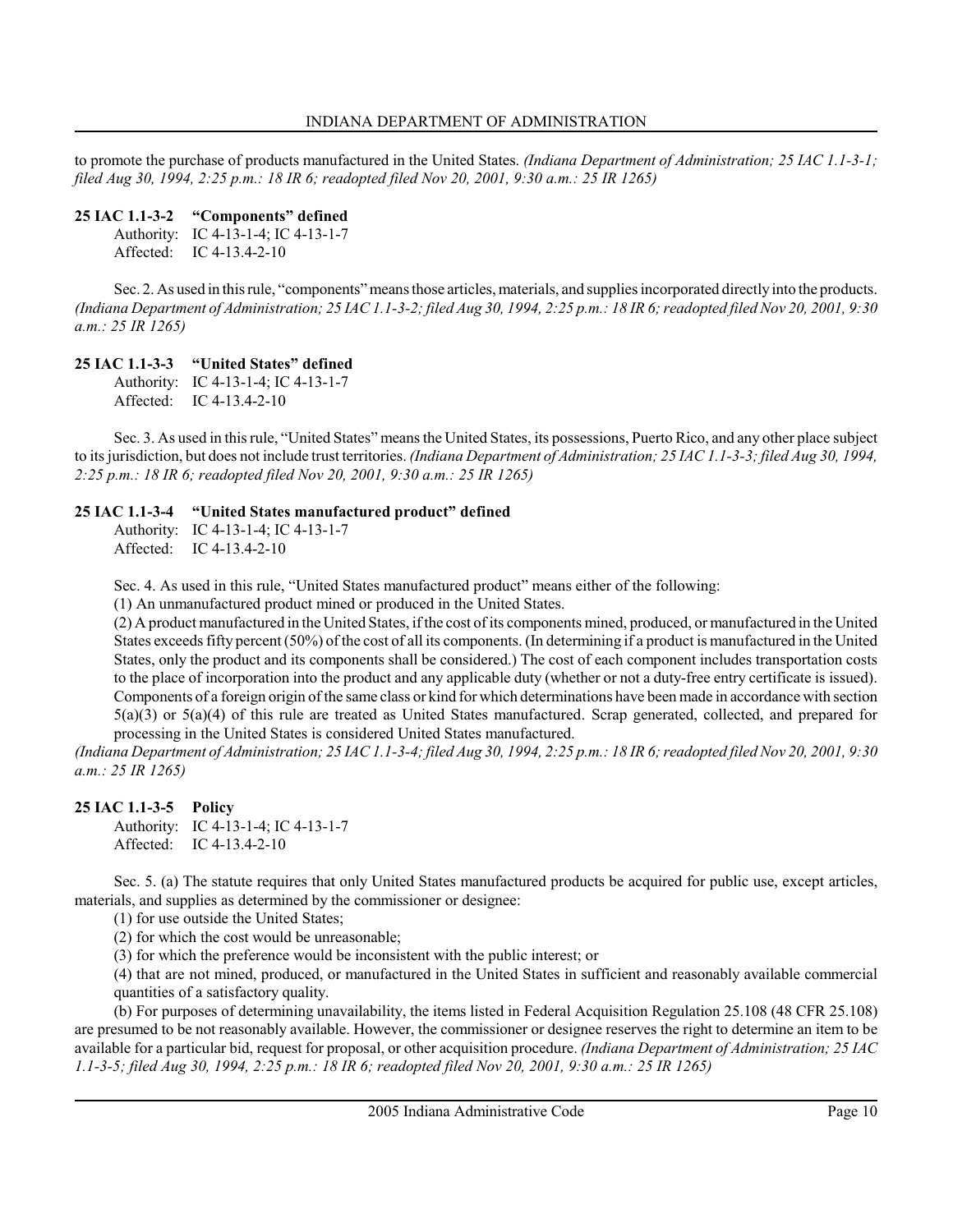to promote the purchase of products manufactured in the United States. *(Indiana Department of Administration; 25 IAC 1.1-3-1; filed Aug 30, 1994, 2:25 p.m.: 18 IR 6; readopted filed Nov 20, 2001, 9:30 a.m.: 25 IR 1265)*

**25 IAC 1.1-3-2 "Components" defined**

Authority: IC 4-13-1-4; IC 4-13-1-7
Affected: IC 4-13.4-2-10

Sec. 2. As used in this rule, "components" means those articles, materials, and supplies incorporated directly into the products. *(Indiana Department of Administration; 25 IAC 1.1-3-2; filed Aug 30, 1994, 2:25 p.m.: 18 IR 6; readopted filed Nov 20, 2001, 9:30 a.m.: 25 IR 1265)*

**25 IAC 1.1-3-3 "United States" defined**

Authority: IC 4-13-1-4; IC 4-13-1-7
Affected: IC 4-13.4-2-10

Sec. 3. As used in this rule, "United States" means the United States, its possessions, Puerto Rico, and any other place subject to its jurisdiction, but does not include trust territories. *(Indiana Department of Administration; 25 IAC 1.1-3-3; filed Aug 30, 1994, 2:25 p.m.: 18 IR 6; readopted filed Nov 20, 2001, 9:30 a.m.: 25 IR 1265)*

**25 IAC 1.1-3-4 "United States manufactured product" defined**

Authority: IC 4-13-1-4; IC 4-13-1-7
Affected: IC 4-13.4-2-10

Sec. 4. As used in this rule, "United States manufactured product" means either of the following:

(1) An unmanufactured product mined or produced in the United States.

(2) A product manufactured in the United States, if the cost of its components mined, produced, or manufactured in the United States exceeds fifty percent (50%) of the cost of all its components. (In determining if a product is manufactured in the United States, only the product and its components shall be considered.) The cost of each component includes transportation costs to the place of incorporation into the product and any applicable duty (whether or not a duty-free entry certificate is issued). Components of a foreign origin of the same class or kind for which determinations have been made in accordance with section 5(a)(3) or 5(a)(4) of this rule are treated as United States manufactured. Scrap generated, collected, and prepared for processing in the United States is considered United States manufactured.

*(Indiana Department of Administration; 25 IAC 1.1-3-4; filed Aug 30, 1994, 2:25 p.m.: 18 IR 6; readopted filed Nov 20, 2001, 9:30 a.m.: 25 IR 1265)*

**25 IAC 1.1-3-5 Policy**

Authority: IC 4-13-1-4; IC 4-13-1-7
Affected: IC 4-13.4-2-10

Sec. 5. (a) The statute requires that only United States manufactured products be acquired for public use, except articles, materials, and supplies as determined by the commissioner or designee:

(1) for use outside the United States;

(2) for which the cost would be unreasonable;

(3) for which the preference would be inconsistent with the public interest; or

(4) that are not mined, produced, or manufactured in the United States in sufficient and reasonably available commercial quantities of a satisfactory quality.

(b) For purposes of determining unavailability, the items listed in Federal Acquisition Regulation 25.108 (48 CFR 25.108) are presumed to be not reasonably available. However, the commissioner or designee reserves the right to determine an item to be available for a particular bid, request for proposal, or other acquisition procedure. *(Indiana Department of Administration; 25 IAC 1.1-3-5; filed Aug 30, 1994, 2:25 p.m.: 18 IR 6; readopted filed Nov 20, 2001, 9:30 a.m.: 25 IR 1265)*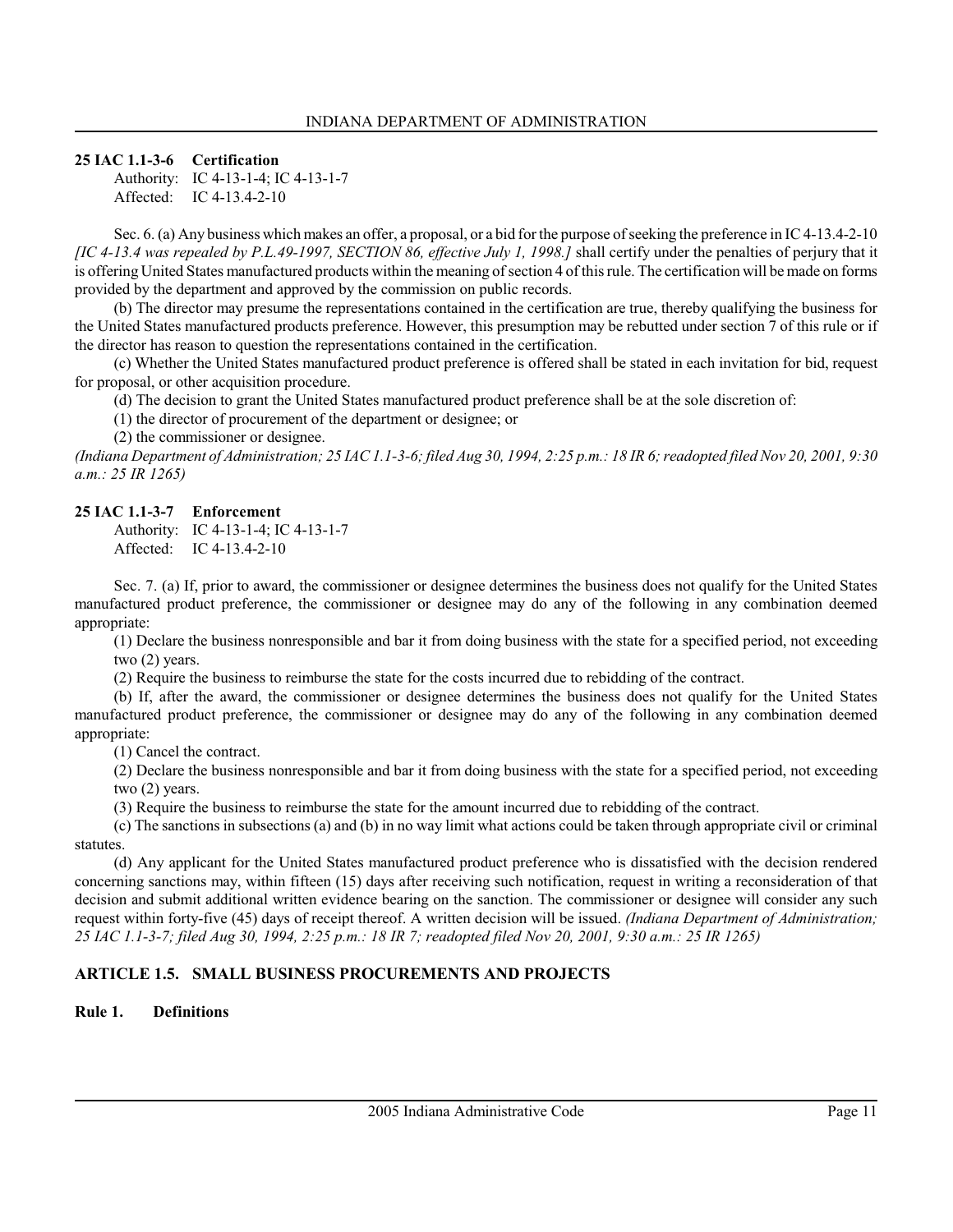**25 IAC 1.1-3-6 Certification**

Authority: IC 4-13-1-4; IC 4-13-1-7
Affected: IC 4-13.4-2-10

Sec. 6. (a) Any business which makes an offer, a proposal, or a bid for the purpose of seeking the preference in IC 4-13.4-2-10 *[IC 4-13.4 was repealed by P.L.49-1997, SECTION 86, effective July 1, 1998.]* shall certify under the penalties of perjury that it is offering United States manufactured products within the meaning of section 4 of this rule. The certification will be made on forms provided by the department and approved by the commission on public records.

(b) The director may presume the representations contained in the certification are true, thereby qualifying the business for the United States manufactured products preference. However, this presumption may be rebutted under section 7 of this rule or if the director has reason to question the representations contained in the certification.

(c) Whether the United States manufactured product preference is offered shall be stated in each invitation for bid, request for proposal, or other acquisition procedure.

(d) The decision to grant the United States manufactured product preference shall be at the sole discretion of:

(1) the director of procurement of the department or designee; or

(2) the commissioner or designee.

*(Indiana Department of Administration; 25 IAC 1.1-3-6; filed Aug 30, 1994, 2:25 p.m.: 18 IR 6; readopted filed Nov 20, 2001, 9:30 a.m.: 25 IR 1265)*

**25 IAC 1.1-3-7 Enforcement**

Authority: IC 4-13-1-4; IC 4-13-1-7
Affected: IC 4-13.4-2-10

Sec. 7. (a) If, prior to award, the commissioner or designee determines the business does not qualify for the United States manufactured product preference, the commissioner or designee may do any of the following in any combination deemed appropriate:

(1) Declare the business nonresponsible and bar it from doing business with the state for a specified period, not exceeding two (2) years.

(2) Require the business to reimburse the state for the costs incurred due to rebidding of the contract.

(b) If, after the award, the commissioner or designee determines the business does not qualify for the United States manufactured product preference, the commissioner or designee may do any of the following in any combination deemed appropriate:

(1) Cancel the contract.

(2) Declare the business nonresponsible and bar it from doing business with the state for a specified period, not exceeding two (2) years.

(3) Require the business to reimburse the state for the amount incurred due to rebidding of the contract.

(c) The sanctions in subsections (a) and (b) in no way limit what actions could be taken through appropriate civil or criminal statutes.

(d) Any applicant for the United States manufactured product preference who is dissatisfied with the decision rendered concerning sanctions may, within fifteen (15) days after receiving such notification, request in writing a reconsideration of that decision and submit additional written evidence bearing on the sanction. The commissioner or designee will consider any such request within forty-five (45) days of receipt thereof. A written decision will be issued. *(Indiana Department of Administration; 25 IAC 1.1-3-7; filed Aug 30, 1994, 2:25 p.m.: 18 IR 7; readopted filed Nov 20, 2001, 9:30 a.m.: 25 IR 1265)*

## ARTICLE 1.5. SMALL BUSINESS PROCUREMENTS AND PROJECTS

### Rule 1. Definitions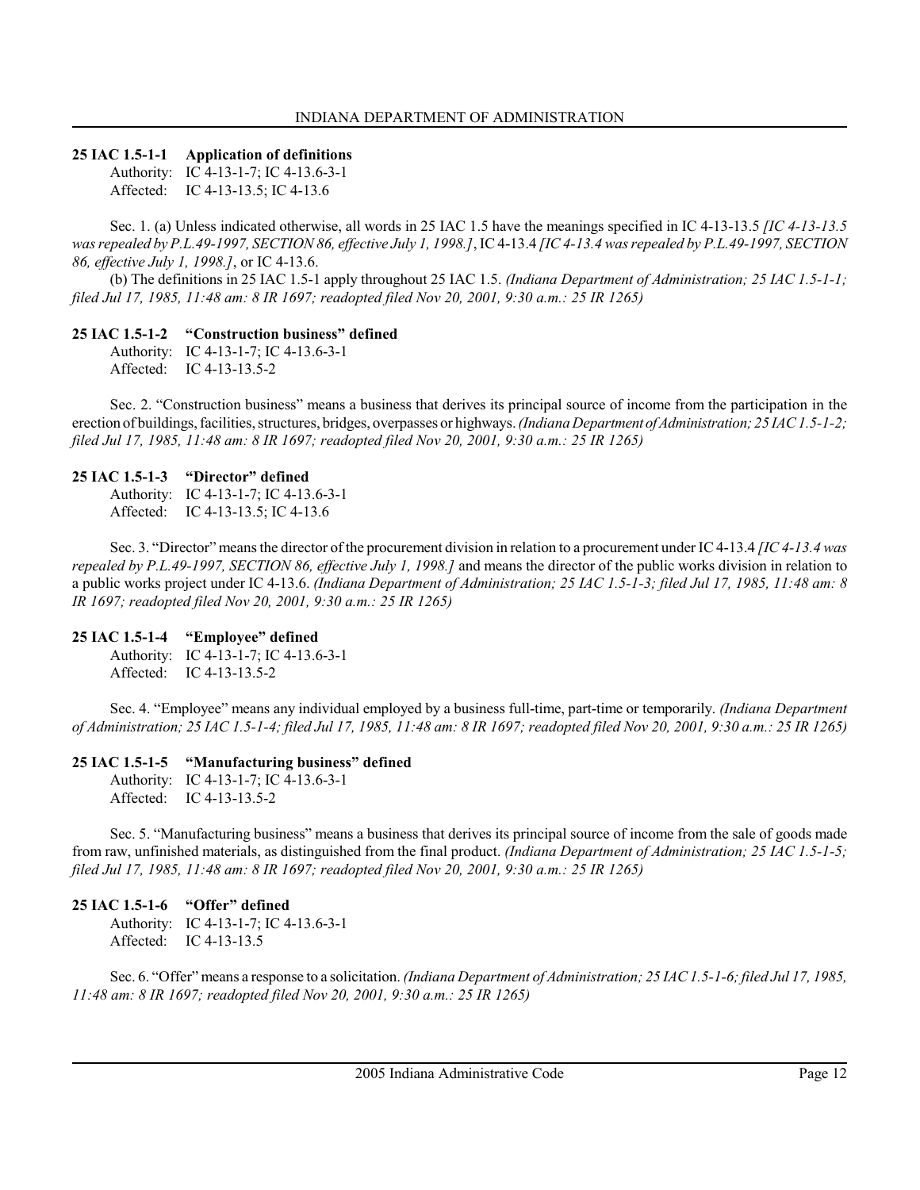### 25 IAC 1.5-1-1 Application of definitions

Authority: IC 4-13-1-7; IC 4-13.6-3-1
Affected: IC 4-13-13.5; IC 4-13.6

Sec. 1. (a) Unless indicated otherwise, all words in 25 IAC 1.5 have the meanings specified in IC 4-13-13.5 *[IC 4-13-13.5 was repealed by P.L.49-1997, SECTION 86, effective July 1, 1998.]*, IC 4-13.4 *[IC 4-13.4 was repealed by P.L.49-1997, SECTION 86, effective July 1, 1998.]*, or IC 4-13.6.

(b) The definitions in 25 IAC 1.5-1 apply throughout 25 IAC 1.5. *(Indiana Department of Administration; 25 IAC 1.5-1-1; filed Jul 17, 1985, 11:48 am: 8 IR 1697; readopted filed Nov 20, 2001, 9:30 a.m.: 25 IR 1265)*

### 25 IAC 1.5-1-2 "Construction business" defined

Authority: IC 4-13-1-7; IC 4-13.6-3-1
Affected: IC 4-13-13.5-2

Sec. 2. "Construction business" means a business that derives its principal source of income from the participation in the erection of buildings, facilities, structures, bridges, overpasses or highways. *(Indiana Department of Administration; 25 IAC 1.5-1-2; filed Jul 17, 1985, 11:48 am: 8 IR 1697; readopted filed Nov 20, 2001, 9:30 a.m.: 25 IR 1265)*

### 25 IAC 1.5-1-3 "Director" defined

Authority: IC 4-13-1-7; IC 4-13.6-3-1
Affected: IC 4-13-13.5; IC 4-13.6

Sec. 3. "Director" means the director of the procurement division in relation to a procurement under IC 4-13.4 *[IC 4-13.4 was repealed by P.L.49-1997, SECTION 86, effective July 1, 1998.]* and means the director of the public works division in relation to a public works project under IC 4-13.6. *(Indiana Department of Administration; 25 IAC 1.5-1-3; filed Jul 17, 1985, 11:48 am: 8 IR 1697; readopted filed Nov 20, 2001, 9:30 a.m.: 25 IR 1265)*

### 25 IAC 1.5-1-4 "Employee" defined

Authority: IC 4-13-1-7; IC 4-13.6-3-1
Affected: IC 4-13-13.5-2

Sec. 4. "Employee" means any individual employed by a business full-time, part-time or temporarily. *(Indiana Department of Administration; 25 IAC 1.5-1-4; filed Jul 17, 1985, 11:48 am: 8 IR 1697; readopted filed Nov 20, 2001, 9:30 a.m.: 25 IR 1265)*

### 25 IAC 1.5-1-5 "Manufacturing business" defined

Authority: IC 4-13-1-7; IC 4-13.6-3-1
Affected: IC 4-13-13.5-2

Sec. 5. "Manufacturing business" means a business that derives its principal source of income from the sale of goods made from raw, unfinished materials, as distinguished from the final product. *(Indiana Department of Administration; 25 IAC 1.5-1-5; filed Jul 17, 1985, 11:48 am: 8 IR 1697; readopted filed Nov 20, 2001, 9:30 a.m.: 25 IR 1265)*

### 25 IAC 1.5-1-6 "Offer" defined

Authority: IC 4-13-1-7; IC 4-13.6-3-1
Affected: IC 4-13-13.5

Sec. 6. "Offer" means a response to a solicitation. *(Indiana Department of Administration; 25 IAC 1.5-1-6; filed Jul 17, 1985, 11:48 am: 8 IR 1697; readopted filed Nov 20, 2001, 9:30 a.m.: 25 IR 1265)*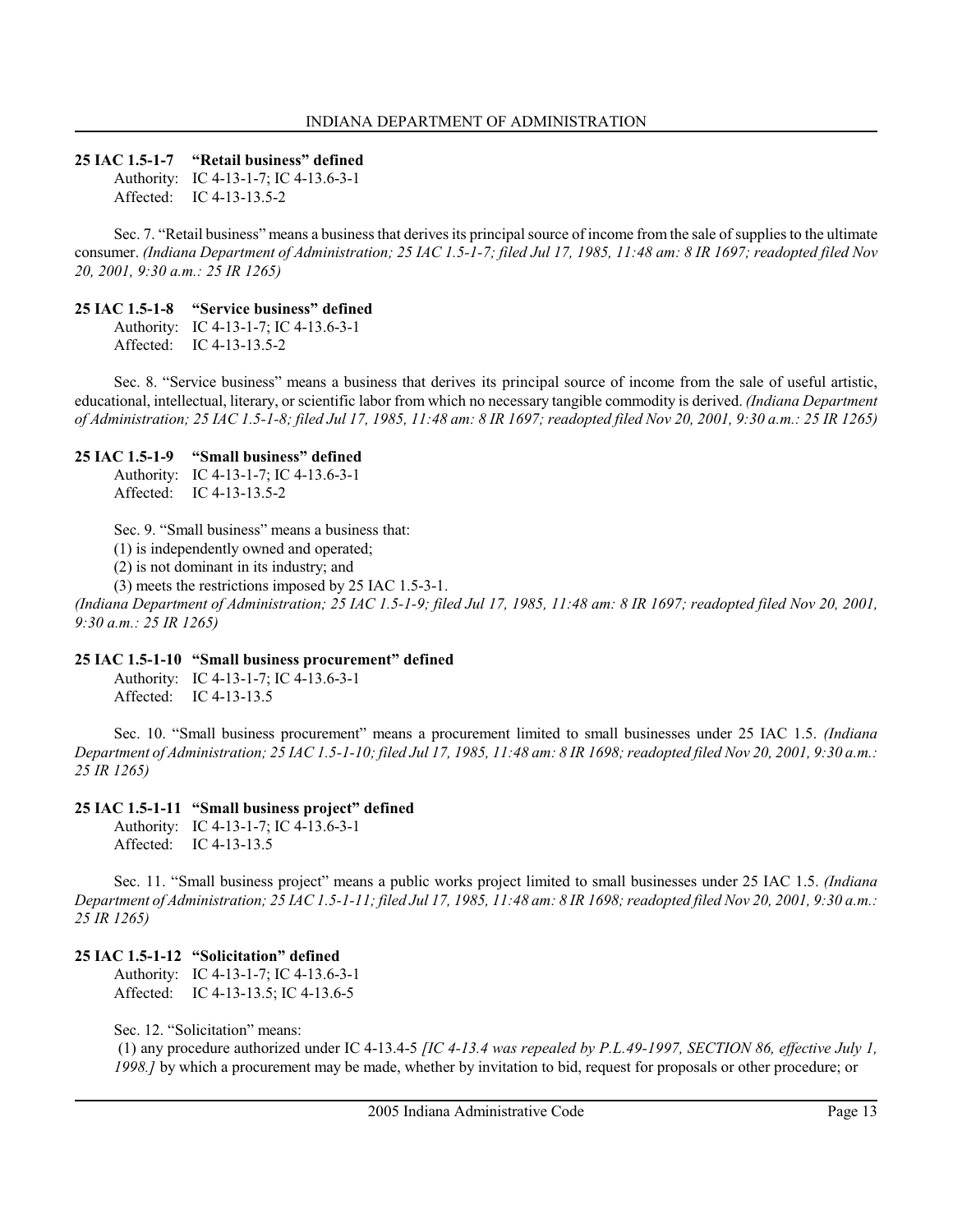### 25 IAC 1.5-1-7 "Retail business" defined

Authority: IC 4-13-1-7; IC 4-13.6-3-1
Affected: IC 4-13-13.5-2

Sec. 7. "Retail business" means a business that derives its principal source of income from the sale of supplies to the ultimate consumer. *(Indiana Department of Administration; 25 IAC 1.5-1-7; filed Jul 17, 1985, 11:48 am: 8 IR 1697; readopted filed Nov 20, 2001, 9:30 a.m.: 25 IR 1265)*

### 25 IAC 1.5-1-8 "Service business" defined

Authority: IC 4-13-1-7; IC 4-13.6-3-1
Affected: IC 4-13-13.5-2

Sec. 8. "Service business" means a business that derives its principal source of income from the sale of useful artistic, educational, intellectual, literary, or scientific labor from which no necessary tangible commodity is derived. *(Indiana Department of Administration; 25 IAC 1.5-1-8; filed Jul 17, 1985, 11:48 am: 8 IR 1697; readopted filed Nov 20, 2001, 9:30 a.m.: 25 IR 1265)*

### 25 IAC 1.5-1-9 "Small business" defined

Authority: IC 4-13-1-7; IC 4-13.6-3-1
Affected: IC 4-13-13.5-2

Sec. 9. "Small business" means a business that:

(1) is independently owned and operated;

(2) is not dominant in its industry; and

(3) meets the restrictions imposed by 25 IAC 1.5-3-1.

*(Indiana Department of Administration; 25 IAC 1.5-1-9; filed Jul 17, 1985, 11:48 am: 8 IR 1697; readopted filed Nov 20, 2001, 9:30 a.m.: 25 IR 1265)*

### 25 IAC 1.5-1-10 "Small business procurement" defined

Authority: IC 4-13-1-7; IC 4-13.6-3-1
Affected: IC 4-13-13.5

Sec. 10. "Small business procurement" means a procurement limited to small businesses under 25 IAC 1.5. *(Indiana Department of Administration; 25 IAC 1.5-1-10; filed Jul 17, 1985, 11:48 am: 8 IR 1698; readopted filed Nov 20, 2001, 9:30 a.m.: 25 IR 1265)*

### 25 IAC 1.5-1-11 "Small business project" defined

Authority: IC 4-13-1-7; IC 4-13.6-3-1
Affected: IC 4-13-13.5

Sec. 11. "Small business project" means a public works project limited to small businesses under 25 IAC 1.5. *(Indiana Department of Administration; 25 IAC 1.5-1-11; filed Jul 17, 1985, 11:48 am: 8 IR 1698; readopted filed Nov 20, 2001, 9:30 a.m.: 25 IR 1265)*

### 25 IAC 1.5-1-12 "Solicitation" defined

Authority: IC 4-13-1-7; IC 4-13.6-3-1
Affected: IC 4-13-13.5; IC 4-13.6-5

Sec. 12. "Solicitation" means:

(1) any procedure authorized under IC 4-13.4-5 *[IC 4-13.4 was repealed by P.L.49-1997, SECTION 86, effective July 1, 1998.]* by which a procurement may be made, whether by invitation to bid, request for proposals or other procedure; or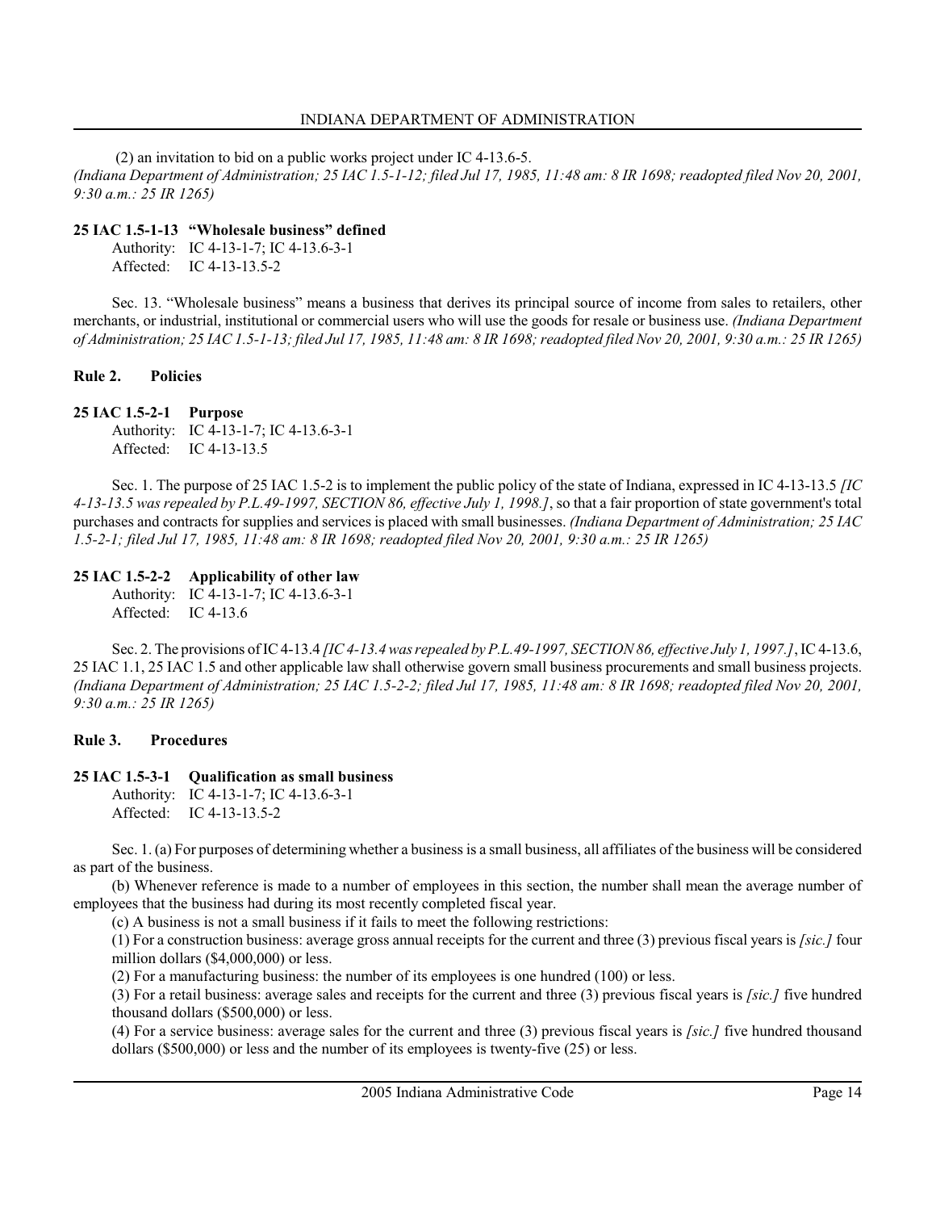(2) an invitation to bid on a public works project under IC 4-13.6-5.
*(Indiana Department of Administration; 25 IAC 1.5-1-12; filed Jul 17, 1985, 11:48 am: 8 IR 1698; readopted filed Nov 20, 2001, 9:30 a.m.: 25 IR 1265)*

### 25 IAC 1.5-1-13 "Wholesale business" defined

Authority: IC 4-13-1-7; IC 4-13.6-3-1
Affected: IC 4-13-13.5-2

Sec. 13. "Wholesale business" means a business that derives its principal source of income from sales to retailers, other merchants, or industrial, institutional or commercial users who will use the goods for resale or business use. *(Indiana Department of Administration; 25 IAC 1.5-1-13; filed Jul 17, 1985, 11:48 am: 8 IR 1698; readopted filed Nov 20, 2001, 9:30 a.m.: 25 IR 1265)*

## Rule 2. Policies

### 25 IAC 1.5-2-1 Purpose

Authority: IC 4-13-1-7; IC 4-13.6-3-1
Affected: IC 4-13-13.5

Sec. 1. The purpose of 25 IAC 1.5-2 is to implement the public policy of the state of Indiana, expressed in IC 4-13-13.5 *[IC 4-13-13.5 was repealed by P.L.49-1997, SECTION 86, effective July 1, 1998.]*, so that a fair proportion of state government's total purchases and contracts for supplies and services is placed with small businesses. *(Indiana Department of Administration; 25 IAC 1.5-2-1; filed Jul 17, 1985, 11:48 am: 8 IR 1698; readopted filed Nov 20, 2001, 9:30 a.m.: 25 IR 1265)*

### 25 IAC 1.5-2-2 Applicability of other law

Authority: IC 4-13-1-7; IC 4-13.6-3-1
Affected: IC 4-13.6

Sec. 2. The provisions of IC 4-13.4 *[IC 4-13.4 was repealed by P.L.49-1997, SECTION 86, effective July 1, 1997.]*, IC 4-13.6, 25 IAC 1.1, 25 IAC 1.5 and other applicable law shall otherwise govern small business procurements and small business projects. *(Indiana Department of Administration; 25 IAC 1.5-2-2; filed Jul 17, 1985, 11:48 am: 8 IR 1698; readopted filed Nov 20, 2001, 9:30 a.m.: 25 IR 1265)*

## Rule 3. Procedures

### 25 IAC 1.5-3-1 Qualification as small business

Authority: IC 4-13-1-7; IC 4-13.6-3-1
Affected: IC 4-13-13.5-2

Sec. 1. (a) For purposes of determining whether a business is a small business, all affiliates of the business will be considered as part of the business.

(b) Whenever reference is made to a number of employees in this section, the number shall mean the average number of employees that the business had during its most recently completed fiscal year.

(c) A business is not a small business if it fails to meet the following restrictions:

(1) For a construction business: average gross annual receipts for the current and three (3) previous fiscal years is *[sic.]* four million dollars ($4,000,000) or less.

(2) For a manufacturing business: the number of its employees is one hundred (100) or less.

(3) For a retail business: average sales and receipts for the current and three (3) previous fiscal years is *[sic.]* five hundred thousand dollars ($500,000) or less.

(4) For a service business: average sales for the current and three (3) previous fiscal years is *[sic.]* five hundred thousand dollars ($500,000) or less and the number of its employees is twenty-five (25) or less.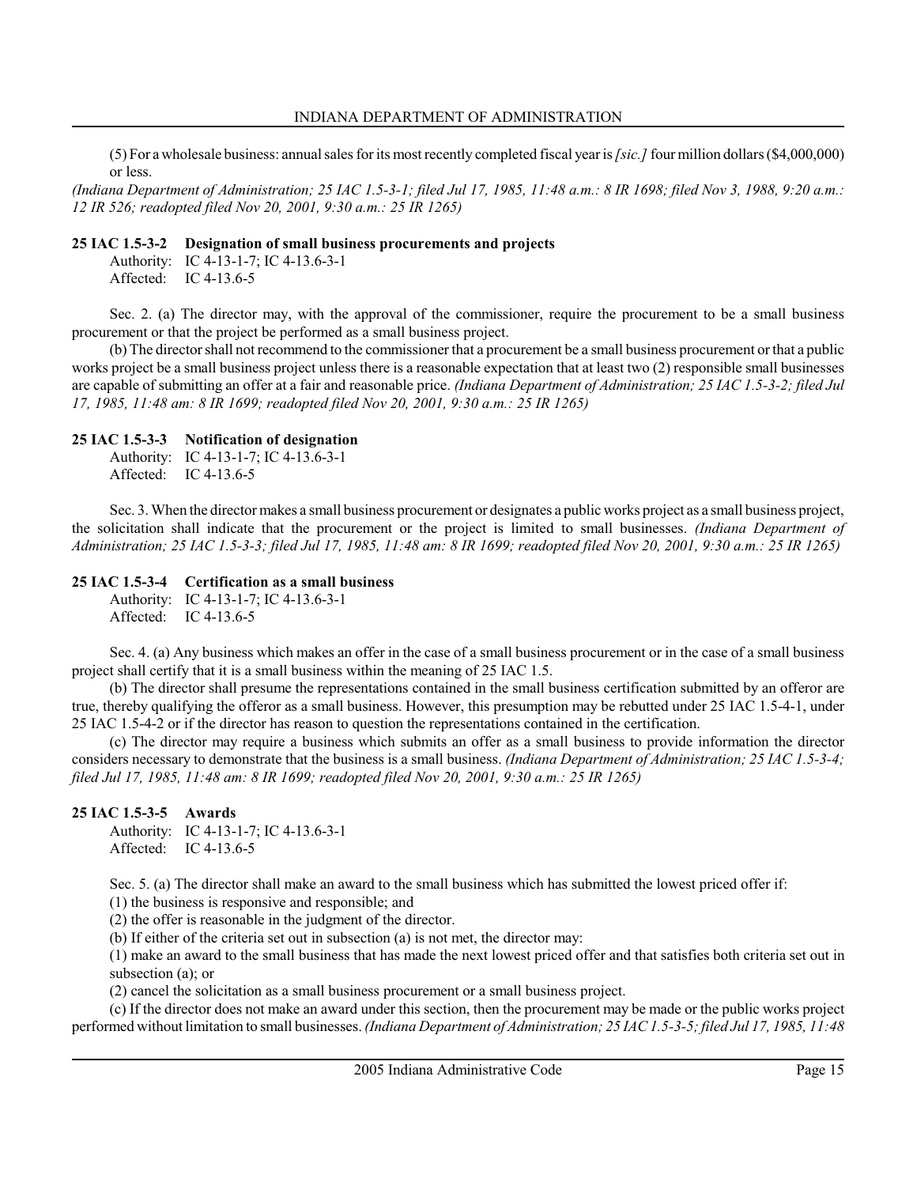(5) For a wholesale business: annual sales for its most recently completed fiscal year is *[sic.]* four million dollars ($4,000,000) or less.

*(Indiana Department of Administration; 25 IAC 1.5-3-1; filed Jul 17, 1985, 11:48 a.m.: 8 IR 1698; filed Nov 3, 1988, 9:20 a.m.: 12 IR 526; readopted filed Nov 20, 2001, 9:30 a.m.: 25 IR 1265)*

**25 IAC 1.5-3-2 Designation of small business procurements and projects**

Authority: IC 4-13-1-7; IC 4-13.6-3-1
Affected: IC 4-13.6-5

Sec. 2. (a) The director may, with the approval of the commissioner, require the procurement to be a small business procurement or that the project be performed as a small business project.

(b) The director shall not recommend to the commissioner that a procurement be a small business procurement or that a public works project be a small business project unless there is a reasonable expectation that at least two (2) responsible small businesses are capable of submitting an offer at a fair and reasonable price. *(Indiana Department of Administration; 25 IAC 1.5-3-2; filed Jul 17, 1985, 11:48 am: 8 IR 1699; readopted filed Nov 20, 2001, 9:30 a.m.: 25 IR 1265)*

**25 IAC 1.5-3-3 Notification of designation**

Authority: IC 4-13-1-7; IC 4-13.6-3-1
Affected: IC 4-13.6-5

Sec. 3. When the director makes a small business procurement or designates a public works project as a small business project, the solicitation shall indicate that the procurement or the project is limited to small businesses. *(Indiana Department of Administration; 25 IAC 1.5-3-3; filed Jul 17, 1985, 11:48 am: 8 IR 1699; readopted filed Nov 20, 2001, 9:30 a.m.: 25 IR 1265)*

**25 IAC 1.5-3-4 Certification as a small business**

Authority: IC 4-13-1-7; IC 4-13.6-3-1
Affected: IC 4-13.6-5

Sec. 4. (a) Any business which makes an offer in the case of a small business procurement or in the case of a small business project shall certify that it is a small business within the meaning of 25 IAC 1.5.

(b) The director shall presume the representations contained in the small business certification submitted by an offeror are true, thereby qualifying the offeror as a small business. However, this presumption may be rebutted under 25 IAC 1.5-4-1, under 25 IAC 1.5-4-2 or if the director has reason to question the representations contained in the certification.

(c) The director may require a business which submits an offer as a small business to provide information the director considers necessary to demonstrate that the business is a small business. *(Indiana Department of Administration; 25 IAC 1.5-3-4; filed Jul 17, 1985, 11:48 am: 8 IR 1699; readopted filed Nov 20, 2001, 9:30 a.m.: 25 IR 1265)*

**25 IAC 1.5-3-5 Awards**

Authority: IC 4-13-1-7; IC 4-13.6-3-1
Affected: IC 4-13.6-5

Sec. 5. (a) The director shall make an award to the small business which has submitted the lowest priced offer if:

(1) the business is responsive and responsible; and

(2) the offer is reasonable in the judgment of the director.

(b) If either of the criteria set out in subsection (a) is not met, the director may:

(1) make an award to the small business that has made the next lowest priced offer and that satisfies both criteria set out in subsection (a); or

(2) cancel the solicitation as a small business procurement or a small business project.

(c) If the director does not make an award under this section, then the procurement may be made or the public works project performed without limitation to small businesses. *(Indiana Department of Administration; 25 IAC 1.5-3-5; filed Jul 17, 1985, 11:48*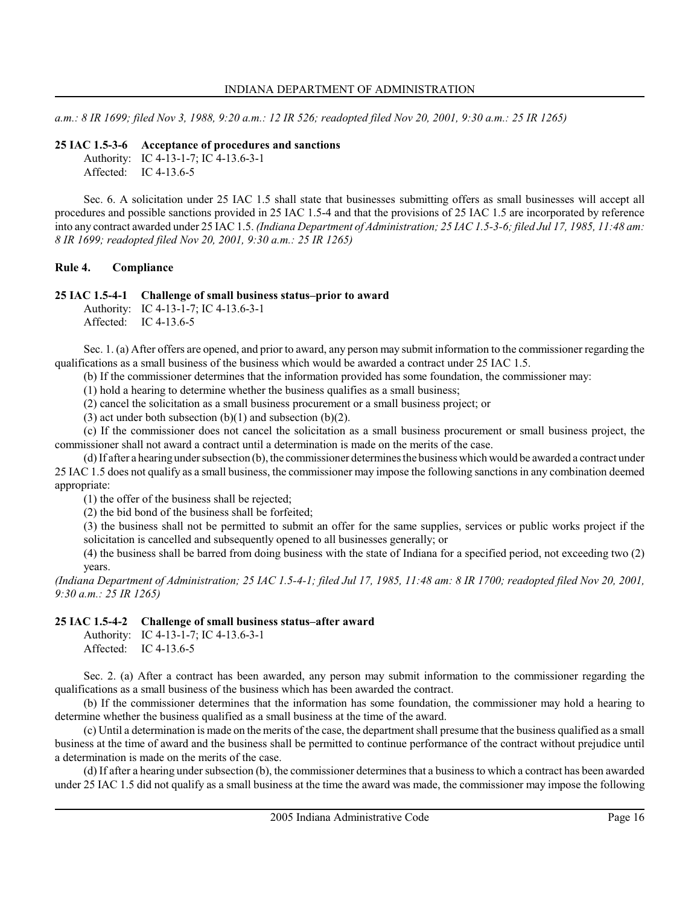*a.m.: 8 IR 1699; filed Nov 3, 1988, 9:20 a.m.: 12 IR 526; readopted filed Nov 20, 2001, 9:30 a.m.: 25 IR 1265)*

**25 IAC 1.5-3-6 Acceptance of procedures and sanctions**

Authority: IC 4-13-1-7; IC 4-13.6-3-1
Affected: IC 4-13.6-5

Sec. 6. A solicitation under 25 IAC 1.5 shall state that businesses submitting offers as small businesses will accept all procedures and possible sanctions provided in 25 IAC 1.5-4 and that the provisions of 25 IAC 1.5 are incorporated by reference into any contract awarded under 25 IAC 1.5. *(Indiana Department of Administration; 25 IAC 1.5-3-6; filed Jul 17, 1985, 11:48 am: 8 IR 1699; readopted filed Nov 20, 2001, 9:30 a.m.: 25 IR 1265)*

**Rule 4. Compliance**

**25 IAC 1.5-4-1 Challenge of small business status–prior to award**

Authority: IC 4-13-1-7; IC 4-13.6-3-1
Affected: IC 4-13.6-5

Sec. 1. (a) After offers are opened, and prior to award, any person may submit information to the commissioner regarding the qualifications as a small business of the business which would be awarded a contract under 25 IAC 1.5.

(b) If the commissioner determines that the information provided has some foundation, the commissioner may:

(1) hold a hearing to determine whether the business qualifies as a small business;

(2) cancel the solicitation as a small business procurement or a small business project; or

(3) act under both subsection (b)(1) and subsection (b)(2).

(c) If the commissioner does not cancel the solicitation as a small business procurement or small business project, the commissioner shall not award a contract until a determination is made on the merits of the case.

(d) If after a hearing under subsection (b), the commissioner determines the business which would be awarded a contract under 25 IAC 1.5 does not qualify as a small business, the commissioner may impose the following sanctions in any combination deemed appropriate:

(1) the offer of the business shall be rejected;

(2) the bid bond of the business shall be forfeited;

(3) the business shall not be permitted to submit an offer for the same supplies, services or public works project if the solicitation is cancelled and subsequently opened to all businesses generally; or

(4) the business shall be barred from doing business with the state of Indiana for a specified period, not exceeding two (2) years.

*(Indiana Department of Administration; 25 IAC 1.5-4-1; filed Jul 17, 1985, 11:48 am: 8 IR 1700; readopted filed Nov 20, 2001, 9:30 a.m.: 25 IR 1265)*

**25 IAC 1.5-4-2 Challenge of small business status–after award**

Authority: IC 4-13-1-7; IC 4-13.6-3-1
Affected: IC 4-13.6-5

Sec. 2. (a) After a contract has been awarded, any person may submit information to the commissioner regarding the qualifications as a small business of the business which has been awarded the contract.

(b) If the commissioner determines that the information has some foundation, the commissioner may hold a hearing to determine whether the business qualified as a small business at the time of the award.

(c) Until a determination is made on the merits of the case, the department shall presume that the business qualified as a small business at the time of award and the business shall be permitted to continue performance of the contract without prejudice until a determination is made on the merits of the case.

(d) If after a hearing under subsection (b), the commissioner determines that a business to which a contract has been awarded under 25 IAC 1.5 did not qualify as a small business at the time the award was made, the commissioner may impose the following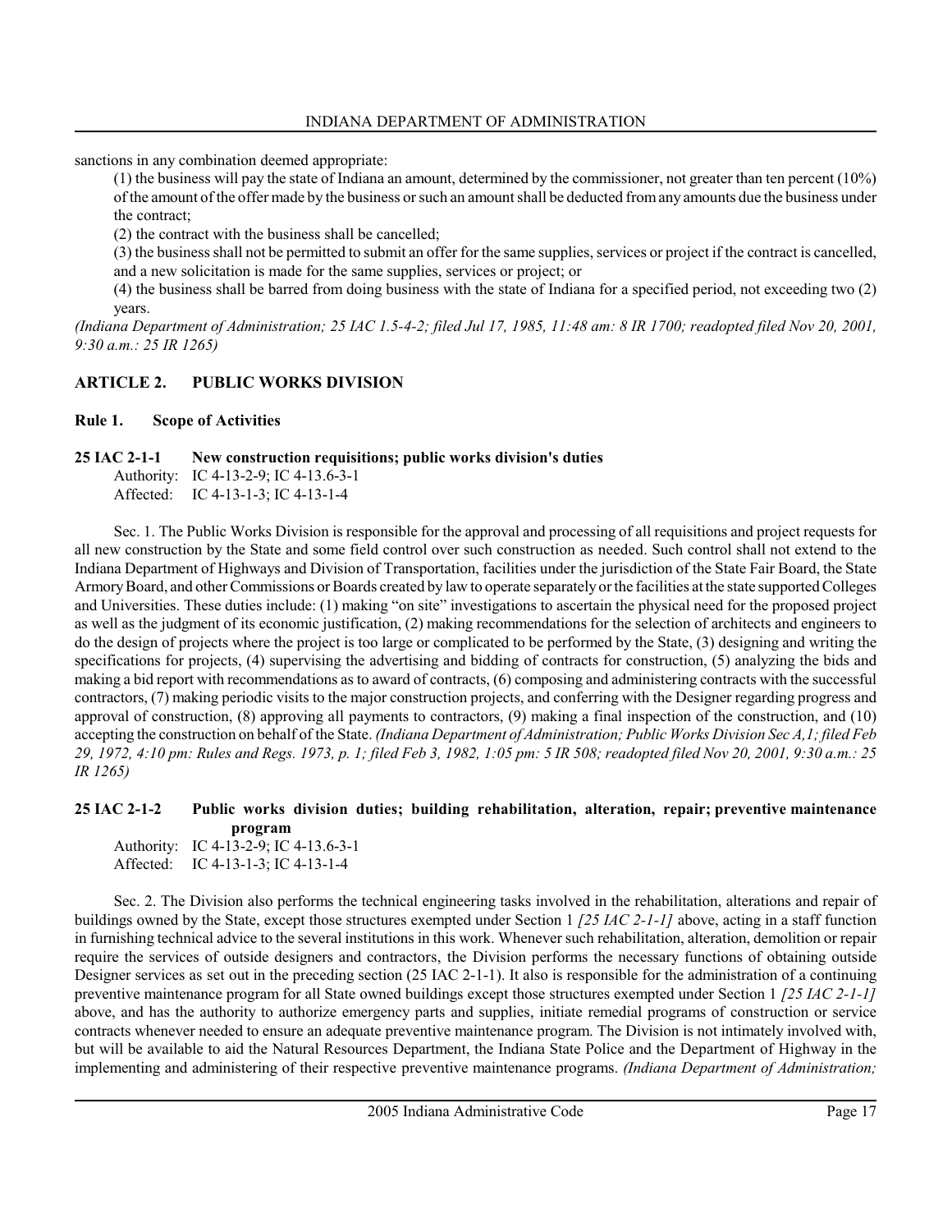sanctions in any combination deemed appropriate:

(1) the business will pay the state of Indiana an amount, determined by the commissioner, not greater than ten percent (10%) of the amount of the offer made by the business or such an amount shall be deducted from any amounts due the business under the contract;

(2) the contract with the business shall be cancelled;

(3) the business shall not be permitted to submit an offer for the same supplies, services or project if the contract is cancelled, and a new solicitation is made for the same supplies, services or project; or

(4) the business shall be barred from doing business with the state of Indiana for a specified period, not exceeding two (2) years.

*(Indiana Department of Administration; 25 IAC 1.5-4-2; filed Jul 17, 1985, 11:48 am: 8 IR 1700; readopted filed Nov 20, 2001, 9:30 a.m.: 25 IR 1265)*

## ARTICLE 2. PUBLIC WORKS DIVISION

### Rule 1. Scope of Activities

**25 IAC 2-1-1 New construction requisitions; public works division's duties**

Authority: IC 4-13-2-9; IC 4-13.6-3-1
Affected: IC 4-13-1-3; IC 4-13-1-4

Sec. 1. The Public Works Division is responsible for the approval and processing of all requisitions and project requests for all new construction by the State and some field control over such construction as needed. Such control shall not extend to the Indiana Department of Highways and Division of Transportation, facilities under the jurisdiction of the State Fair Board, the State Armory Board, and other Commissions or Boards created by law to operate separately or the facilities at the state supported Colleges and Universities. These duties include: (1) making "on site" investigations to ascertain the physical need for the proposed project as well as the judgment of its economic justification, (2) making recommendations for the selection of architects and engineers to do the design of projects where the project is too large or complicated to be performed by the State, (3) designing and writing the specifications for projects, (4) supervising the advertising and bidding of contracts for construction, (5) analyzing the bids and making a bid report with recommendations as to award of contracts, (6) composing and administering contracts with the successful contractors, (7) making periodic visits to the major construction projects, and conferring with the Designer regarding progress and approval of construction, (8) approving all payments to contractors, (9) making a final inspection of the construction, and (10) accepting the construction on behalf of the State. *(Indiana Department of Administration; Public Works Division Sec A,1; filed Feb 29, 1972, 4:10 pm: Rules and Regs. 1973, p. 1; filed Feb 3, 1982, 1:05 pm: 5 IR 508; readopted filed Nov 20, 2001, 9:30 a.m.: 25 IR 1265)*

**25 IAC 2-1-2 Public works division duties; building rehabilitation, alteration, repair; preventive maintenance program**

Authority: IC 4-13-2-9; IC 4-13.6-3-1
Affected: IC 4-13-1-3; IC 4-13-1-4

Sec. 2. The Division also performs the technical engineering tasks involved in the rehabilitation, alterations and repair of buildings owned by the State, except those structures exempted under Section 1 *[25 IAC 2-1-1]* above, acting in a staff function in furnishing technical advice to the several institutions in this work. Whenever such rehabilitation, alteration, demolition or repair require the services of outside designers and contractors, the Division performs the necessary functions of obtaining outside Designer services as set out in the preceding section (25 IAC 2-1-1). It also is responsible for the administration of a continuing preventive maintenance program for all State owned buildings except those structures exempted under Section 1 *[25 IAC 2-1-1]* above, and has the authority to authorize emergency parts and supplies, initiate remedial programs of construction or service contracts whenever needed to ensure an adequate preventive maintenance program. The Division is not intimately involved with, but will be available to aid the Natural Resources Department, the Indiana State Police and the Department of Highway in the implementing and administering of their respective preventive maintenance programs. *(Indiana Department of Administration;*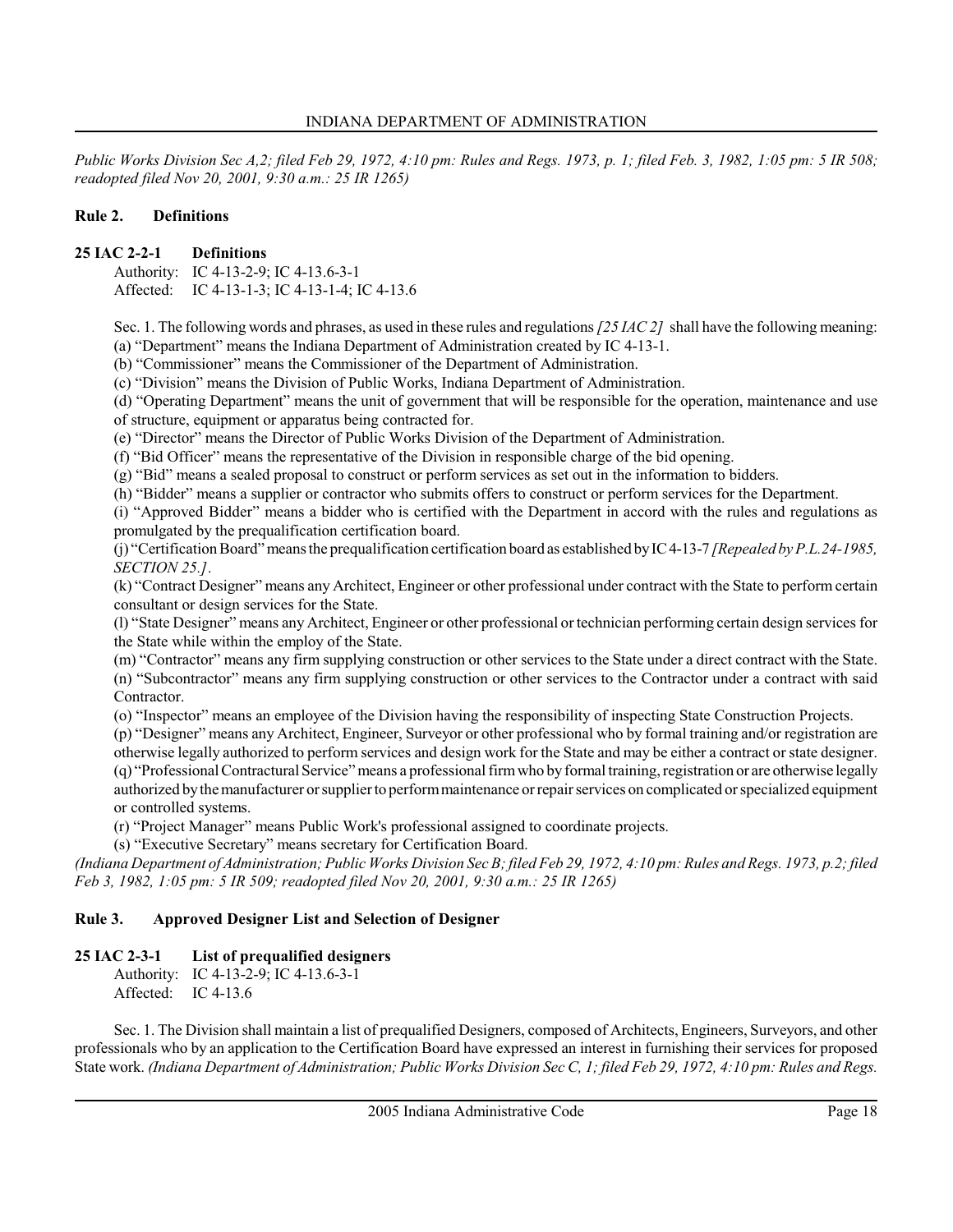*Public Works Division Sec A,2; filed Feb 29, 1972, 4:10 pm: Rules and Regs. 1973, p. 1; filed Feb. 3, 1982, 1:05 pm: 5 IR 508; readopted filed Nov 20, 2001, 9:30 a.m.: 25 IR 1265)*

## Rule 2. Definitions

### 25 IAC 2-2-1 Definitions

Authority: IC 4-13-2-9; IC 4-13.6-3-1
Affected: IC 4-13-1-3; IC 4-13-1-4; IC 4-13.6

Sec. 1. The following words and phrases, as used in these rules and regulations *[25 IAC 2]* shall have the following meaning:

(a) "Department" means the Indiana Department of Administration created by IC 4-13-1.

(b) "Commissioner" means the Commissioner of the Department of Administration.

(c) "Division" means the Division of Public Works, Indiana Department of Administration.

(d) "Operating Department" means the unit of government that will be responsible for the operation, maintenance and use of structure, equipment or apparatus being contracted for.

(e) "Director" means the Director of Public Works Division of the Department of Administration.

(f) "Bid Officer" means the representative of the Division in responsible charge of the bid opening.

(g) "Bid" means a sealed proposal to construct or perform services as set out in the information to bidders.

(h) "Bidder" means a supplier or contractor who submits offers to construct or perform services for the Department.

(i) "Approved Bidder" means a bidder who is certified with the Department in accord with the rules and regulations as promulgated by the prequalification certification board.

(j) "Certification Board" means the prequalification certification board as established by IC 4-13-7 *[Repealed by P.L.24-1985, SECTION 25.]*.

(k) "Contract Designer" means any Architect, Engineer or other professional under contract with the State to perform certain consultant or design services for the State.

(l) "State Designer" means any Architect, Engineer or other professional or technician performing certain design services for the State while within the employ of the State.

(m) "Contractor" means any firm supplying construction or other services to the State under a direct contract with the State.

(n) "Subcontractor" means any firm supplying construction or other services to the Contractor under a contract with said Contractor.

(o) "Inspector" means an employee of the Division having the responsibility of inspecting State Construction Projects.

(p) "Designer" means any Architect, Engineer, Surveyor or other professional who by formal training and/or registration are otherwise legally authorized to perform services and design work for the State and may be either a contract or state designer.

(q) "Professional Contractural Service" means a professional firm who by formal training, registration or are otherwise legally authorized by the manufacturer or supplier to perform maintenance or repair services on complicated or specialized equipment or controlled systems.

(r) "Project Manager" means Public Work's professional assigned to coordinate projects.

(s) "Executive Secretary" means secretary for Certification Board.

*(Indiana Department of Administration; Public Works Division Sec B; filed Feb 29, 1972, 4:10 pm: Rules and Regs. 1973, p.2; filed Feb 3, 1982, 1:05 pm: 5 IR 509; readopted filed Nov 20, 2001, 9:30 a.m.: 25 IR 1265)*

## Rule 3. Approved Designer List and Selection of Designer

### 25 IAC 2-3-1 List of prequalified designers

Authority: IC 4-13-2-9; IC 4-13.6-3-1
Affected: IC 4-13.6

Sec. 1. The Division shall maintain a list of prequalified Designers, composed of Architects, Engineers, Surveyors, and other professionals who by an application to the Certification Board have expressed an interest in furnishing their services for proposed State work. *(Indiana Department of Administration; Public Works Division Sec C, 1; filed Feb 29, 1972, 4:10 pm: Rules and Regs.*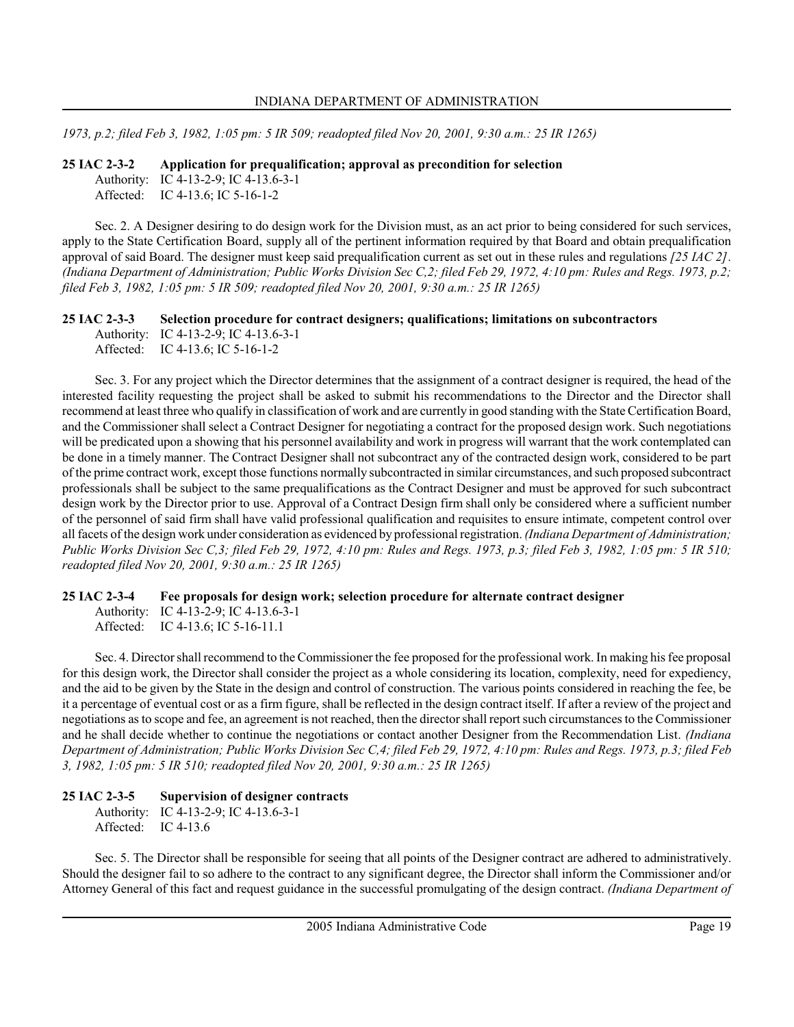*1973, p.2; filed Feb 3, 1982, 1:05 pm: 5 IR 509; readopted filed Nov 20, 2001, 9:30 a.m.: 25 IR 1265)*

**25 IAC 2-3-2 Application for prequalification; approval as precondition for selection**

Authority: IC 4-13-2-9; IC 4-13.6-3-1
Affected: IC 4-13.6; IC 5-16-1-2

Sec. 2. A Designer desiring to do design work for the Division must, as an act prior to being considered for such services, apply to the State Certification Board, supply all of the pertinent information required by that Board and obtain prequalification approval of said Board. The designer must keep said prequalification current as set out in these rules and regulations *[25 IAC 2]*. *(Indiana Department of Administration; Public Works Division Sec C,2; filed Feb 29, 1972, 4:10 pm: Rules and Regs. 1973, p.2; filed Feb 3, 1982, 1:05 pm: 5 IR 509; readopted filed Nov 20, 2001, 9:30 a.m.: 25 IR 1265)*

**25 IAC 2-3-3 Selection procedure for contract designers; qualifications; limitations on subcontractors**

Authority: IC 4-13-2-9; IC 4-13.6-3-1
Affected: IC 4-13.6; IC 5-16-1-2

Sec. 3. For any project which the Director determines that the assignment of a contract designer is required, the head of the interested facility requesting the project shall be asked to submit his recommendations to the Director and the Director shall recommend at least three who qualify in classification of work and are currently in good standing with the State Certification Board, and the Commissioner shall select a Contract Designer for negotiating a contract for the proposed design work. Such negotiations will be predicated upon a showing that his personnel availability and work in progress will warrant that the work contemplated can be done in a timely manner. The Contract Designer shall not subcontract any of the contracted design work, considered to be part of the prime contract work, except those functions normally subcontracted in similar circumstances, and such proposed subcontract professionals shall be subject to the same prequalifications as the Contract Designer and must be approved for such subcontract design work by the Director prior to use. Approval of a Contract Design firm shall only be considered where a sufficient number of the personnel of said firm shall have valid professional qualification and requisites to ensure intimate, competent control over all facets of the design work under consideration as evidenced by professional registration. *(Indiana Department of Administration; Public Works Division Sec C,3; filed Feb 29, 1972, 4:10 pm: Rules and Regs. 1973, p.3; filed Feb 3, 1982, 1:05 pm: 5 IR 510; readopted filed Nov 20, 2001, 9:30 a.m.: 25 IR 1265)*

**25 IAC 2-3-4 Fee proposals for design work; selection procedure for alternate contract designer**

Authority: IC 4-13-2-9; IC 4-13.6-3-1
Affected: IC 4-13.6; IC 5-16-11.1

Sec. 4. Director shall recommend to the Commissioner the fee proposed for the professional work. In making his fee proposal for this design work, the Director shall consider the project as a whole considering its location, complexity, need for expediency, and the aid to be given by the State in the design and control of construction. The various points considered in reaching the fee, be it a percentage of eventual cost or as a firm figure, shall be reflected in the design contract itself. If after a review of the project and negotiations as to scope and fee, an agreement is not reached, then the director shall report such circumstances to the Commissioner and he shall decide whether to continue the negotiations or contact another Designer from the Recommendation List. *(Indiana Department of Administration; Public Works Division Sec C,4; filed Feb 29, 1972, 4:10 pm: Rules and Regs. 1973, p.3; filed Feb 3, 1982, 1:05 pm: 5 IR 510; readopted filed Nov 20, 2001, 9:30 a.m.: 25 IR 1265)*

**25 IAC 2-3-5 Supervision of designer contracts**

Authority: IC 4-13-2-9; IC 4-13.6-3-1
Affected: IC 4-13.6

Sec. 5. The Director shall be responsible for seeing that all points of the Designer contract are adhered to administratively. Should the designer fail to so adhere to the contract to any significant degree, the Director shall inform the Commissioner and/or Attorney General of this fact and request guidance in the successful promulgating of the design contract. *(Indiana Department of*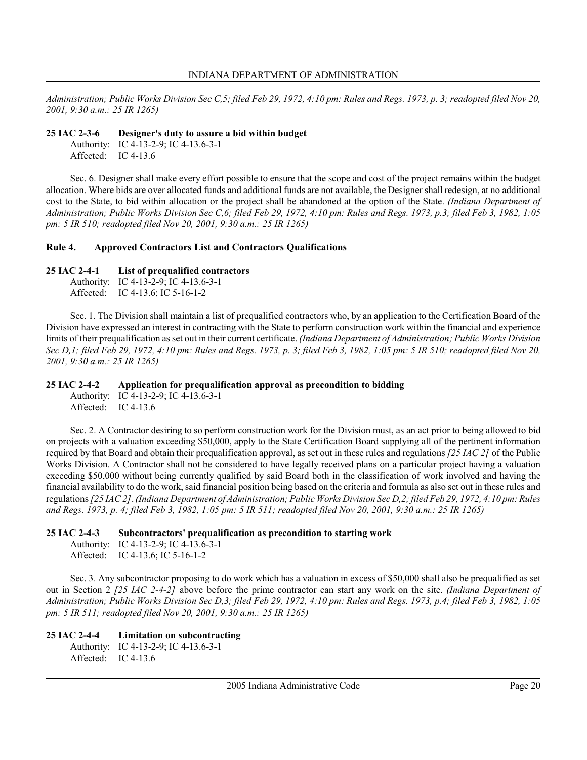*Administration; Public Works Division Sec C,5; filed Feb 29, 1972, 4:10 pm: Rules and Regs. 1973, p. 3; readopted filed Nov 20, 2001, 9:30 a.m.: 25 IR 1265)*

**25 IAC 2-3-6 Designer's duty to assure a bid within budget**

Authority: IC 4-13-2-9; IC 4-13.6-3-1
Affected: IC 4-13.6

Sec. 6. Designer shall make every effort possible to ensure that the scope and cost of the project remains within the budget allocation. Where bids are over allocated funds and additional funds are not available, the Designer shall redesign, at no additional cost to the State, to bid within allocation or the project shall be abandoned at the option of the State. *(Indiana Department of Administration; Public Works Division Sec C,6; filed Feb 29, 1972, 4:10 pm: Rules and Regs. 1973, p.3; filed Feb 3, 1982, 1:05 pm: 5 IR 510; readopted filed Nov 20, 2001, 9:30 a.m.: 25 IR 1265)*

## Rule 4. Approved Contractors List and Contractors Qualifications

**25 IAC 2-4-1 List of prequalified contractors**

Authority: IC 4-13-2-9; IC 4-13.6-3-1
Affected: IC 4-13.6; IC 5-16-1-2

Sec. 1. The Division shall maintain a list of prequalified contractors who, by an application to the Certification Board of the Division have expressed an interest in contracting with the State to perform construction work within the financial and experience limits of their prequalification as set out in their current certificate. *(Indiana Department of Administration; Public Works Division Sec D,1; filed Feb 29, 1972, 4:10 pm: Rules and Regs. 1973, p. 3; filed Feb 3, 1982, 1:05 pm: 5 IR 510; readopted filed Nov 20, 2001, 9:30 a.m.: 25 IR 1265)*

**25 IAC 2-4-2 Application for prequalification approval as precondition to bidding**

Authority: IC 4-13-2-9; IC 4-13.6-3-1
Affected: IC 4-13.6

Sec. 2. A Contractor desiring to so perform construction work for the Division must, as an act prior to being allowed to bid on projects with a valuation exceeding $50,000, apply to the State Certification Board supplying all of the pertinent information required by that Board and obtain their prequalification approval, as set out in these rules and regulations *[25 IAC 2]* of the Public Works Division. A Contractor shall not be considered to have legally received plans on a particular project having a valuation exceeding $50,000 without being currently qualified by said Board both in the classification of work involved and having the financial availability to do the work, said financial position being based on the criteria and formula as also set out in these rules and regulations *[25 IAC 2]*. *(Indiana Department of Administration; Public Works Division Sec D,2; filed Feb 29, 1972, 4:10 pm: Rules and Regs. 1973, p. 4; filed Feb 3, 1982, 1:05 pm: 5 IR 511; readopted filed Nov 20, 2001, 9:30 a.m.: 25 IR 1265)*

**25 IAC 2-4-3 Subcontractors' prequalification as precondition to starting work**

Authority: IC 4-13-2-9; IC 4-13.6-3-1
Affected: IC 4-13.6; IC 5-16-1-2

Sec. 3. Any subcontractor proposing to do work which has a valuation in excess of $50,000 shall also be prequalified as set out in Section 2 *[25 IAC 2-4-2]* above before the prime contractor can start any work on the site. *(Indiana Department of Administration; Public Works Division Sec D,3; filed Feb 29, 1972, 4:10 pm: Rules and Regs. 1973, p.4; filed Feb 3, 1982, 1:05 pm: 5 IR 511; readopted filed Nov 20, 2001, 9:30 a.m.: 25 IR 1265)*

**25 IAC 2-4-4 Limitation on subcontracting**

Authority: IC 4-13-2-9; IC 4-13.6-3-1
Affected: IC 4-13.6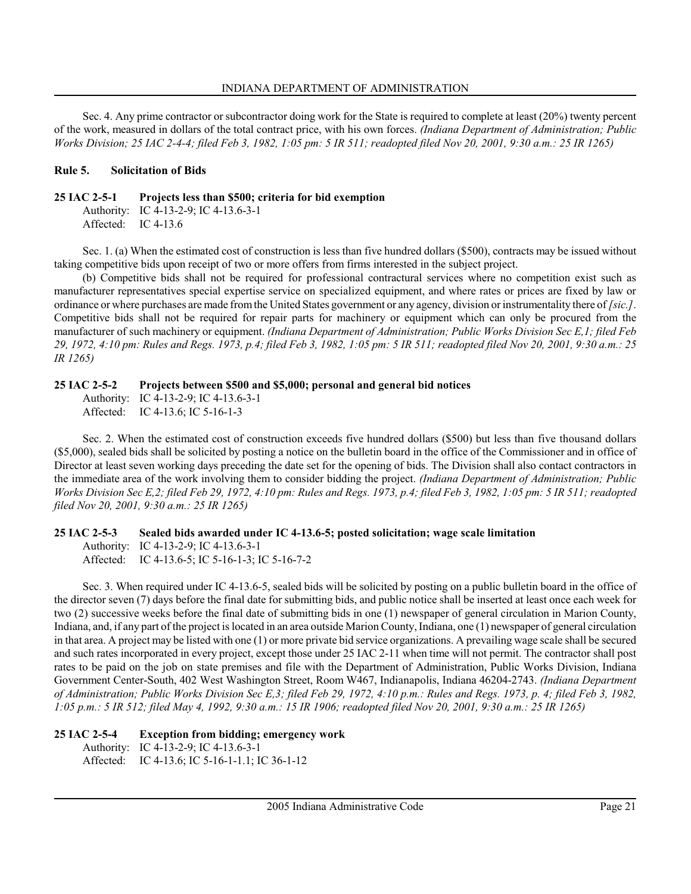Sec. 4. Any prime contractor or subcontractor doing work for the State is required to complete at least (20%) twenty percent of the work, measured in dollars of the total contract price, with his own forces. *(Indiana Department of Administration; Public Works Division; 25 IAC 2-4-4; filed Feb 3, 1982, 1:05 pm: 5 IR 511; readopted filed Nov 20, 2001, 9:30 a.m.: 25 IR 1265)*

## Rule 5. Solicitation of Bids

### 25 IAC 2-5-1 Projects less than $500; criteria for bid exemption

Authority: IC 4-13-2-9; IC 4-13.6-3-1
Affected: IC 4-13.6

Sec. 1. (a) When the estimated cost of construction is less than five hundred dollars ($500), contracts may be issued without taking competitive bids upon receipt of two or more offers from firms interested in the subject project.

(b) Competitive bids shall not be required for professional contractural services where no competition exist such as manufacturer representatives special expertise service on specialized equipment, and where rates or prices are fixed by law or ordinance or where purchases are made from the United States government or any agency, division or instrumentality there of *[sic.]*. Competitive bids shall not be required for repair parts for machinery or equipment which can only be procured from the manufacturer of such machinery or equipment. *(Indiana Department of Administration; Public Works Division Sec E,1; filed Feb 29, 1972, 4:10 pm: Rules and Regs. 1973, p.4; filed Feb 3, 1982, 1:05 pm: 5 IR 511; readopted filed Nov 20, 2001, 9:30 a.m.: 25 IR 1265)*

### 25 IAC 2-5-2 Projects between $500 and $5,000; personal and general bid notices

Authority: IC 4-13-2-9; IC 4-13.6-3-1
Affected: IC 4-13.6; IC 5-16-1-3

Sec. 2. When the estimated cost of construction exceeds five hundred dollars ($500) but less than five thousand dollars ($5,000), sealed bids shall be solicited by posting a notice on the bulletin board in the office of the Commissioner and in office of Director at least seven working days preceding the date set for the opening of bids. The Division shall also contact contractors in the immediate area of the work involving them to consider bidding the project. *(Indiana Department of Administration; Public Works Division Sec E,2; filed Feb 29, 1972, 4:10 pm: Rules and Regs. 1973, p.4; filed Feb 3, 1982, 1:05 pm: 5 IR 511; readopted filed Nov 20, 2001, 9:30 a.m.: 25 IR 1265)*

### 25 IAC 2-5-3 Sealed bids awarded under IC 4-13.6-5; posted solicitation; wage scale limitation

Authority: IC 4-13-2-9; IC 4-13.6-3-1
Affected: IC 4-13.6-5; IC 5-16-1-3; IC 5-16-7-2

Sec. 3. When required under IC 4-13.6-5, sealed bids will be solicited by posting on a public bulletin board in the office of the director seven (7) days before the final date for submitting bids, and public notice shall be inserted at least once each week for two (2) successive weeks before the final date of submitting bids in one (1) newspaper of general circulation in Marion County, Indiana, and, if any part of the project is located in an area outside Marion County, Indiana, one (1) newspaper of general circulation in that area. A project may be listed with one (1) or more private bid service organizations. A prevailing wage scale shall be secured and such rates incorporated in every project, except those under 25 IAC 2-11 when time will not permit. The contractor shall post rates to be paid on the job on state premises and file with the Department of Administration, Public Works Division, Indiana Government Center-South, 402 West Washington Street, Room W467, Indianapolis, Indiana 46204-2743. *(Indiana Department of Administration; Public Works Division Sec E,3; filed Feb 29, 1972, 4:10 p.m.: Rules and Regs. 1973, p. 4; filed Feb 3, 1982, 1:05 p.m.: 5 IR 512; filed May 4, 1992, 9:30 a.m.: 15 IR 1906; readopted filed Nov 20, 2001, 9:30 a.m.: 25 IR 1265)*

### 25 IAC 2-5-4 Exception from bidding; emergency work

Authority: IC 4-13-2-9; IC 4-13.6-3-1
Affected: IC 4-13.6; IC 5-16-1-1.1; IC 36-1-12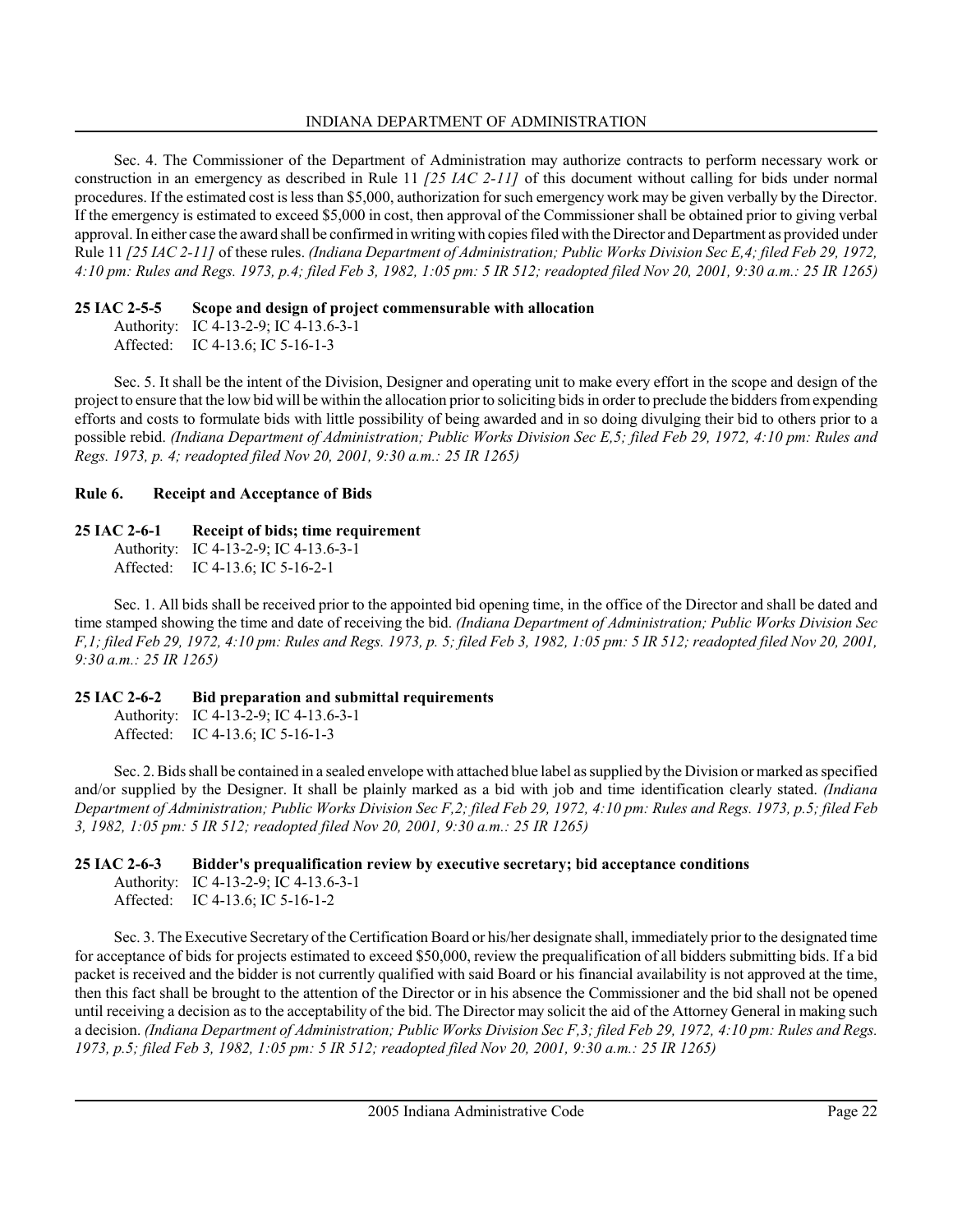Sec. 4. The Commissioner of the Department of Administration may authorize contracts to perform necessary work or construction in an emergency as described in Rule 11 *[25 IAC 2-11]* of this document without calling for bids under normal procedures. If the estimated cost is less than $5,000, authorization for such emergency work may be given verbally by the Director. If the emergency is estimated to exceed $5,000 in cost, then approval of the Commissioner shall be obtained prior to giving verbal approval. In either case the award shall be confirmed in writing with copies filed with the Director and Department as provided under Rule 11 *[25 IAC 2-11]* of these rules. *(Indiana Department of Administration; Public Works Division Sec E,4; filed Feb 29, 1972, 4:10 pm: Rules and Regs. 1973, p.4; filed Feb 3, 1982, 1:05 pm: 5 IR 512; readopted filed Nov 20, 2001, 9:30 a.m.: 25 IR 1265)*

**25 IAC 2-5-5 Scope and design of project commensurable with allocation**

Authority: IC 4-13-2-9; IC 4-13.6-3-1
Affected: IC 4-13.6; IC 5-16-1-3

Sec. 5. It shall be the intent of the Division, Designer and operating unit to make every effort in the scope and design of the project to ensure that the low bid will be within the allocation prior to soliciting bids in order to preclude the bidders from expending efforts and costs to formulate bids with little possibility of being awarded and in so doing divulging their bid to others prior to a possible rebid. *(Indiana Department of Administration; Public Works Division Sec E,5; filed Feb 29, 1972, 4:10 pm: Rules and Regs. 1973, p. 4; readopted filed Nov 20, 2001, 9:30 a.m.: 25 IR 1265)*

## Rule 6. Receipt and Acceptance of Bids

**25 IAC 2-6-1 Receipt of bids; time requirement**

Authority: IC 4-13-2-9; IC 4-13.6-3-1
Affected: IC 4-13.6; IC 5-16-2-1

Sec. 1. All bids shall be received prior to the appointed bid opening time, in the office of the Director and shall be dated and time stamped showing the time and date of receiving the bid. *(Indiana Department of Administration; Public Works Division Sec F,1; filed Feb 29, 1972, 4:10 pm: Rules and Regs. 1973, p. 5; filed Feb 3, 1982, 1:05 pm: 5 IR 512; readopted filed Nov 20, 2001, 9:30 a.m.: 25 IR 1265)*

**25 IAC 2-6-2 Bid preparation and submittal requirements**

Authority: IC 4-13-2-9; IC 4-13.6-3-1
Affected: IC 4-13.6; IC 5-16-1-3

Sec. 2. Bids shall be contained in a sealed envelope with attached blue label as supplied by the Division or marked as specified and/or supplied by the Designer. It shall be plainly marked as a bid with job and time identification clearly stated. *(Indiana Department of Administration; Public Works Division Sec F,2; filed Feb 29, 1972, 4:10 pm: Rules and Regs. 1973, p.5; filed Feb 3, 1982, 1:05 pm: 5 IR 512; readopted filed Nov 20, 2001, 9:30 a.m.: 25 IR 1265)*

**25 IAC 2-6-3 Bidder's prequalification review by executive secretary; bid acceptance conditions**

Authority: IC 4-13-2-9; IC 4-13.6-3-1
Affected: IC 4-13.6; IC 5-16-1-2

Sec. 3. The Executive Secretary of the Certification Board or his/her designate shall, immediately prior to the designated time for acceptance of bids for projects estimated to exceed $50,000, review the prequalification of all bidders submitting bids. If a bid packet is received and the bidder is not currently qualified with said Board or his financial availability is not approved at the time, then this fact shall be brought to the attention of the Director or in his absence the Commissioner and the bid shall not be opened until receiving a decision as to the acceptability of the bid. The Director may solicit the aid of the Attorney General in making such a decision. *(Indiana Department of Administration; Public Works Division Sec F,3; filed Feb 29, 1972, 4:10 pm: Rules and Regs. 1973, p.5; filed Feb 3, 1982, 1:05 pm: 5 IR 512; readopted filed Nov 20, 2001, 9:30 a.m.: 25 IR 1265)*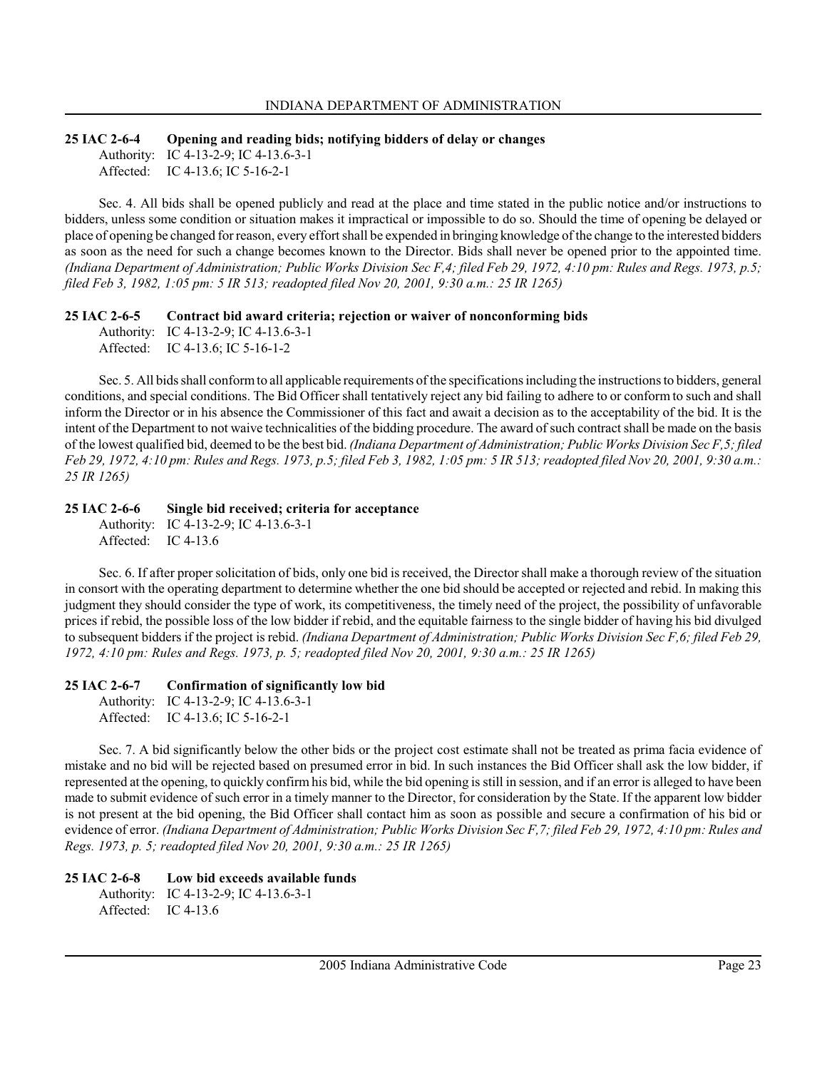**25 IAC 2-6-4 Opening and reading bids; notifying bidders of delay or changes**

Authority: IC 4-13-2-9; IC 4-13.6-3-1
Affected: IC 4-13.6; IC 5-16-2-1

Sec. 4. All bids shall be opened publicly and read at the place and time stated in the public notice and/or instructions to bidders, unless some condition or situation makes it impractical or impossible to do so. Should the time of opening be delayed or place of opening be changed for reason, every effort shall be expended in bringing knowledge of the change to the interested bidders as soon as the need for such a change becomes known to the Director. Bids shall never be opened prior to the appointed time. *(Indiana Department of Administration; Public Works Division Sec F,4; filed Feb 29, 1972, 4:10 pm: Rules and Regs. 1973, p.5; filed Feb 3, 1982, 1:05 pm: 5 IR 513; readopted filed Nov 20, 2001, 9:30 a.m.: 25 IR 1265)*

**25 IAC 2-6-5 Contract bid award criteria; rejection or waiver of nonconforming bids**

Authority: IC 4-13-2-9; IC 4-13.6-3-1
Affected: IC 4-13.6; IC 5-16-1-2

Sec. 5. All bids shall conform to all applicable requirements of the specifications including the instructions to bidders, general conditions, and special conditions. The Bid Officer shall tentatively reject any bid failing to adhere to or conform to such and shall inform the Director or in his absence the Commissioner of this fact and await a decision as to the acceptability of the bid. It is the intent of the Department to not waive technicalities of the bidding procedure. The award of such contract shall be made on the basis of the lowest qualified bid, deemed to be the best bid. *(Indiana Department of Administration; Public Works Division Sec F,5; filed Feb 29, 1972, 4:10 pm: Rules and Regs. 1973, p.5; filed Feb 3, 1982, 1:05 pm: 5 IR 513; readopted filed Nov 20, 2001, 9:30 a.m.: 25 IR 1265)*

**25 IAC 2-6-6 Single bid received; criteria for acceptance**

Authority: IC 4-13-2-9; IC 4-13.6-3-1
Affected: IC 4-13.6

Sec. 6. If after proper solicitation of bids, only one bid is received, the Director shall make a thorough review of the situation in consort with the operating department to determine whether the one bid should be accepted or rejected and rebid. In making this judgment they should consider the type of work, its competitiveness, the timely need of the project, the possibility of unfavorable prices if rebid, the possible loss of the low bidder if rebid, and the equitable fairness to the single bidder of having his bid divulged to subsequent bidders if the project is rebid. *(Indiana Department of Administration; Public Works Division Sec F,6; filed Feb 29, 1972, 4:10 pm: Rules and Regs. 1973, p. 5; readopted filed Nov 20, 2001, 9:30 a.m.: 25 IR 1265)*

**25 IAC 2-6-7 Confirmation of significantly low bid**

Authority: IC 4-13-2-9; IC 4-13.6-3-1
Affected: IC 4-13.6; IC 5-16-2-1

Sec. 7. A bid significantly below the other bids or the project cost estimate shall not be treated as prima facia evidence of mistake and no bid will be rejected based on presumed error in bid. In such instances the Bid Officer shall ask the low bidder, if represented at the opening, to quickly confirm his bid, while the bid opening is still in session, and if an error is alleged to have been made to submit evidence of such error in a timely manner to the Director, for consideration by the State. If the apparent low bidder is not present at the bid opening, the Bid Officer shall contact him as soon as possible and secure a confirmation of his bid or evidence of error. *(Indiana Department of Administration; Public Works Division Sec F,7; filed Feb 29, 1972, 4:10 pm: Rules and Regs. 1973, p. 5; readopted filed Nov 20, 2001, 9:30 a.m.: 25 IR 1265)*

**25 IAC 2-6-8 Low bid exceeds available funds**

Authority: IC 4-13-2-9; IC 4-13.6-3-1
Affected: IC 4-13.6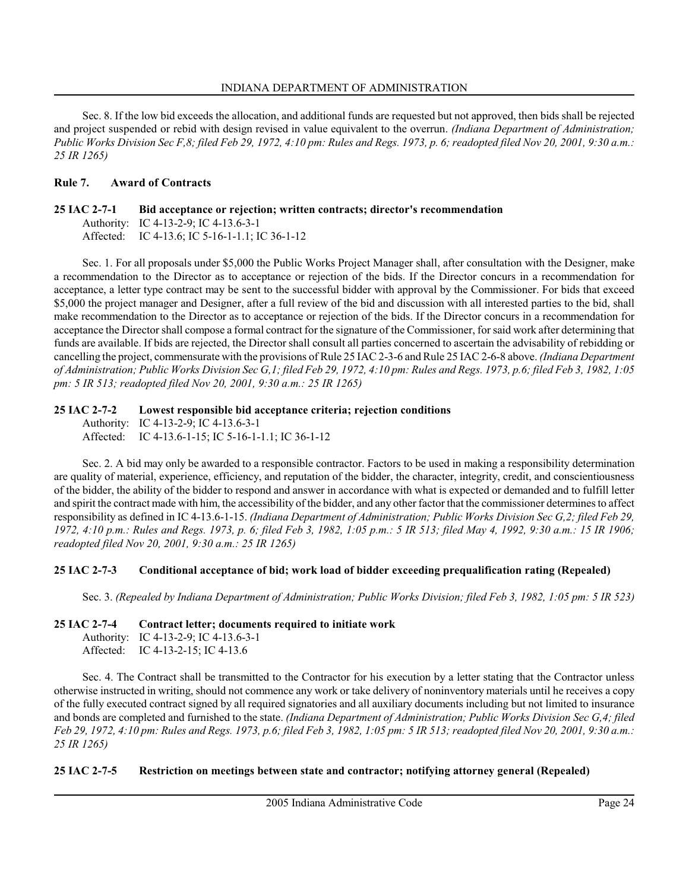Sec. 8. If the low bid exceeds the allocation, and additional funds are requested but not approved, then bids shall be rejected and project suspended or rebid with design revised in value equivalent to the overrun. *(Indiana Department of Administration; Public Works Division Sec F,8; filed Feb 29, 1972, 4:10 pm: Rules and Regs. 1973, p. 6; readopted filed Nov 20, 2001, 9:30 a.m.: 25 IR 1265)*

## Rule 7. Award of Contracts

### 25 IAC 2-7-1 Bid acceptance or rejection; written contracts; director's recommendation

Authority: IC 4-13-2-9; IC 4-13.6-3-1
Affected: IC 4-13.6; IC 5-16-1-1.1; IC 36-1-12

Sec. 1. For all proposals under $5,000 the Public Works Project Manager shall, after consultation with the Designer, make a recommendation to the Director as to acceptance or rejection of the bids. If the Director concurs in a recommendation for acceptance, a letter type contract may be sent to the successful bidder with approval by the Commissioner. For bids that exceed $5,000 the project manager and Designer, after a full review of the bid and discussion with all interested parties to the bid, shall make recommendation to the Director as to acceptance or rejection of the bids. If the Director concurs in a recommendation for acceptance the Director shall compose a formal contract for the signature of the Commissioner, for said work after determining that funds are available. If bids are rejected, the Director shall consult all parties concerned to ascertain the advisability of rebidding or cancelling the project, commensurate with the provisions of Rule 25 IAC 2-3-6 and Rule 25 IAC 2-6-8 above. *(Indiana Department of Administration; Public Works Division Sec G,1; filed Feb 29, 1972, 4:10 pm: Rules and Regs. 1973, p.6; filed Feb 3, 1982, 1:05 pm: 5 IR 513; readopted filed Nov 20, 2001, 9:30 a.m.: 25 IR 1265)*

### 25 IAC 2-7-2 Lowest responsible bid acceptance criteria; rejection conditions

Authority: IC 4-13-2-9; IC 4-13.6-3-1
Affected: IC 4-13.6-1-15; IC 5-16-1-1.1; IC 36-1-12

Sec. 2. A bid may only be awarded to a responsible contractor. Factors to be used in making a responsibility determination are quality of material, experience, efficiency, and reputation of the bidder, the character, integrity, credit, and conscientiousness of the bidder, the ability of the bidder to respond and answer in accordance with what is expected or demanded and to fulfill letter and spirit the contract made with him, the accessibility of the bidder, and any other factor that the commissioner determines to affect responsibility as defined in IC 4-13.6-1-15. *(Indiana Department of Administration; Public Works Division Sec G,2; filed Feb 29, 1972, 4:10 p.m.: Rules and Regs. 1973, p. 6; filed Feb 3, 1982, 1:05 p.m.: 5 IR 513; filed May 4, 1992, 9:30 a.m.: 15 IR 1906; readopted filed Nov 20, 2001, 9:30 a.m.: 25 IR 1265)*

### 25 IAC 2-7-3 Conditional acceptance of bid; work load of bidder exceeding prequalification rating (Repealed)

Sec. 3. *(Repealed by Indiana Department of Administration; Public Works Division; filed Feb 3, 1982, 1:05 pm: 5 IR 523)*

### 25 IAC 2-7-4 Contract letter; documents required to initiate work

Authority: IC 4-13-2-9; IC 4-13.6-3-1
Affected: IC 4-13-2-15; IC 4-13.6

Sec. 4. The Contract shall be transmitted to the Contractor for his execution by a letter stating that the Contractor unless otherwise instructed in writing, should not commence any work or take delivery of noninventory materials until he receives a copy of the fully executed contract signed by all required signatories and all auxiliary documents including but not limited to insurance and bonds are completed and furnished to the state. *(Indiana Department of Administration; Public Works Division Sec G,4; filed Feb 29, 1972, 4:10 pm: Rules and Regs. 1973, p.6; filed Feb 3, 1982, 1:05 pm: 5 IR 513; readopted filed Nov 20, 2001, 9:30 a.m.: 25 IR 1265)*

### 25 IAC 2-7-5 Restriction on meetings between state and contractor; notifying attorney general (Repealed)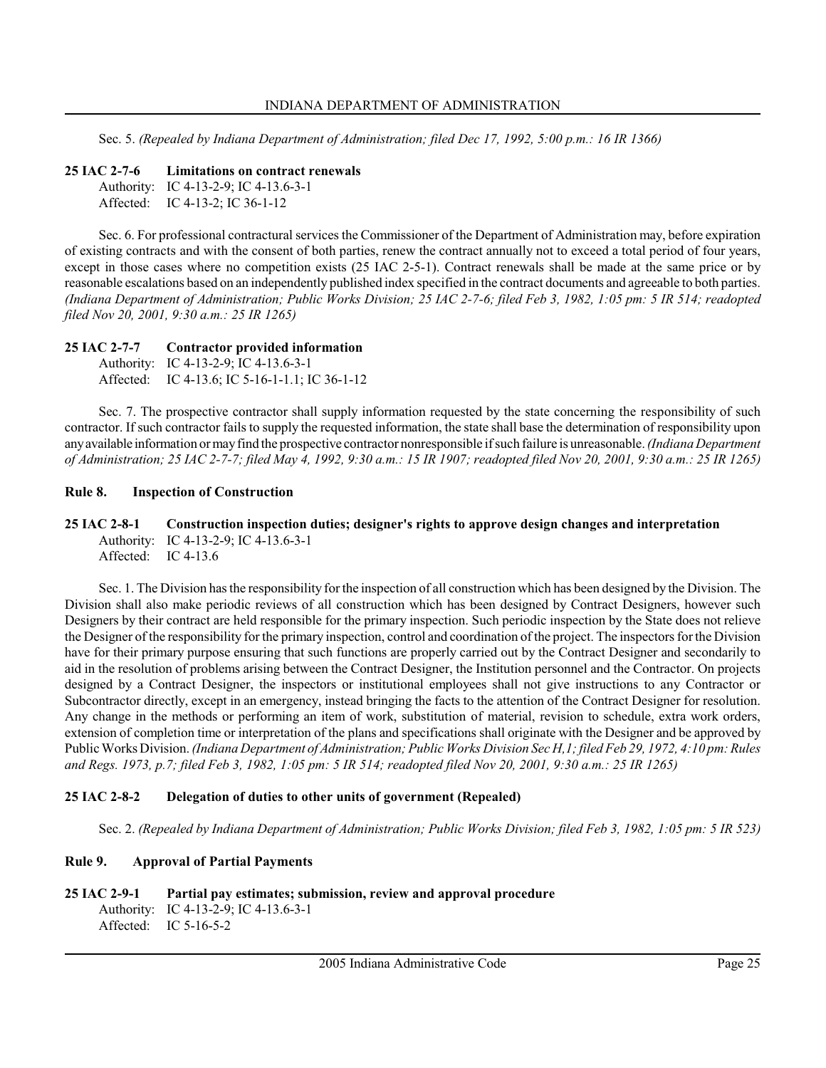Sec. 5. *(Repealed by Indiana Department of Administration; filed Dec 17, 1992, 5:00 p.m.: 16 IR 1366)*

**25 IAC 2-7-6 Limitations on contract renewals**

Authority: IC 4-13-2-9; IC 4-13.6-3-1
Affected: IC 4-13-2; IC 36-1-12

Sec. 6. For professional contractural services the Commissioner of the Department of Administration may, before expiration of existing contracts and with the consent of both parties, renew the contract annually not to exceed a total period of four years, except in those cases where no competition exists (25 IAC 2-5-1). Contract renewals shall be made at the same price or by reasonable escalations based on an independently published index specified in the contract documents and agreeable to both parties. *(Indiana Department of Administration; Public Works Division; 25 IAC 2-7-6; filed Feb 3, 1982, 1:05 pm: 5 IR 514; readopted filed Nov 20, 2001, 9:30 a.m.: 25 IR 1265)*

**25 IAC 2-7-7 Contractor provided information**

Authority: IC 4-13-2-9; IC 4-13.6-3-1
Affected: IC 4-13.6; IC 5-16-1-1.1; IC 36-1-12

Sec. 7. The prospective contractor shall supply information requested by the state concerning the responsibility of such contractor. If such contractor fails to supply the requested information, the state shall base the determination of responsibility upon any available information or may find the prospective contractor nonresponsible if such failure is unreasonable. *(Indiana Department of Administration; 25 IAC 2-7-7; filed May 4, 1992, 9:30 a.m.: 15 IR 1907; readopted filed Nov 20, 2001, 9:30 a.m.: 25 IR 1265)*

## Rule 8. Inspection of Construction

**25 IAC 2-8-1 Construction inspection duties; designer's rights to approve design changes and interpretation**

Authority: IC 4-13-2-9; IC 4-13.6-3-1
Affected: IC 4-13.6

Sec. 1. The Division has the responsibility for the inspection of all construction which has been designed by the Division. The Division shall also make periodic reviews of all construction which has been designed by Contract Designers, however such Designers by their contract are held responsible for the primary inspection. Such periodic inspection by the State does not relieve the Designer of the responsibility for the primary inspection, control and coordination of the project. The inspectors for the Division have for their primary purpose ensuring that such functions are properly carried out by the Contract Designer and secondarily to aid in the resolution of problems arising between the Contract Designer, the Institution personnel and the Contractor. On projects designed by a Contract Designer, the inspectors or institutional employees shall not give instructions to any Contractor or Subcontractor directly, except in an emergency, instead bringing the facts to the attention of the Contract Designer for resolution. Any change in the methods or performing an item of work, substitution of material, revision to schedule, extra work orders, extension of completion time or interpretation of the plans and specifications shall originate with the Designer and be approved by Public Works Division. *(Indiana Department of Administration; Public Works Division Sec H,1; filed Feb 29, 1972, 4:10 pm: Rules and Regs. 1973, p.7; filed Feb 3, 1982, 1:05 pm: 5 IR 514; readopted filed Nov 20, 2001, 9:30 a.m.: 25 IR 1265)*

**25 IAC 2-8-2 Delegation of duties to other units of government (Repealed)**

Sec. 2. *(Repealed by Indiana Department of Administration; Public Works Division; filed Feb 3, 1982, 1:05 pm: 5 IR 523)*

## Rule 9. Approval of Partial Payments

**25 IAC 2-9-1 Partial pay estimates; submission, review and approval procedure**

Authority: IC 4-13-2-9; IC 4-13.6-3-1
Affected: IC 5-16-5-2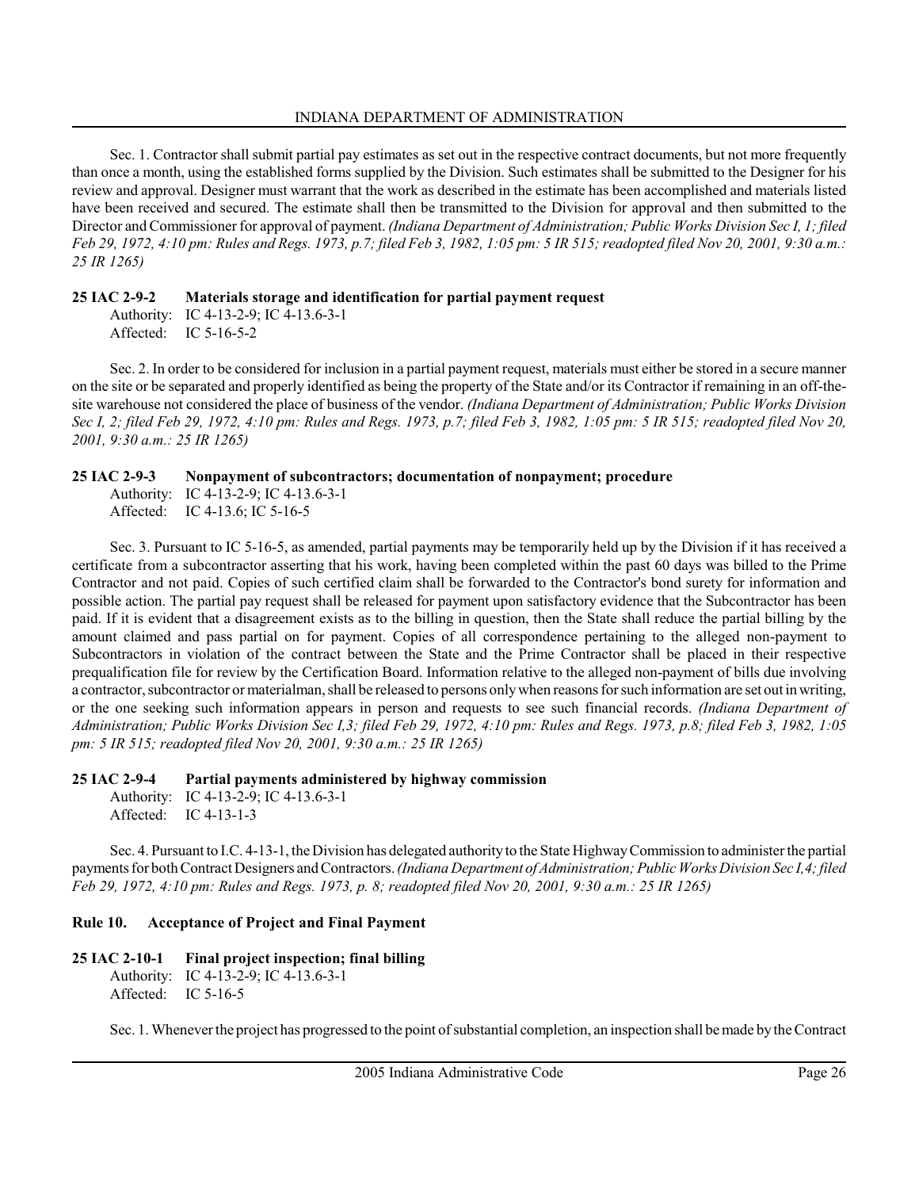Sec. 1. Contractor shall submit partial pay estimates as set out in the respective contract documents, but not more frequently than once a month, using the established forms supplied by the Division. Such estimates shall be submitted to the Designer for his review and approval. Designer must warrant that the work as described in the estimate has been accomplished and materials listed have been received and secured. The estimate shall then be transmitted to the Division for approval and then submitted to the Director and Commissioner for approval of payment. *(Indiana Department of Administration; Public Works Division Sec I, 1; filed Feb 29, 1972, 4:10 pm: Rules and Regs. 1973, p.7; filed Feb 3, 1982, 1:05 pm: 5 IR 515; readopted filed Nov 20, 2001, 9:30 a.m.: 25 IR 1265)*

**25 IAC 2-9-2 Materials storage and identification for partial payment request**

Authority: IC 4-13-2-9; IC 4-13.6-3-1
Affected: IC 5-16-5-2

Sec. 2. In order to be considered for inclusion in a partial payment request, materials must either be stored in a secure manner on the site or be separated and properly identified as being the property of the State and/or its Contractor if remaining in an off-the-site warehouse not considered the place of business of the vendor. *(Indiana Department of Administration; Public Works Division Sec I, 2; filed Feb 29, 1972, 4:10 pm: Rules and Regs. 1973, p.7; filed Feb 3, 1982, 1:05 pm: 5 IR 515; readopted filed Nov 20, 2001, 9:30 a.m.: 25 IR 1265)*

**25 IAC 2-9-3 Nonpayment of subcontractors; documentation of nonpayment; procedure**

Authority: IC 4-13-2-9; IC 4-13.6-3-1
Affected: IC 4-13.6; IC 5-16-5

Sec. 3. Pursuant to IC 5-16-5, as amended, partial payments may be temporarily held up by the Division if it has received a certificate from a subcontractor asserting that his work, having been completed within the past 60 days was billed to the Prime Contractor and not paid. Copies of such certified claim shall be forwarded to the Contractor's bond surety for information and possible action. The partial pay request shall be released for payment upon satisfactory evidence that the Subcontractor has been paid. If it is evident that a disagreement exists as to the billing in question, then the State shall reduce the partial billing by the amount claimed and pass partial on for payment. Copies of all correspondence pertaining to the alleged non-payment to Subcontractors in violation of the contract between the State and the Prime Contractor shall be placed in their respective prequalification file for review by the Certification Board. Information relative to the alleged non-payment of bills due involving a contractor, subcontractor or materialman, shall be released to persons only when reasons for such information are set out in writing, or the one seeking such information appears in person and requests to see such financial records. *(Indiana Department of Administration; Public Works Division Sec I,3; filed Feb 29, 1972, 4:10 pm: Rules and Regs. 1973, p.8; filed Feb 3, 1982, 1:05 pm: 5 IR 515; readopted filed Nov 20, 2001, 9:30 a.m.: 25 IR 1265)*

**25 IAC 2-9-4 Partial payments administered by highway commission**

Authority: IC 4-13-2-9; IC 4-13.6-3-1
Affected: IC 4-13-1-3

Sec. 4. Pursuant to I.C. 4-13-1, the Division has delegated authority to the State Highway Commission to administer the partial payments for both Contract Designers and Contractors. *(Indiana Department of Administration; Public Works Division Sec I,4; filed Feb 29, 1972, 4:10 pm: Rules and Regs. 1973, p. 8; readopted filed Nov 20, 2001, 9:30 a.m.: 25 IR 1265)*

## Rule 10. Acceptance of Project and Final Payment

**25 IAC 2-10-1 Final project inspection; final billing**

Authority: IC 4-13-2-9; IC 4-13.6-3-1
Affected: IC 5-16-5

Sec. 1. Whenever the project has progressed to the point of substantial completion, an inspection shall be made by the Contract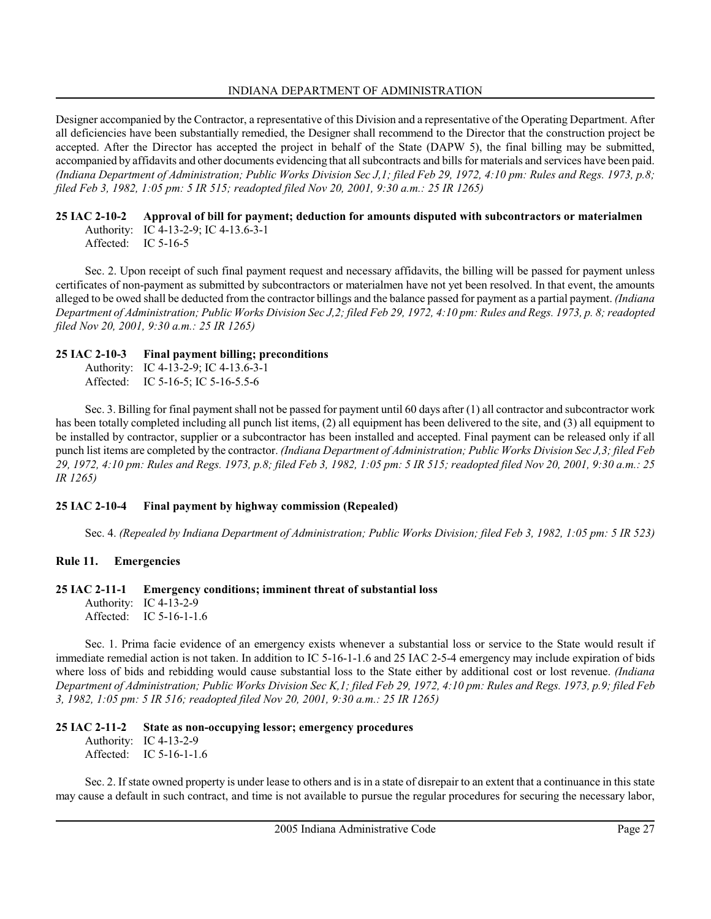Designer accompanied by the Contractor, a representative of this Division and a representative of the Operating Department. After all deficiencies have been substantially remedied, the Designer shall recommend to the Director that the construction project be accepted. After the Director has accepted the project in behalf of the State (DAPW 5), the final billing may be submitted, accompanied by affidavits and other documents evidencing that all subcontracts and bills for materials and services have been paid. *(Indiana Department of Administration; Public Works Division Sec J,1; filed Feb 29, 1972, 4:10 pm: Rules and Regs. 1973, p.8; filed Feb 3, 1982, 1:05 pm: 5 IR 515; readopted filed Nov 20, 2001, 9:30 a.m.: 25 IR 1265)*

**25 IAC 2-10-2 Approval of bill for payment; deduction for amounts disputed with subcontractors or materialmen**

Authority: IC 4-13-2-9; IC 4-13.6-3-1
Affected: IC 5-16-5

Sec. 2. Upon receipt of such final payment request and necessary affidavits, the billing will be passed for payment unless certificates of non-payment as submitted by subcontractors or materialmen have not yet been resolved. In that event, the amounts alleged to be owed shall be deducted from the contractor billings and the balance passed for payment as a partial payment. *(Indiana Department of Administration; Public Works Division Sec J,2; filed Feb 29, 1972, 4:10 pm: Rules and Regs. 1973, p. 8; readopted filed Nov 20, 2001, 9:30 a.m.: 25 IR 1265)*

**25 IAC 2-10-3 Final payment billing; preconditions**

Authority: IC 4-13-2-9; IC 4-13.6-3-1
Affected: IC 5-16-5; IC 5-16-5.5-6

Sec. 3. Billing for final payment shall not be passed for payment until 60 days after (1) all contractor and subcontractor work has been totally completed including all punch list items, (2) all equipment has been delivered to the site, and (3) all equipment to be installed by contractor, supplier or a subcontractor has been installed and accepted. Final payment can be released only if all punch list items are completed by the contractor. *(Indiana Department of Administration; Public Works Division Sec J,3; filed Feb 29, 1972, 4:10 pm: Rules and Regs. 1973, p.8; filed Feb 3, 1982, 1:05 pm: 5 IR 515; readopted filed Nov 20, 2001, 9:30 a.m.: 25 IR 1265)*

**25 IAC 2-10-4 Final payment by highway commission (Repealed)**

Sec. 4. *(Repealed by Indiana Department of Administration; Public Works Division; filed Feb 3, 1982, 1:05 pm: 5 IR 523)*

## Rule 11. Emergencies

**25 IAC 2-11-1 Emergency conditions; imminent threat of substantial loss**

Authority: IC 4-13-2-9
Affected: IC 5-16-1-1.6

Sec. 1. Prima facie evidence of an emergency exists whenever a substantial loss or service to the State would result if immediate remedial action is not taken. In addition to IC 5-16-1-1.6 and 25 IAC 2-5-4 emergency may include expiration of bids where loss of bids and rebidding would cause substantial loss to the State either by additional cost or lost revenue. *(Indiana Department of Administration; Public Works Division Sec K,1; filed Feb 29, 1972, 4:10 pm: Rules and Regs. 1973, p.9; filed Feb 3, 1982, 1:05 pm: 5 IR 516; readopted filed Nov 20, 2001, 9:30 a.m.: 25 IR 1265)*

**25 IAC 2-11-2 State as non-occupying lessor; emergency procedures**

Authority: IC 4-13-2-9
Affected: IC 5-16-1-1.6

Sec. 2. If state owned property is under lease to others and is in a state of disrepair to an extent that a continuance in this state may cause a default in such contract, and time is not available to pursue the regular procedures for securing the necessary labor,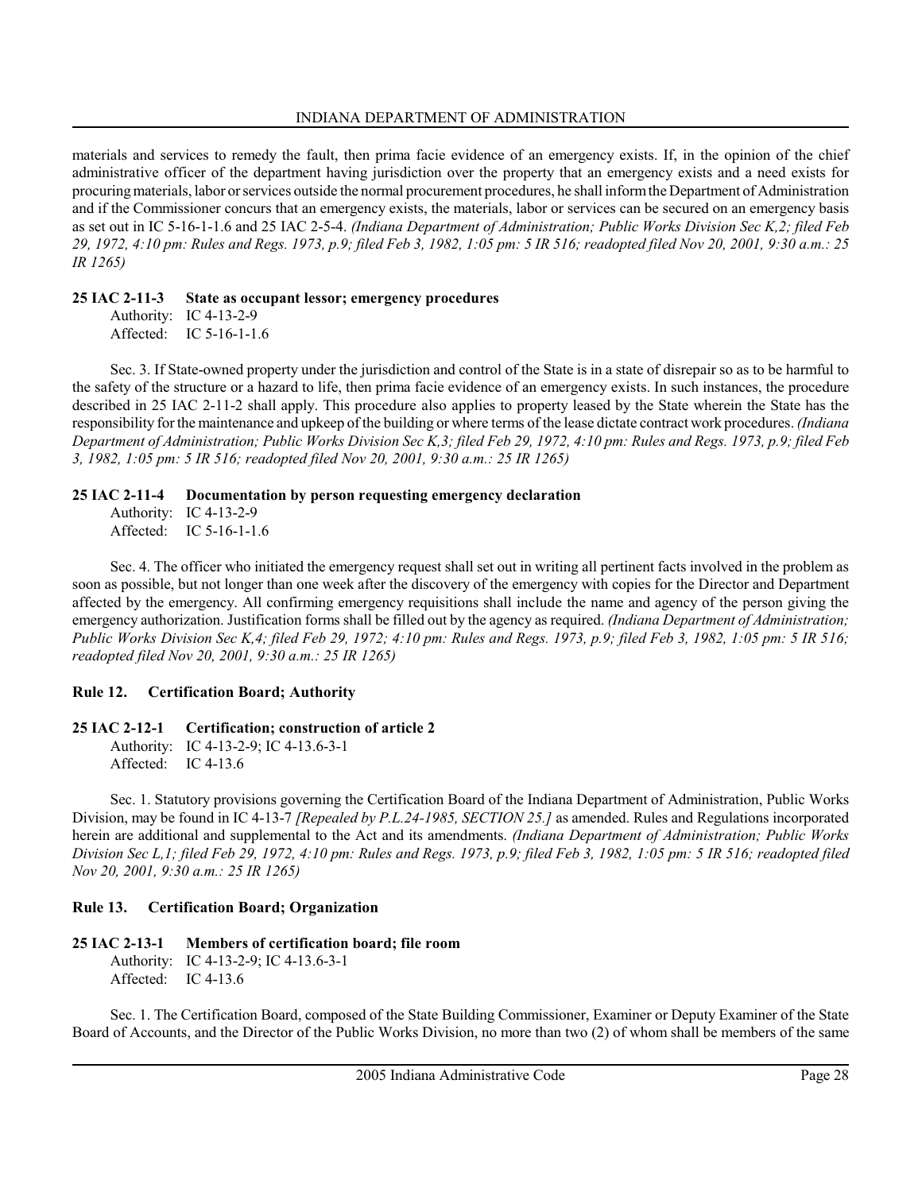materials and services to remedy the fault, then prima facie evidence of an emergency exists. If, in the opinion of the chief administrative officer of the department having jurisdiction over the property that an emergency exists and a need exists for procuring materials, labor or services outside the normal procurement procedures, he shall inform the Department of Administration and if the Commissioner concurs that an emergency exists, the materials, labor or services can be secured on an emergency basis as set out in IC 5-16-1-1.6 and 25 IAC 2-5-4. *(Indiana Department of Administration; Public Works Division Sec K,2; filed Feb 29, 1972, 4:10 pm: Rules and Regs. 1973, p.9; filed Feb 3, 1982, 1:05 pm: 5 IR 516; readopted filed Nov 20, 2001, 9:30 a.m.: 25 IR 1265)*

**25 IAC 2-11-3 State as occupant lessor; emergency procedures**

Authority: IC 4-13-2-9
Affected: IC 5-16-1-1.6

Sec. 3. If State-owned property under the jurisdiction and control of the State is in a state of disrepair so as to be harmful to the safety of the structure or a hazard to life, then prima facie evidence of an emergency exists. In such instances, the procedure described in 25 IAC 2-11-2 shall apply. This procedure also applies to property leased by the State wherein the State has the responsibility for the maintenance and upkeep of the building or where terms of the lease dictate contract work procedures. *(Indiana Department of Administration; Public Works Division Sec K,3; filed Feb 29, 1972, 4:10 pm: Rules and Regs. 1973, p.9; filed Feb 3, 1982, 1:05 pm: 5 IR 516; readopted filed Nov 20, 2001, 9:30 a.m.: 25 IR 1265)*

**25 IAC 2-11-4 Documentation by person requesting emergency declaration**

Authority: IC 4-13-2-9
Affected: IC 5-16-1-1.6

Sec. 4. The officer who initiated the emergency request shall set out in writing all pertinent facts involved in the problem as soon as possible, but not longer than one week after the discovery of the emergency with copies for the Director and Department affected by the emergency. All confirming emergency requisitions shall include the name and agency of the person giving the emergency authorization. Justification forms shall be filled out by the agency as required. *(Indiana Department of Administration; Public Works Division Sec K,4; filed Feb 29, 1972; 4:10 pm: Rules and Regs. 1973, p.9; filed Feb 3, 1982, 1:05 pm: 5 IR 516; readopted filed Nov 20, 2001, 9:30 a.m.: 25 IR 1265)*

## Rule 12. Certification Board; Authority

**25 IAC 2-12-1 Certification; construction of article 2**

Authority: IC 4-13-2-9; IC 4-13.6-3-1
Affected: IC 4-13.6

Sec. 1. Statutory provisions governing the Certification Board of the Indiana Department of Administration, Public Works Division, may be found in IC 4-13-7 *[Repealed by P.L.24-1985, SECTION 25.]* as amended. Rules and Regulations incorporated herein are additional and supplemental to the Act and its amendments. *(Indiana Department of Administration; Public Works Division Sec L,1; filed Feb 29, 1972, 4:10 pm: Rules and Regs. 1973, p.9; filed Feb 3, 1982, 1:05 pm: 5 IR 516; readopted filed Nov 20, 2001, 9:30 a.m.: 25 IR 1265)*

## Rule 13. Certification Board; Organization

**25 IAC 2-13-1 Members of certification board; file room**

Authority: IC 4-13-2-9; IC 4-13.6-3-1
Affected: IC 4-13.6

Sec. 1. The Certification Board, composed of the State Building Commissioner, Examiner or Deputy Examiner of the State Board of Accounts, and the Director of the Public Works Division, no more than two (2) of whom shall be members of the same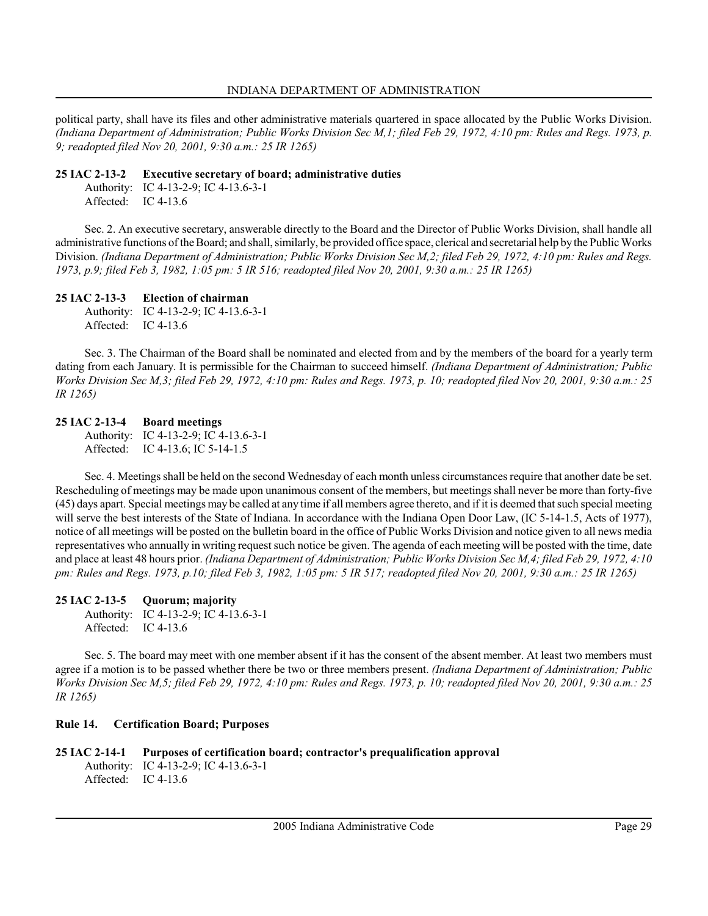political party, shall have its files and other administrative materials quartered in space allocated by the Public Works Division. *(Indiana Department of Administration; Public Works Division Sec M,1; filed Feb 29, 1972, 4:10 pm: Rules and Regs. 1973, p. 9; readopted filed Nov 20, 2001, 9:30 a.m.: 25 IR 1265)*

**25 IAC 2-13-2 Executive secretary of board; administrative duties**

Authority: IC 4-13-2-9; IC 4-13.6-3-1
Affected: IC 4-13.6

Sec. 2. An executive secretary, answerable directly to the Board and the Director of Public Works Division, shall handle all administrative functions of the Board; and shall, similarly, be provided office space, clerical and secretarial help by the Public Works Division. *(Indiana Department of Administration; Public Works Division Sec M,2; filed Feb 29, 1972, 4:10 pm: Rules and Regs. 1973, p.9; filed Feb 3, 1982, 1:05 pm: 5 IR 516; readopted filed Nov 20, 2001, 9:30 a.m.: 25 IR 1265)*

**25 IAC 2-13-3 Election of chairman**

Authority: IC 4-13-2-9; IC 4-13.6-3-1
Affected: IC 4-13.6

Sec. 3. The Chairman of the Board shall be nominated and elected from and by the members of the board for a yearly term dating from each January. It is permissible for the Chairman to succeed himself. *(Indiana Department of Administration; Public Works Division Sec M,3; filed Feb 29, 1972, 4:10 pm: Rules and Regs. 1973, p. 10; readopted filed Nov 20, 2001, 9:30 a.m.: 25 IR 1265)*

**25 IAC 2-13-4 Board meetings**

Authority: IC 4-13-2-9; IC 4-13.6-3-1
Affected: IC 4-13.6; IC 5-14-1.5

Sec. 4. Meetings shall be held on the second Wednesday of each month unless circumstances require that another date be set. Rescheduling of meetings may be made upon unanimous consent of the members, but meetings shall never be more than forty-five (45) days apart. Special meetings may be called at any time if all members agree thereto, and if it is deemed that such special meeting will serve the best interests of the State of Indiana. In accordance with the Indiana Open Door Law, (IC 5-14-1.5, Acts of 1977), notice of all meetings will be posted on the bulletin board in the office of Public Works Division and notice given to all news media representatives who annually in writing request such notice be given. The agenda of each meeting will be posted with the time, date and place at least 48 hours prior. *(Indiana Department of Administration; Public Works Division Sec M,4; filed Feb 29, 1972, 4:10 pm: Rules and Regs. 1973, p.10; filed Feb 3, 1982, 1:05 pm: 5 IR 517; readopted filed Nov 20, 2001, 9:30 a.m.: 25 IR 1265)*

**25 IAC 2-13-5 Quorum; majority**

Authority: IC 4-13-2-9; IC 4-13.6-3-1
Affected: IC 4-13.6

Sec. 5. The board may meet with one member absent if it has the consent of the absent member. At least two members must agree if a motion is to be passed whether there be two or three members present. *(Indiana Department of Administration; Public Works Division Sec M,5; filed Feb 29, 1972, 4:10 pm: Rules and Regs. 1973, p. 10; readopted filed Nov 20, 2001, 9:30 a.m.: 25 IR 1265)*

**Rule 14. Certification Board; Purposes**

**25 IAC 2-14-1 Purposes of certification board; contractor's prequalification approval**

Authority: IC 4-13-2-9; IC 4-13.6-3-1
Affected: IC 4-13.6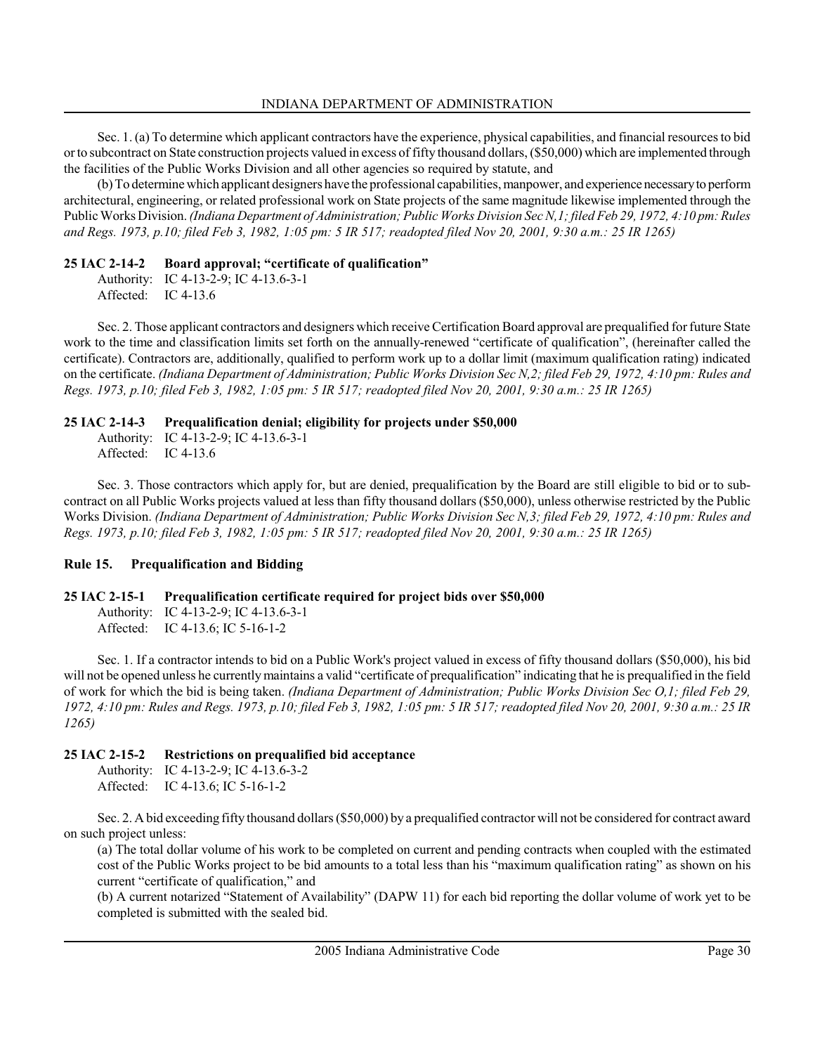Sec. 1. (a) To determine which applicant contractors have the experience, physical capabilities, and financial resources to bid or to subcontract on State construction projects valued in excess of fifty thousand dollars, ($50,000) which are implemented through the facilities of the Public Works Division and all other agencies so required by statute, and

(b) To determine which applicant designers have the professional capabilities, manpower, and experience necessary to perform architectural, engineering, or related professional work on State projects of the same magnitude likewise implemented through the Public Works Division. *(Indiana Department of Administration; Public Works Division Sec N,1; filed Feb 29, 1972, 4:10 pm: Rules and Regs. 1973, p.10; filed Feb 3, 1982, 1:05 pm: 5 IR 517; readopted filed Nov 20, 2001, 9:30 a.m.: 25 IR 1265)*

### 25 IAC 2-14-2 Board approval; "certificate of qualification"

Authority: IC 4-13-2-9; IC 4-13.6-3-1
Affected: IC 4-13.6

Sec. 2. Those applicant contractors and designers which receive Certification Board approval are prequalified for future State work to the time and classification limits set forth on the annually-renewed "certificate of qualification", (hereinafter called the certificate). Contractors are, additionally, qualified to perform work up to a dollar limit (maximum qualification rating) indicated on the certificate. *(Indiana Department of Administration; Public Works Division Sec N,2; filed Feb 29, 1972, 4:10 pm: Rules and Regs. 1973, p.10; filed Feb 3, 1982, 1:05 pm: 5 IR 517; readopted filed Nov 20, 2001, 9:30 a.m.: 25 IR 1265)*

### 25 IAC 2-14-3 Prequalification denial; eligibility for projects under $50,000

Authority: IC 4-13-2-9; IC 4-13.6-3-1
Affected: IC 4-13.6

Sec. 3. Those contractors which apply for, but are denied, prequalification by the Board are still eligible to bid or to subcontract on all Public Works projects valued at less than fifty thousand dollars ($50,000), unless otherwise restricted by the Public Works Division. *(Indiana Department of Administration; Public Works Division Sec N,3; filed Feb 29, 1972, 4:10 pm: Rules and Regs. 1973, p.10; filed Feb 3, 1982, 1:05 pm: 5 IR 517; readopted filed Nov 20, 2001, 9:30 a.m.: 25 IR 1265)*

## Rule 15. Prequalification and Bidding

### 25 IAC 2-15-1 Prequalification certificate required for project bids over $50,000

Authority: IC 4-13-2-9; IC 4-13.6-3-1
Affected: IC 4-13.6; IC 5-16-1-2

Sec. 1. If a contractor intends to bid on a Public Work's project valued in excess of fifty thousand dollars ($50,000), his bid will not be opened unless he currently maintains a valid "certificate of prequalification" indicating that he is prequalified in the field of work for which the bid is being taken. *(Indiana Department of Administration; Public Works Division Sec O,1; filed Feb 29, 1972, 4:10 pm: Rules and Regs. 1973, p.10; filed Feb 3, 1982, 1:05 pm: 5 IR 517; readopted filed Nov 20, 2001, 9:30 a.m.: 25 IR 1265)*

### 25 IAC 2-15-2 Restrictions on prequalified bid acceptance

Authority: IC 4-13-2-9; IC 4-13.6-3-2
Affected: IC 4-13.6; IC 5-16-1-2

Sec. 2. A bid exceeding fifty thousand dollars ($50,000) by a prequalified contractor will not be considered for contract award on such project unless:

(a) The total dollar volume of his work to be completed on current and pending contracts when coupled with the estimated cost of the Public Works project to be bid amounts to a total less than his "maximum qualification rating" as shown on his current "certificate of qualification," and

(b) A current notarized "Statement of Availability" (DAPW 11) for each bid reporting the dollar volume of work yet to be completed is submitted with the sealed bid.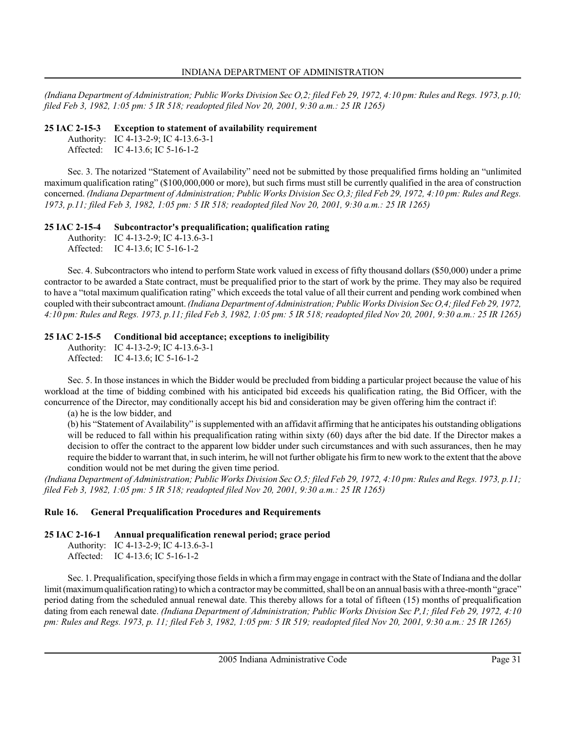*(Indiana Department of Administration; Public Works Division Sec O,2; filed Feb 29, 1972, 4:10 pm: Rules and Regs. 1973, p.10; filed Feb 3, 1982, 1:05 pm: 5 IR 518; readopted filed Nov 20, 2001, 9:30 a.m.: 25 IR 1265)*

### 25 IAC 2-15-3 Exception to statement of availability requirement

Authority: IC 4-13-2-9; IC 4-13.6-3-1
Affected: IC 4-13.6; IC 5-16-1-2

Sec. 3. The notarized "Statement of Availability" need not be submitted by those prequalified firms holding an "unlimited maximum qualification rating" ($100,000,000 or more), but such firms must still be currently qualified in the area of construction concerned. *(Indiana Department of Administration; Public Works Division Sec O,3; filed Feb 29, 1972, 4:10 pm: Rules and Regs. 1973, p.11; filed Feb 3, 1982, 1:05 pm: 5 IR 518; readopted filed Nov 20, 2001, 9:30 a.m.: 25 IR 1265)*

### 25 IAC 2-15-4 Subcontractor's prequalification; qualification rating

Authority: IC 4-13-2-9; IC 4-13.6-3-1
Affected: IC 4-13.6; IC 5-16-1-2

Sec. 4. Subcontractors who intend to perform State work valued in excess of fifty thousand dollars ($50,000) under a prime contractor to be awarded a State contract, must be prequalified prior to the start of work by the prime. They may also be required to have a "total maximum qualification rating" which exceeds the total value of all their current and pending work combined when coupled with their subcontract amount. *(Indiana Department of Administration; Public Works Division Sec O,4; filed Feb 29, 1972, 4:10 pm: Rules and Regs. 1973, p.11; filed Feb 3, 1982, 1:05 pm: 5 IR 518; readopted filed Nov 20, 2001, 9:30 a.m.: 25 IR 1265)*

### 25 IAC 2-15-5 Conditional bid acceptance; exceptions to ineligibility

Authority: IC 4-13-2-9; IC 4-13.6-3-1
Affected: IC 4-13.6; IC 5-16-1-2

Sec. 5. In those instances in which the Bidder would be precluded from bidding a particular project because the value of his workload at the time of bidding combined with his anticipated bid exceeds his qualification rating, the Bid Officer, with the concurrence of the Director, may conditionally accept his bid and consideration may be given offering him the contract if:

(a) he is the low bidder, and

(b) his "Statement of Availability" is supplemented with an affidavit affirming that he anticipates his outstanding obligations will be reduced to fall within his prequalification rating within sixty (60) days after the bid date. If the Director makes a decision to offer the contract to the apparent low bidder under such circumstances and with such assurances, then he may require the bidder to warrant that, in such interim, he will not further obligate his firm to new work to the extent that the above condition would not be met during the given time period.

*(Indiana Department of Administration; Public Works Division Sec O,5; filed Feb 29, 1972, 4:10 pm: Rules and Regs. 1973, p.11; filed Feb 3, 1982, 1:05 pm: 5 IR 518; readopted filed Nov 20, 2001, 9:30 a.m.: 25 IR 1265)*

## Rule 16. General Prequalification Procedures and Requirements

### 25 IAC 2-16-1 Annual prequalification renewal period; grace period

Authority: IC 4-13-2-9; IC 4-13.6-3-1
Affected: IC 4-13.6; IC 5-16-1-2

Sec. 1. Prequalification, specifying those fields in which a firm may engage in contract with the State of Indiana and the dollar limit (maximum qualification rating) to which a contractor may be committed, shall be on an annual basis with a three-month "grace" period dating from the scheduled annual renewal date. This thereby allows for a total of fifteen (15) months of prequalification dating from each renewal date. *(Indiana Department of Administration; Public Works Division Sec P,1; filed Feb 29, 1972, 4:10 pm: Rules and Regs. 1973, p. 11; filed Feb 3, 1982, 1:05 pm: 5 IR 519; readopted filed Nov 20, 2001, 9:30 a.m.: 25 IR 1265)*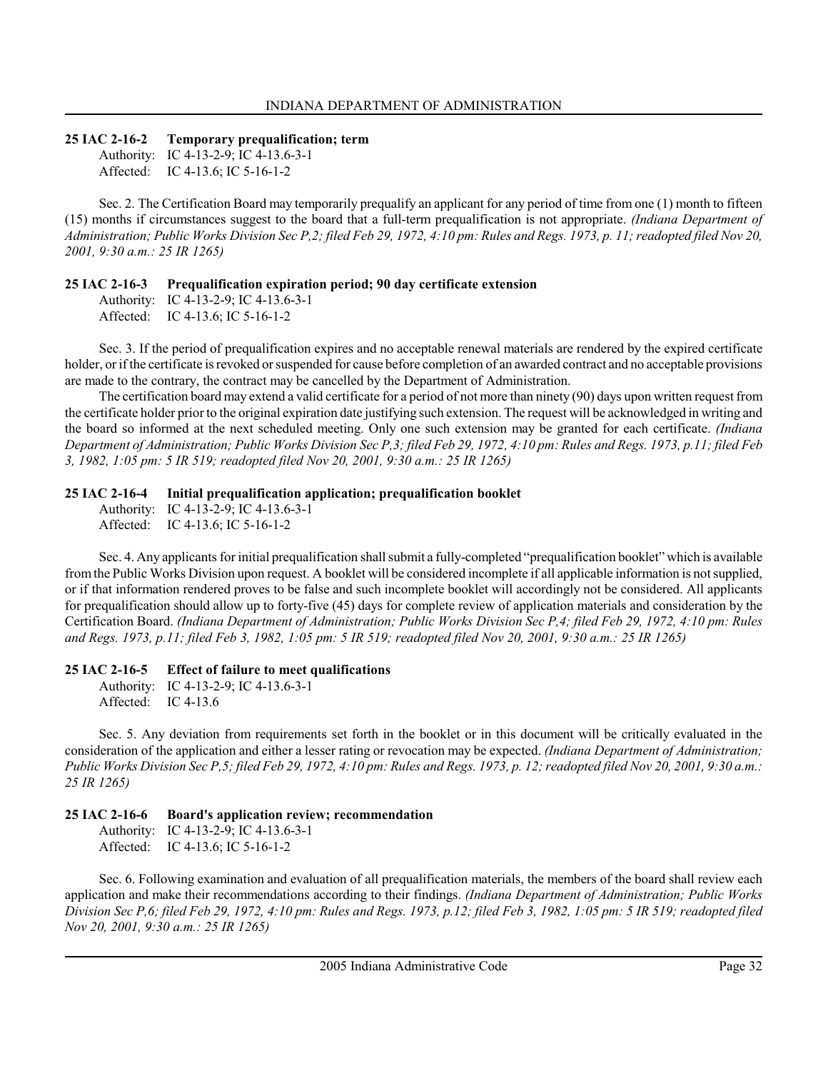**25 IAC 2-16-2 Temporary prequalification; term**

Authority: IC 4-13-2-9; IC 4-13.6-3-1
Affected: IC 4-13.6; IC 5-16-1-2

Sec. 2. The Certification Board may temporarily prequalify an applicant for any period of time from one (1) month to fifteen (15) months if circumstances suggest to the board that a full-term prequalification is not appropriate. *(Indiana Department of Administration; Public Works Division Sec P,2; filed Feb 29, 1972, 4:10 pm: Rules and Regs. 1973, p. 11; readopted filed Nov 20, 2001, 9:30 a.m.: 25 IR 1265)*

**25 IAC 2-16-3 Prequalification expiration period; 90 day certificate extension**

Authority: IC 4-13-2-9; IC 4-13.6-3-1
Affected: IC 4-13.6; IC 5-16-1-2

Sec. 3. If the period of prequalification expires and no acceptable renewal materials are rendered by the expired certificate holder, or if the certificate is revoked or suspended for cause before completion of an awarded contract and no acceptable provisions are made to the contrary, the contract may be cancelled by the Department of Administration.

The certification board may extend a valid certificate for a period of not more than ninety (90) days upon written request from the certificate holder prior to the original expiration date justifying such extension. The request will be acknowledged in writing and the board so informed at the next scheduled meeting. Only one such extension may be granted for each certificate. *(Indiana Department of Administration; Public Works Division Sec P,3; filed Feb 29, 1972, 4:10 pm: Rules and Regs. 1973, p.11; filed Feb 3, 1982, 1:05 pm: 5 IR 519; readopted filed Nov 20, 2001, 9:30 a.m.: 25 IR 1265)*

**25 IAC 2-16-4 Initial prequalification application; prequalification booklet**

Authority: IC 4-13-2-9; IC 4-13.6-3-1
Affected: IC 4-13.6; IC 5-16-1-2

Sec. 4. Any applicants for initial prequalification shall submit a fully-completed "prequalification booklet" which is available from the Public Works Division upon request. A booklet will be considered incomplete if all applicable information is not supplied, or if that information rendered proves to be false and such incomplete booklet will accordingly not be considered. All applicants for prequalification should allow up to forty-five (45) days for complete review of application materials and consideration by the Certification Board. *(Indiana Department of Administration; Public Works Division Sec P,4; filed Feb 29, 1972, 4:10 pm: Rules and Regs. 1973, p.11; filed Feb 3, 1982, 1:05 pm: 5 IR 519; readopted filed Nov 20, 2001, 9:30 a.m.: 25 IR 1265)*

**25 IAC 2-16-5 Effect of failure to meet qualifications**

Authority: IC 4-13-2-9; IC 4-13.6-3-1
Affected: IC 4-13.6

Sec. 5. Any deviation from requirements set forth in the booklet or in this document will be critically evaluated in the consideration of the application and either a lesser rating or revocation may be expected. *(Indiana Department of Administration; Public Works Division Sec P,5; filed Feb 29, 1972, 4:10 pm: Rules and Regs. 1973, p. 12; readopted filed Nov 20, 2001, 9:30 a.m.: 25 IR 1265)*

**25 IAC 2-16-6 Board's application review; recommendation**

Authority: IC 4-13-2-9; IC 4-13.6-3-1
Affected: IC 4-13.6; IC 5-16-1-2

Sec. 6. Following examination and evaluation of all prequalification materials, the members of the board shall review each application and make their recommendations according to their findings. *(Indiana Department of Administration; Public Works Division Sec P,6; filed Feb 29, 1972, 4:10 pm: Rules and Regs. 1973, p.12; filed Feb 3, 1982, 1:05 pm: 5 IR 519; readopted filed Nov 20, 2001, 9:30 a.m.: 25 IR 1265)*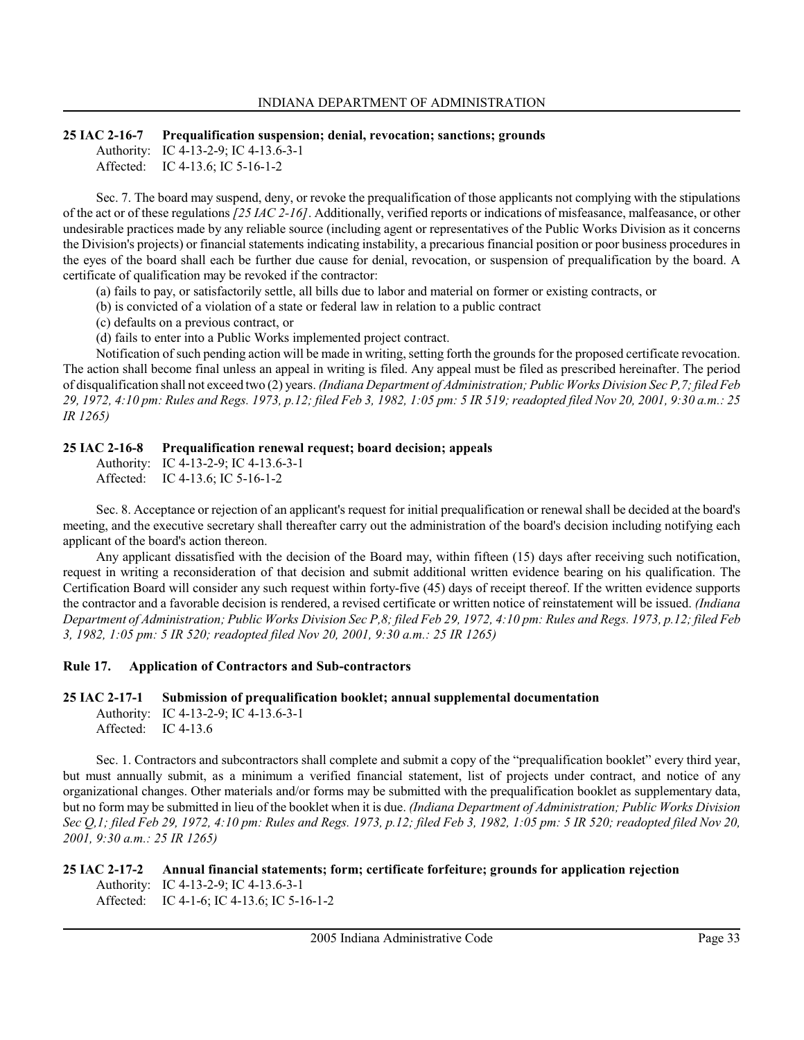### 25 IAC 2-16-7 Prequalification suspension; denial, revocation; sanctions; grounds

Authority: IC 4-13-2-9; IC 4-13.6-3-1
Affected: IC 4-13.6; IC 5-16-1-2

Sec. 7. The board may suspend, deny, or revoke the prequalification of those applicants not complying with the stipulations of the act or of these regulations *[25 IAC 2-16]*. Additionally, verified reports or indications of misfeasance, malfeasance, or other undesirable practices made by any reliable source (including agent or representatives of the Public Works Division as it concerns the Division's projects) or financial statements indicating instability, a precarious financial position or poor business procedures in the eyes of the board shall each be further due cause for denial, revocation, or suspension of prequalification by the board. A certificate of qualification may be revoked if the contractor:

(a) fails to pay, or satisfactorily settle, all bills due to labor and material on former or existing contracts, or
(b) is convicted of a violation of a state or federal law in relation to a public contract
(c) defaults on a previous contract, or
(d) fails to enter into a Public Works implemented project contract.

Notification of such pending action will be made in writing, setting forth the grounds for the proposed certificate revocation. The action shall become final unless an appeal in writing is filed. Any appeal must be filed as prescribed hereinafter. The period of disqualification shall not exceed two (2) years. *(Indiana Department of Administration; Public Works Division Sec P,7; filed Feb 29, 1972, 4:10 pm: Rules and Regs. 1973, p.12; filed Feb 3, 1982, 1:05 pm: 5 IR 519; readopted filed Nov 20, 2001, 9:30 a.m.: 25 IR 1265)*

### 25 IAC 2-16-8 Prequalification renewal request; board decision; appeals

Authority: IC 4-13-2-9; IC 4-13.6-3-1
Affected: IC 4-13.6; IC 5-16-1-2

Sec. 8. Acceptance or rejection of an applicant's request for initial prequalification or renewal shall be decided at the board's meeting, and the executive secretary shall thereafter carry out the administration of the board's decision including notifying each applicant of the board's action thereon.

Any applicant dissatisfied with the decision of the Board may, within fifteen (15) days after receiving such notification, request in writing a reconsideration of that decision and submit additional written evidence bearing on his qualification. The Certification Board will consider any such request within forty-five (45) days of receipt thereof. If the written evidence supports the contractor and a favorable decision is rendered, a revised certificate or written notice of reinstatement will be issued. *(Indiana Department of Administration; Public Works Division Sec P,8; filed Feb 29, 1972, 4:10 pm: Rules and Regs. 1973, p.12; filed Feb 3, 1982, 1:05 pm: 5 IR 520; readopted filed Nov 20, 2001, 9:30 a.m.: 25 IR 1265)*

## Rule 17. Application of Contractors and Sub-contractors

### 25 IAC 2-17-1 Submission of prequalification booklet; annual supplemental documentation

Authority: IC 4-13-2-9; IC 4-13.6-3-1
Affected: IC 4-13.6

Sec. 1. Contractors and subcontractors shall complete and submit a copy of the "prequalification booklet" every third year, but must annually submit, as a minimum a verified financial statement, list of projects under contract, and notice of any organizational changes. Other materials and/or forms may be submitted with the prequalification booklet as supplementary data, but no form may be submitted in lieu of the booklet when it is due. *(Indiana Department of Administration; Public Works Division Sec Q,1; filed Feb 29, 1972, 4:10 pm: Rules and Regs. 1973, p.12; filed Feb 3, 1982, 1:05 pm: 5 IR 520; readopted filed Nov 20, 2001, 9:30 a.m.: 25 IR 1265)*

### 25 IAC 2-17-2 Annual financial statements; form; certificate forfeiture; grounds for application rejection

Authority: IC 4-13-2-9; IC 4-13.6-3-1
Affected: IC 4-1-6; IC 4-13.6; IC 5-16-1-2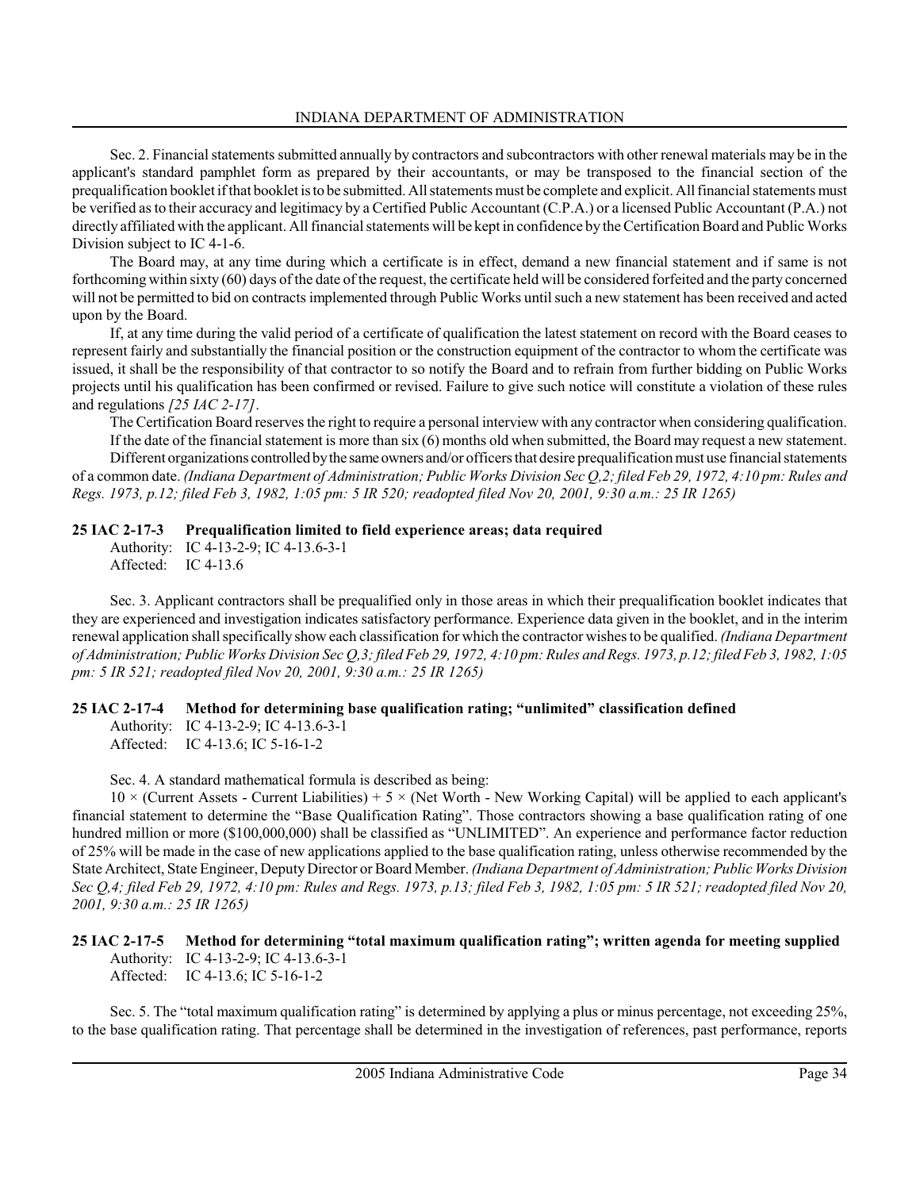Sec. 2. Financial statements submitted annually by contractors and subcontractors with other renewal materials may be in the applicant's standard pamphlet form as prepared by their accountants, or may be transposed to the financial section of the prequalification booklet if that booklet is to be submitted. All statements must be complete and explicit. All financial statements must be verified as to their accuracy and legitimacy by a Certified Public Accountant (C.P.A.) or a licensed Public Accountant (P.A.) not directly affiliated with the applicant. All financial statements will be kept in confidence by the Certification Board and Public Works Division subject to IC 4-1-6.

The Board may, at any time during which a certificate is in effect, demand a new financial statement and if same is not forthcoming within sixty (60) days of the date of the request, the certificate held will be considered forfeited and the party concerned will not be permitted to bid on contracts implemented through Public Works until such a new statement has been received and acted upon by the Board.

If, at any time during the valid period of a certificate of qualification the latest statement on record with the Board ceases to represent fairly and substantially the financial position or the construction equipment of the contractor to whom the certificate was issued, it shall be the responsibility of that contractor to so notify the Board and to refrain from further bidding on Public Works projects until his qualification has been confirmed or revised. Failure to give such notice will constitute a violation of these rules and regulations *[25 IAC 2-17]*.

The Certification Board reserves the right to require a personal interview with any contractor when considering qualification.

If the date of the financial statement is more than six (6) months old when submitted, the Board may request a new statement.

Different organizations controlled by the same owners and/or officers that desire prequalification must use financial statements of a common date. *(Indiana Department of Administration; Public Works Division Sec Q,2; filed Feb 29, 1972, 4:10 pm: Rules and Regs. 1973, p.12; filed Feb 3, 1982, 1:05 pm: 5 IR 520; readopted filed Nov 20, 2001, 9:30 a.m.: 25 IR 1265)*

**25 IAC 2-17-3 Prequalification limited to field experience areas; data required**

Authority: IC 4-13-2-9; IC 4-13.6-3-1
Affected: IC 4-13.6

Sec. 3. Applicant contractors shall be prequalified only in those areas in which their prequalification booklet indicates that they are experienced and investigation indicates satisfactory performance. Experience data given in the booklet, and in the interim renewal application shall specifically show each classification for which the contractor wishes to be qualified. *(Indiana Department of Administration; Public Works Division Sec Q,3; filed Feb 29, 1972, 4:10 pm: Rules and Regs. 1973, p.12; filed Feb 3, 1982, 1:05 pm: 5 IR 521; readopted filed Nov 20, 2001, 9:30 a.m.: 25 IR 1265)*

**25 IAC 2-17-4 Method for determining base qualification rating; "unlimited" classification defined**

Authority: IC 4-13-2-9; IC 4-13.6-3-1
Affected: IC 4-13.6; IC 5-16-1-2

Sec. 4. A standard mathematical formula is described as being:

$10 \times$ (Current Assets - Current Liabilities) + $5 \times$ (Net Worth - New Working Capital) will be applied to each applicant's financial statement to determine the "Base Qualification Rating". Those contractors showing a base qualification rating of one hundred million or more ($100,000,000) shall be classified as "UNLIMITED". An experience and performance factor reduction of 25% will be made in the case of new applications applied to the base qualification rating, unless otherwise recommended by the State Architect, State Engineer, Deputy Director or Board Member. *(Indiana Department of Administration; Public Works Division Sec Q,4; filed Feb 29, 1972, 4:10 pm: Rules and Regs. 1973, p.13; filed Feb 3, 1982, 1:05 pm: 5 IR 521; readopted filed Nov 20, 2001, 9:30 a.m.: 25 IR 1265)*

**25 IAC 2-17-5 Method for determining "total maximum qualification rating"; written agenda for meeting supplied**

Authority: IC 4-13-2-9; IC 4-13.6-3-1
Affected: IC 4-13.6; IC 5-16-1-2

Sec. 5. The "total maximum qualification rating" is determined by applying a plus or minus percentage, not exceeding 25%, to the base qualification rating. That percentage shall be determined in the investigation of references, past performance, reports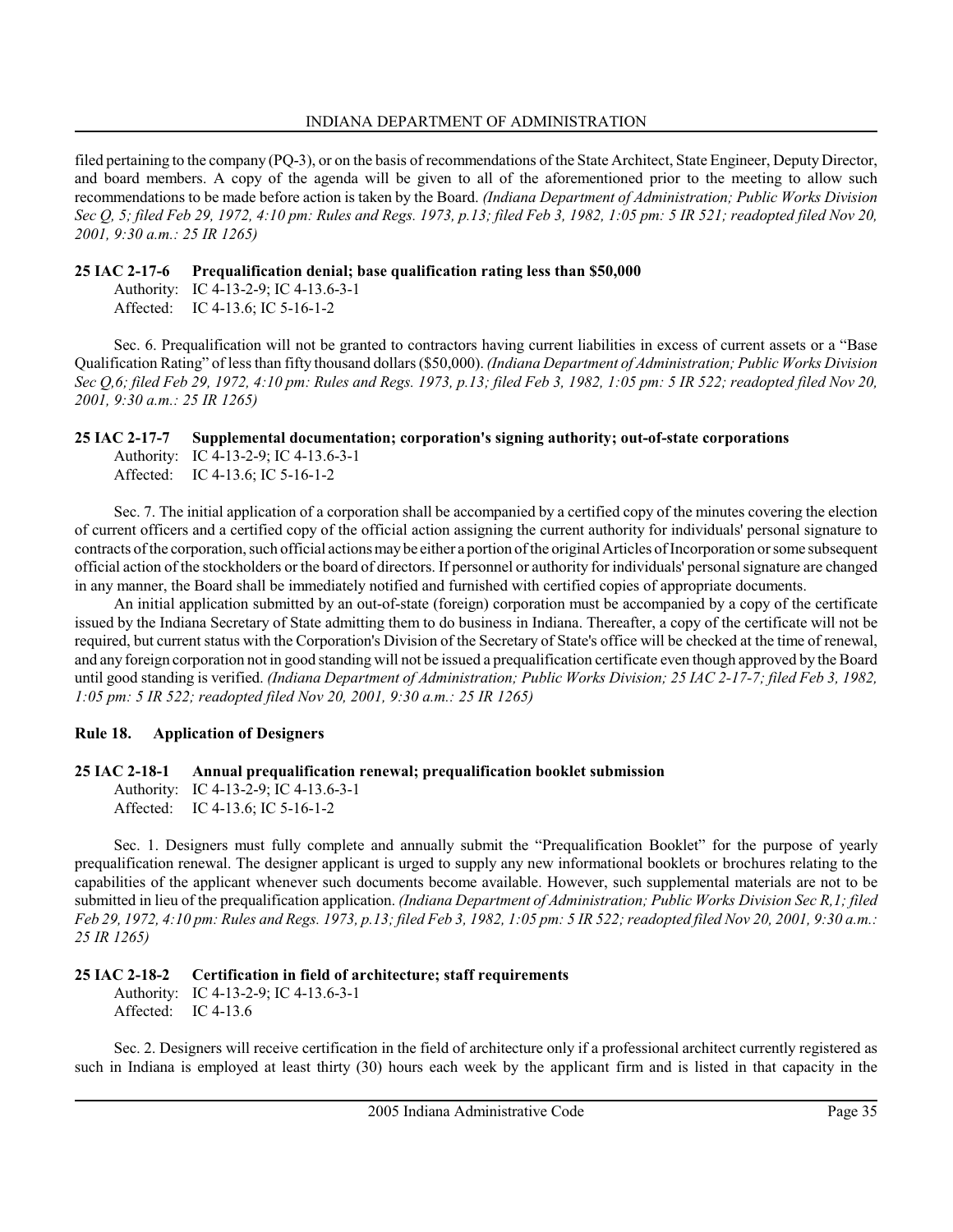filed pertaining to the company (PQ-3), or on the basis of recommendations of the State Architect, State Engineer, Deputy Director, and board members. A copy of the agenda will be given to all of the aforementioned prior to the meeting to allow such recommendations to be made before action is taken by the Board. *(Indiana Department of Administration; Public Works Division Sec Q, 5; filed Feb 29, 1972, 4:10 pm: Rules and Regs. 1973, p.13; filed Feb 3, 1982, 1:05 pm: 5 IR 521; readopted filed Nov 20, 2001, 9:30 a.m.: 25 IR 1265)*

**25 IAC 2-17-6 Prequalification denial; base qualification rating less than $50,000**

Authority: IC 4-13-2-9; IC 4-13.6-3-1
Affected: IC 4-13.6; IC 5-16-1-2

Sec. 6. Prequalification will not be granted to contractors having current liabilities in excess of current assets or a "Base Qualification Rating" of less than fifty thousand dollars ($50,000). *(Indiana Department of Administration; Public Works Division Sec Q,6; filed Feb 29, 1972, 4:10 pm: Rules and Regs. 1973, p.13; filed Feb 3, 1982, 1:05 pm: 5 IR 522; readopted filed Nov 20, 2001, 9:30 a.m.: 25 IR 1265)*

**25 IAC 2-17-7 Supplemental documentation; corporation's signing authority; out-of-state corporations**

Authority: IC 4-13-2-9; IC 4-13.6-3-1
Affected: IC 4-13.6; IC 5-16-1-2

Sec. 7. The initial application of a corporation shall be accompanied by a certified copy of the minutes covering the election of current officers and a certified copy of the official action assigning the current authority for individuals' personal signature to contracts of the corporation, such official actions may be either a portion of the original Articles of Incorporation or some subsequent official action of the stockholders or the board of directors. If personnel or authority for individuals' personal signature are changed in any manner, the Board shall be immediately notified and furnished with certified copies of appropriate documents.

An initial application submitted by an out-of-state (foreign) corporation must be accompanied by a copy of the certificate issued by the Indiana Secretary of State admitting them to do business in Indiana. Thereafter, a copy of the certificate will not be required, but current status with the Corporation's Division of the Secretary of State's office will be checked at the time of renewal, and any foreign corporation not in good standing will not be issued a prequalification certificate even though approved by the Board until good standing is verified. *(Indiana Department of Administration; Public Works Division; 25 IAC 2-17-7; filed Feb 3, 1982, 1:05 pm: 5 IR 522; readopted filed Nov 20, 2001, 9:30 a.m.: 25 IR 1265)*

## Rule 18. Application of Designers

**25 IAC 2-18-1 Annual prequalification renewal; prequalification booklet submission**

Authority: IC 4-13-2-9; IC 4-13.6-3-1
Affected: IC 4-13.6; IC 5-16-1-2

Sec. 1. Designers must fully complete and annually submit the "Prequalification Booklet" for the purpose of yearly prequalification renewal. The designer applicant is urged to supply any new informational booklets or brochures relating to the capabilities of the applicant whenever such documents become available. However, such supplemental materials are not to be submitted in lieu of the prequalification application. *(Indiana Department of Administration; Public Works Division Sec R,1; filed Feb 29, 1972, 4:10 pm: Rules and Regs. 1973, p.13; filed Feb 3, 1982, 1:05 pm: 5 IR 522; readopted filed Nov 20, 2001, 9:30 a.m.: 25 IR 1265)*

**25 IAC 2-18-2 Certification in field of architecture; staff requirements**

Authority: IC 4-13-2-9; IC 4-13.6-3-1
Affected: IC 4-13.6

Sec. 2. Designers will receive certification in the field of architecture only if a professional architect currently registered as such in Indiana is employed at least thirty (30) hours each week by the applicant firm and is listed in that capacity in the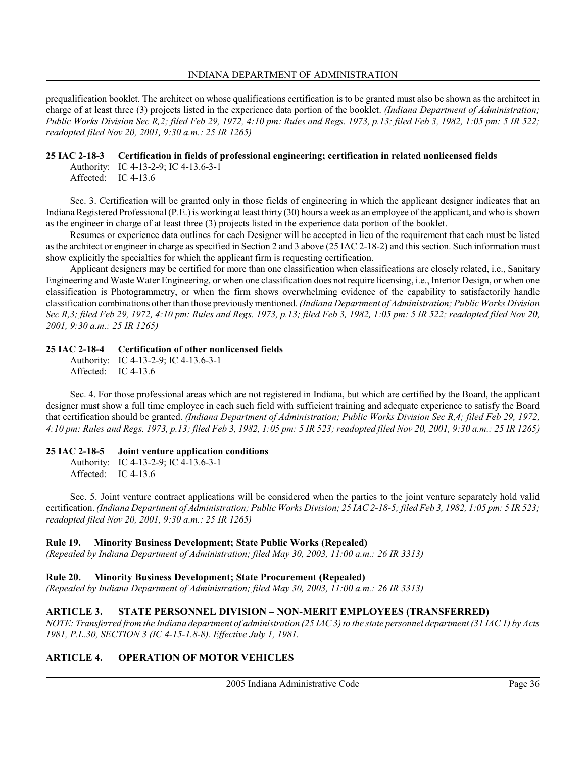prequalification booklet. The architect on whose qualifications certification is to be granted must also be shown as the architect in charge of at least three (3) projects listed in the experience data portion of the booklet. *(Indiana Department of Administration; Public Works Division Sec R,2; filed Feb 29, 1972, 4:10 pm: Rules and Regs. 1973, p.13; filed Feb 3, 1982, 1:05 pm: 5 IR 522; readopted filed Nov 20, 2001, 9:30 a.m.: 25 IR 1265)*

### 25 IAC 2-18-3 Certification in fields of professional engineering; certification in related nonlicensed fields

Authority: IC 4-13-2-9; IC 4-13.6-3-1
Affected: IC 4-13.6

Sec. 3. Certification will be granted only in those fields of engineering in which the applicant designer indicates that an Indiana Registered Professional (P.E.) is working at least thirty (30) hours a week as an employee of the applicant, and who is shown as the engineer in charge of at least three (3) projects listed in the experience data portion of the booklet.

Resumes or experience data outlines for each Designer will be accepted in lieu of the requirement that each must be listed as the architect or engineer in charge as specified in Section 2 and 3 above (25 IAC 2-18-2) and this section. Such information must show explicitly the specialties for which the applicant firm is requesting certification.

Applicant designers may be certified for more than one classification when classifications are closely related, i.e., Sanitary Engineering and Waste Water Engineering, or when one classification does not require licensing, i.e., Interior Design, or when one classification is Photogrammetry, or when the firm shows overwhelming evidence of the capability to satisfactorily handle classification combinations other than those previously mentioned. *(Indiana Department of Administration; Public Works Division Sec R,3; filed Feb 29, 1972, 4:10 pm: Rules and Regs. 1973, p.13; filed Feb 3, 1982, 1:05 pm: 5 IR 522; readopted filed Nov 20, 2001, 9:30 a.m.: 25 IR 1265)*

### 25 IAC 2-18-4 Certification of other nonlicensed fields

Authority: IC 4-13-2-9; IC 4-13.6-3-1
Affected: IC 4-13.6

Sec. 4. For those professional areas which are not registered in Indiana, but which are certified by the Board, the applicant designer must show a full time employee in each such field with sufficient training and adequate experience to satisfy the Board that certification should be granted. *(Indiana Department of Administration; Public Works Division Sec R,4; filed Feb 29, 1972, 4:10 pm: Rules and Regs. 1973, p.13; filed Feb 3, 1982, 1:05 pm: 5 IR 523; readopted filed Nov 20, 2001, 9:30 a.m.: 25 IR 1265)*

### 25 IAC 2-18-5 Joint venture application conditions

Authority: IC 4-13-2-9; IC 4-13.6-3-1
Affected: IC 4-13.6

Sec. 5. Joint venture contract applications will be considered when the parties to the joint venture separately hold valid certification. *(Indiana Department of Administration; Public Works Division; 25 IAC 2-18-5; filed Feb 3, 1982, 1:05 pm: 5 IR 523; readopted filed Nov 20, 2001, 9:30 a.m.: 25 IR 1265)*

## Rule 19. Minority Business Development; State Public Works (Repealed)

*(Repealed by Indiana Department of Administration; filed May 30, 2003, 11:00 a.m.: 26 IR 3313)*

## Rule 20. Minority Business Development; State Procurement (Repealed)

*(Repealed by Indiana Department of Administration; filed May 30, 2003, 11:00 a.m.: 26 IR 3313)*

# ARTICLE 3. STATE PERSONNEL DIVISION – NON-MERIT EMPLOYEES (TRANSFERRED)

*NOTE: Transferred from the Indiana department of administration (25 IAC 3) to the state personnel department (31 IAC 1) by Acts 1981, P.L.30, SECTION 3 (IC 4-15-1.8-8). Effective July 1, 1981.*

# ARTICLE 4. OPERATION OF MOTOR VEHICLES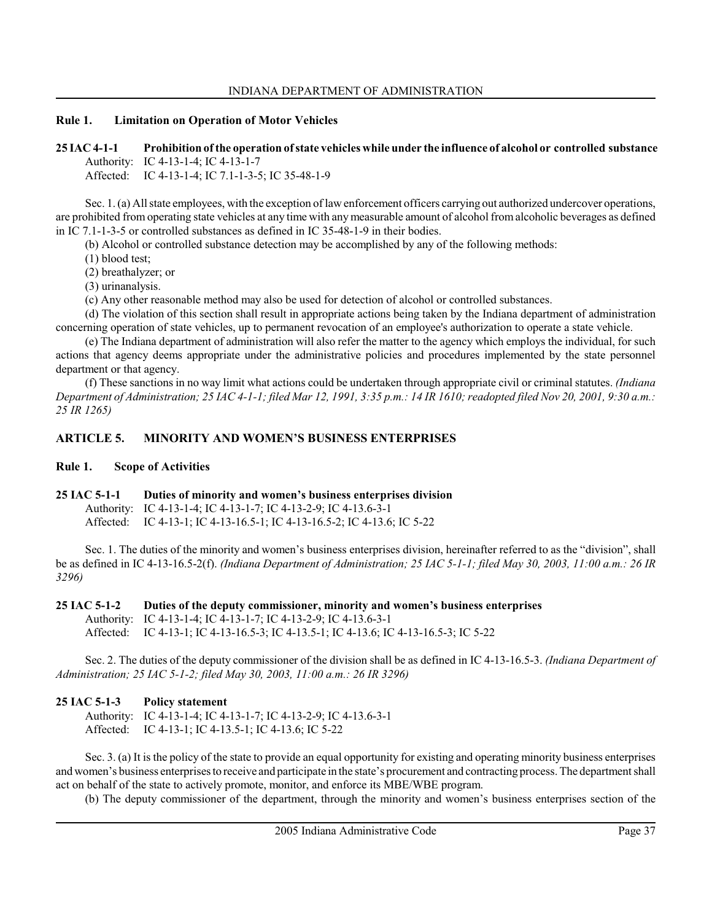## Rule 1. Limitation on Operation of Motor Vehicles

### 25 IAC 4-1-1 Prohibition of the operation of state vehicles while under the influence of alcohol or controlled substance

Authority: IC 4-13-1-4; IC 4-13-1-7
Affected: IC 4-13-1-4; IC 7.1-1-3-5; IC 35-48-1-9

Sec. 1. (a) All state employees, with the exception of law enforcement officers carrying out authorized undercover operations, are prohibited from operating state vehicles at any time with any measurable amount of alcohol from alcoholic beverages as defined in IC 7.1-1-3-5 or controlled substances as defined in IC 35-48-1-9 in their bodies.

(b) Alcohol or controlled substance detection may be accomplished by any of the following methods:

(1) blood test;

(2) breathalyzer; or

(3) urinanalysis.

(c) Any other reasonable method may also be used for detection of alcohol or controlled substances.

(d) The violation of this section shall result in appropriate actions being taken by the Indiana department of administration concerning operation of state vehicles, up to permanent revocation of an employee's authorization to operate a state vehicle.

(e) The Indiana department of administration will also refer the matter to the agency which employs the individual, for such actions that agency deems appropriate under the administrative policies and procedures implemented by the state personnel department or that agency.

(f) These sanctions in no way limit what actions could be undertaken through appropriate civil or criminal statutes. *(Indiana Department of Administration; 25 IAC 4-1-1; filed Mar 12, 1991, 3:35 p.m.: 14 IR 1610; readopted filed Nov 20, 2001, 9:30 a.m.: 25 IR 1265)*

# ARTICLE 5. MINORITY AND WOMEN'S BUSINESS ENTERPRISES

## Rule 1. Scope of Activities

### 25 IAC 5-1-1 Duties of minority and women's business enterprises division

Authority: IC 4-13-1-4; IC 4-13-1-7; IC 4-13-2-9; IC 4-13.6-3-1
Affected: IC 4-13-1; IC 4-13-16.5-1; IC 4-13-16.5-2; IC 4-13.6; IC 5-22

Sec. 1. The duties of the minority and women's business enterprises division, hereinafter referred to as the "division", shall be as defined in IC 4-13-16.5-2(f). *(Indiana Department of Administration; 25 IAC 5-1-1; filed May 30, 2003, 11:00 a.m.: 26 IR 3296)*

### 25 IAC 5-1-2 Duties of the deputy commissioner, minority and women's business enterprises

Authority: IC 4-13-1-4; IC 4-13-1-7; IC 4-13-2-9; IC 4-13.6-3-1
Affected: IC 4-13-1; IC 4-13-16.5-3; IC 4-13.5-1; IC 4-13.6; IC 4-13-16.5-3; IC 5-22

Sec. 2. The duties of the deputy commissioner of the division shall be as defined in IC 4-13-16.5-3. *(Indiana Department of Administration; 25 IAC 5-1-2; filed May 30, 2003, 11:00 a.m.: 26 IR 3296)*

### 25 IAC 5-1-3 Policy statement

Authority: IC 4-13-1-4; IC 4-13-1-7; IC 4-13-2-9; IC 4-13.6-3-1
Affected: IC 4-13-1; IC 4-13.5-1; IC 4-13.6; IC 5-22

Sec. 3. (a) It is the policy of the state to provide an equal opportunity for existing and operating minority business enterprises and women's business enterprises to receive and participate in the state's procurement and contracting process. The department shall act on behalf of the state to actively promote, monitor, and enforce its MBE/WBE program.

(b) The deputy commissioner of the department, through the minority and women's business enterprises section of the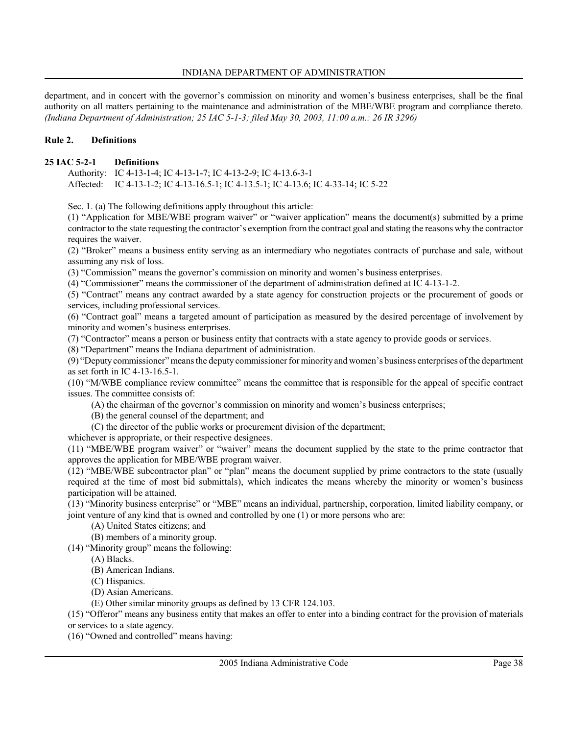department, and in concert with the governor's commission on minority and women's business enterprises, shall be the final authority on all matters pertaining to the maintenance and administration of the MBE/WBE program and compliance thereto. *(Indiana Department of Administration; 25 IAC 5-1-3; filed May 30, 2003, 11:00 a.m.: 26 IR 3296)*

## Rule 2. Definitions

### 25 IAC 5-2-1 Definitions

Authority: IC 4-13-1-4; IC 4-13-1-7; IC 4-13-2-9; IC 4-13.6-3-1
Affected: IC 4-13-1-2; IC 4-13-16.5-1; IC 4-13.5-1; IC 4-13.6; IC 4-33-14; IC 5-22

Sec. 1. (a) The following definitions apply throughout this article:

(1) "Application for MBE/WBE program waiver" or "waiver application" means the document(s) submitted by a prime contractor to the state requesting the contractor's exemption from the contract goal and stating the reasons why the contractor requires the waiver.

(2) "Broker" means a business entity serving as an intermediary who negotiates contracts of purchase and sale, without assuming any risk of loss.

(3) "Commission" means the governor's commission on minority and women's business enterprises.

(4) "Commissioner" means the commissioner of the department of administration defined at IC 4-13-1-2.

(5) "Contract" means any contract awarded by a state agency for construction projects or the procurement of goods or services, including professional services.

(6) "Contract goal" means a targeted amount of participation as measured by the desired percentage of involvement by minority and women's business enterprises.

(7) "Contractor" means a person or business entity that contracts with a state agency to provide goods or services.

(8) "Department" means the Indiana department of administration.

(9) "Deputy commissioner" means the deputy commissioner for minority and women's business enterprises of the department as set forth in IC 4-13-16.5-1.

(10) "M/WBE compliance review committee" means the committee that is responsible for the appeal of specific contract issues. The committee consists of:

(A) the chairman of the governor's commission on minority and women's business enterprises;

(B) the general counsel of the department; and

(C) the director of the public works or procurement division of the department;

whichever is appropriate, or their respective designees.

(11) "MBE/WBE program waiver" or "waiver" means the document supplied by the state to the prime contractor that approves the application for MBE/WBE program waiver.

(12) "MBE/WBE subcontractor plan" or "plan" means the document supplied by prime contractors to the state (usually required at the time of most bid submittals), which indicates the means whereby the minority or women's business participation will be attained.

(13) "Minority business enterprise" or "MBE" means an individual, partnership, corporation, limited liability company, or joint venture of any kind that is owned and controlled by one (1) or more persons who are:

(A) United States citizens; and

(B) members of a minority group.

(14) "Minority group" means the following:

(A) Blacks.

(B) American Indians.

(C) Hispanics.

(D) Asian Americans.

(E) Other similar minority groups as defined by 13 CFR 124.103.

(15) "Offeror" means any business entity that makes an offer to enter into a binding contract for the provision of materials or services to a state agency.

(16) "Owned and controlled" means having: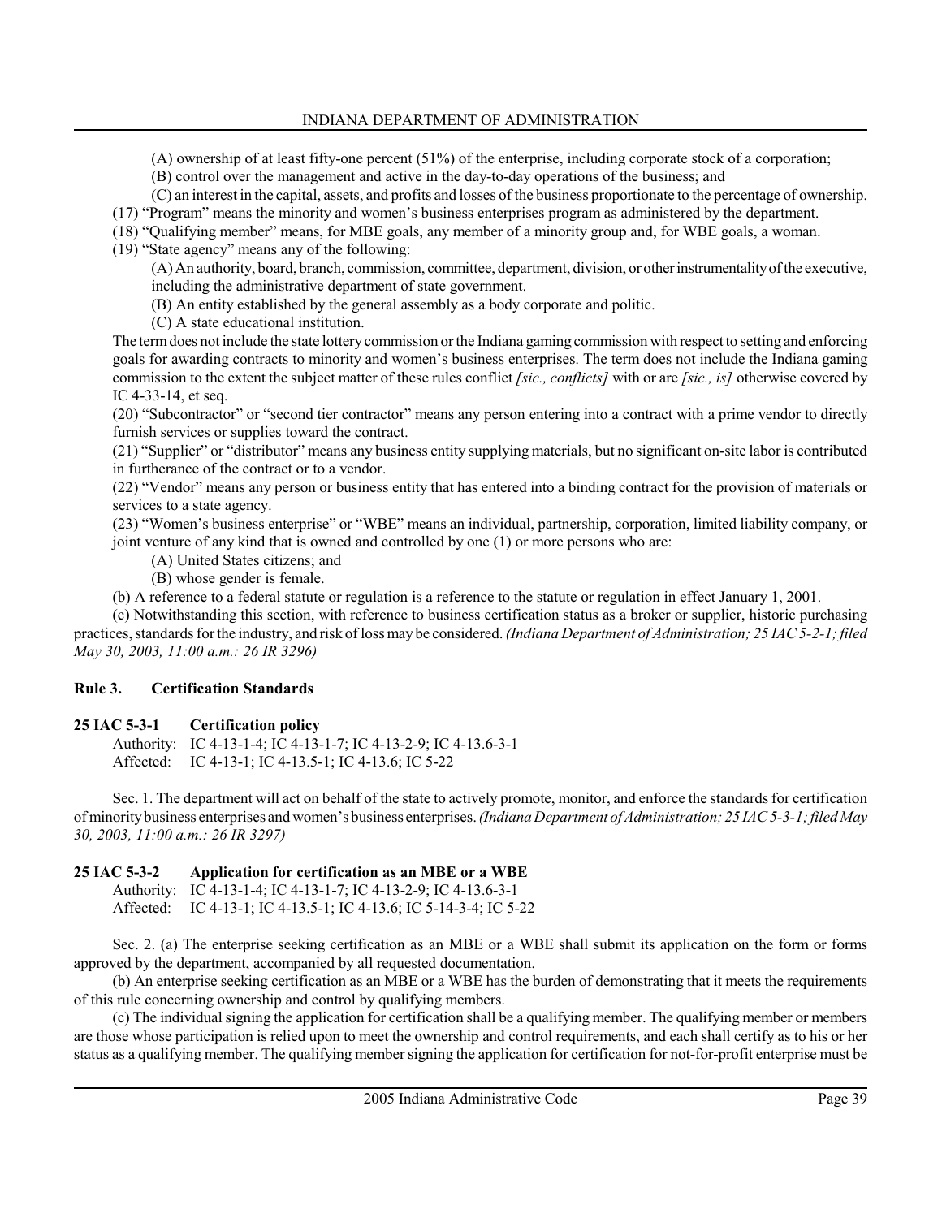(A) ownership of at least fifty-one percent (51%) of the enterprise, including corporate stock of a corporation;

(B) control over the management and active in the day-to-day operations of the business; and

(C) an interest in the capital, assets, and profits and losses of the business proportionate to the percentage of ownership.

(17) "Program" means the minority and women's business enterprises program as administered by the department.

(18) "Qualifying member" means, for MBE goals, any member of a minority group and, for WBE goals, a woman.

(19) "State agency" means any of the following:

(A) An authority, board, branch, commission, committee, department, division, or other instrumentality of the executive, including the administrative department of state government.

(B) An entity established by the general assembly as a body corporate and politic.

(C) A state educational institution.

The term does not include the state lottery commission or the Indiana gaming commission with respect to setting and enforcing goals for awarding contracts to minority and women's business enterprises. The term does not include the Indiana gaming commission to the extent the subject matter of these rules conflict *[sic., conflicts]* with or are *[sic., is]* otherwise covered by IC 4-33-14, et seq.

(20) "Subcontractor" or "second tier contractor" means any person entering into a contract with a prime vendor to directly furnish services or supplies toward the contract.

(21) "Supplier" or "distributor" means any business entity supplying materials, but no significant on-site labor is contributed in furtherance of the contract or to a vendor.

(22) "Vendor" means any person or business entity that has entered into a binding contract for the provision of materials or services to a state agency.

(23) "Women's business enterprise" or "WBE" means an individual, partnership, corporation, limited liability company, or joint venture of any kind that is owned and controlled by one (1) or more persons who are:

(A) United States citizens; and

(B) whose gender is female.

(b) A reference to a federal statute or regulation is a reference to the statute or regulation in effect January 1, 2001.

(c) Notwithstanding this section, with reference to business certification status as a broker or supplier, historic purchasing practices, standards for the industry, and risk of loss may be considered. *(Indiana Department of Administration; 25 IAC 5-2-1; filed May 30, 2003, 11:00 a.m.: 26 IR 3296)*

## Rule 3. Certification Standards

### 25 IAC 5-3-1 Certification policy

Authority: IC 4-13-1-4; IC 4-13-1-7; IC 4-13-2-9; IC 4-13.6-3-1
Affected: IC 4-13-1; IC 4-13.5-1; IC 4-13.6; IC 5-22

Sec. 1. The department will act on behalf of the state to actively promote, monitor, and enforce the standards for certification of minority business enterprises and women's business enterprises. *(Indiana Department of Administration; 25 IAC 5-3-1; filed May 30, 2003, 11:00 a.m.: 26 IR 3297)*

### 25 IAC 5-3-2 Application for certification as an MBE or a WBE

Authority: IC 4-13-1-4; IC 4-13-1-7; IC 4-13-2-9; IC 4-13.6-3-1
Affected: IC 4-13-1; IC 4-13.5-1; IC 4-13.6; IC 5-14-3-4; IC 5-22

Sec. 2. (a) The enterprise seeking certification as an MBE or a WBE shall submit its application on the form or forms approved by the department, accompanied by all requested documentation.

(b) An enterprise seeking certification as an MBE or a WBE has the burden of demonstrating that it meets the requirements of this rule concerning ownership and control by qualifying members.

(c) The individual signing the application for certification shall be a qualifying member. The qualifying member or members are those whose participation is relied upon to meet the ownership and control requirements, and each shall certify as to his or her status as a qualifying member. The qualifying member signing the application for certification for not-for-profit enterprise must be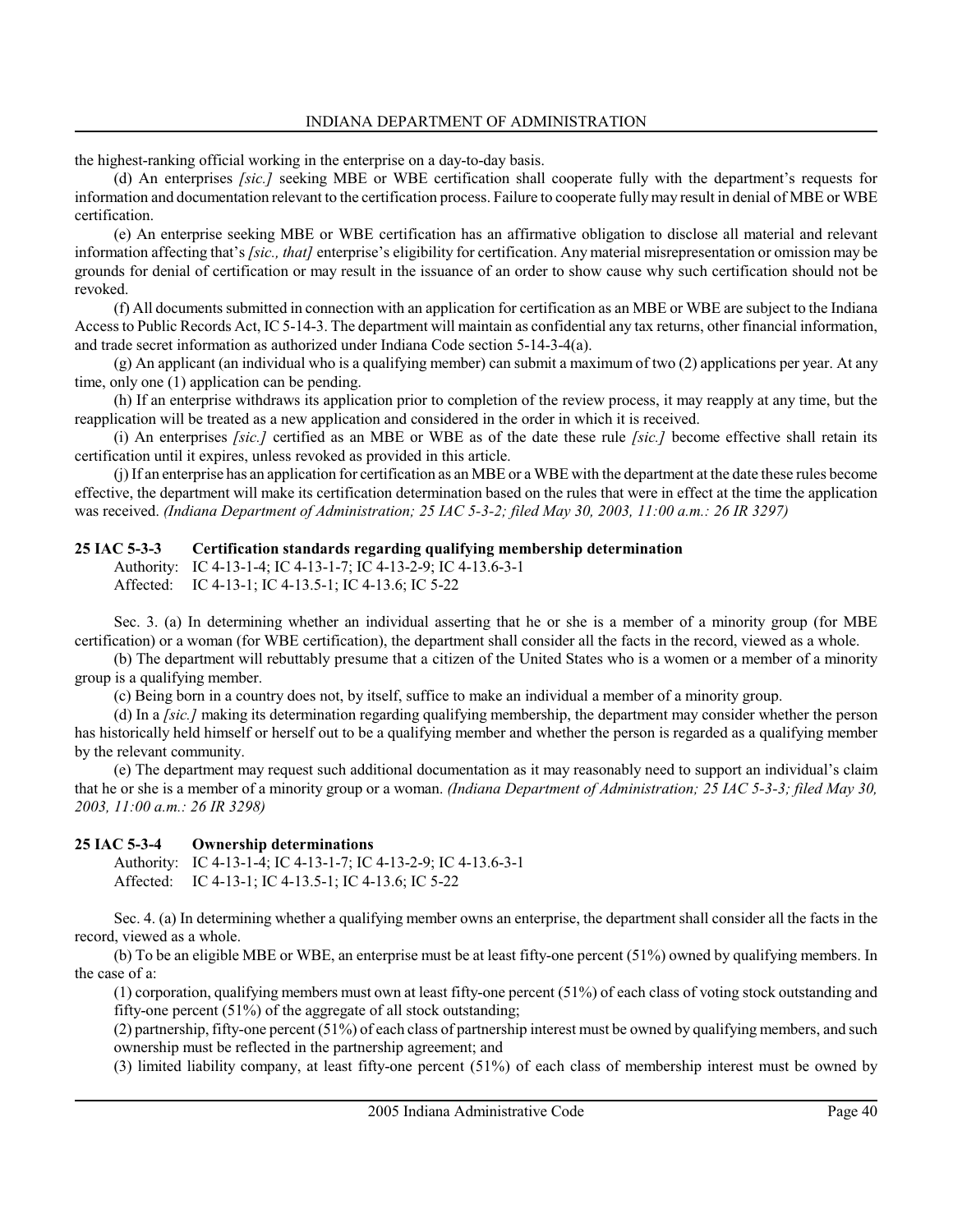the highest-ranking official working in the enterprise on a day-to-day basis.

(d) An enterprises *[sic.]* seeking MBE or WBE certification shall cooperate fully with the department's requests for information and documentation relevant to the certification process. Failure to cooperate fully may result in denial of MBE or WBE certification.

(e) An enterprise seeking MBE or WBE certification has an affirmative obligation to disclose all material and relevant information affecting that's *[sic., that]* enterprise's eligibility for certification. Any material misrepresentation or omission may be grounds for denial of certification or may result in the issuance of an order to show cause why such certification should not be revoked.

(f) All documents submitted in connection with an application for certification as an MBE or WBE are subject to the Indiana Access to Public Records Act, IC 5-14-3. The department will maintain as confidential any tax returns, other financial information, and trade secret information as authorized under Indiana Code section 5-14-3-4(a).

(g) An applicant (an individual who is a qualifying member) can submit a maximum of two (2) applications per year. At any time, only one (1) application can be pending.

(h) If an enterprise withdraws its application prior to completion of the review process, it may reapply at any time, but the reapplication will be treated as a new application and considered in the order in which it is received.

(i) An enterprises *[sic.]* certified as an MBE or WBE as of the date these rule *[sic.]* become effective shall retain its certification until it expires, unless revoked as provided in this article.

(j) If an enterprise has an application for certification as an MBE or a WBE with the department at the date these rules become effective, the department will make its certification determination based on the rules that were in effect at the time the application was received. *(Indiana Department of Administration; 25 IAC 5-3-2; filed May 30, 2003, 11:00 a.m.: 26 IR 3297)*

**25 IAC 5-3-3 Certification standards regarding qualifying membership determination**

Authority: IC 4-13-1-4; IC 4-13-1-7; IC 4-13-2-9; IC 4-13.6-3-1
Affected: IC 4-13-1; IC 4-13.5-1; IC 4-13.6; IC 5-22

Sec. 3. (a) In determining whether an individual asserting that he or she is a member of a minority group (for MBE certification) or a woman (for WBE certification), the department shall consider all the facts in the record, viewed as a whole.

(b) The department will rebuttably presume that a citizen of the United States who is a women or a member of a minority group is a qualifying member.

(c) Being born in a country does not, by itself, suffice to make an individual a member of a minority group.

(d) In a *[sic.]* making its determination regarding qualifying membership, the department may consider whether the person has historically held himself or herself out to be a qualifying member and whether the person is regarded as a qualifying member by the relevant community.

(e) The department may request such additional documentation as it may reasonably need to support an individual's claim that he or she is a member of a minority group or a woman. *(Indiana Department of Administration; 25 IAC 5-3-3; filed May 30, 2003, 11:00 a.m.: 26 IR 3298)*

**25 IAC 5-3-4 Ownership determinations**

Authority: IC 4-13-1-4; IC 4-13-1-7; IC 4-13-2-9; IC 4-13.6-3-1
Affected: IC 4-13-1; IC 4-13.5-1; IC 4-13.6; IC 5-22

Sec. 4. (a) In determining whether a qualifying member owns an enterprise, the department shall consider all the facts in the record, viewed as a whole.

(b) To be an eligible MBE or WBE, an enterprise must be at least fifty-one percent (51%) owned by qualifying members. In the case of a:

(1) corporation, qualifying members must own at least fifty-one percent (51%) of each class of voting stock outstanding and fifty-one percent (51%) of the aggregate of all stock outstanding;

(2) partnership, fifty-one percent (51%) of each class of partnership interest must be owned by qualifying members, and such ownership must be reflected in the partnership agreement; and

(3) limited liability company, at least fifty-one percent (51%) of each class of membership interest must be owned by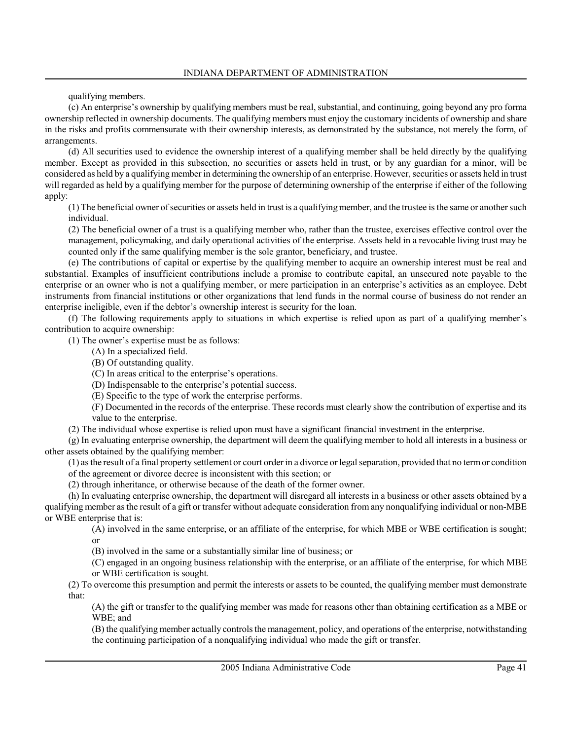qualifying members.

(c) An enterprise's ownership by qualifying members must be real, substantial, and continuing, going beyond any pro forma ownership reflected in ownership documents. The qualifying members must enjoy the customary incidents of ownership and share in the risks and profits commensurate with their ownership interests, as demonstrated by the substance, not merely the form, of arrangements.

(d) All securities used to evidence the ownership interest of a qualifying member shall be held directly by the qualifying member. Except as provided in this subsection, no securities or assets held in trust, or by any guardian for a minor, will be considered as held by a qualifying member in determining the ownership of an enterprise. However, securities or assets held in trust will regarded as held by a qualifying member for the purpose of determining ownership of the enterprise if either of the following apply:

(1) The beneficial owner of securities or assets held in trust is a qualifying member, and the trustee is the same or another such individual.

(2) The beneficial owner of a trust is a qualifying member who, rather than the trustee, exercises effective control over the management, policymaking, and daily operational activities of the enterprise. Assets held in a revocable living trust may be counted only if the same qualifying member is the sole grantor, beneficiary, and trustee.

(e) The contributions of capital or expertise by the qualifying member to acquire an ownership interest must be real and substantial. Examples of insufficient contributions include a promise to contribute capital, an unsecured note payable to the enterprise or an owner who is not a qualifying member, or mere participation in an enterprise's activities as an employee. Debt instruments from financial institutions or other organizations that lend funds in the normal course of business do not render an enterprise ineligible, even if the debtor's ownership interest is security for the loan.

(f) The following requirements apply to situations in which expertise is relied upon as part of a qualifying member's contribution to acquire ownership:

(1) The owner's expertise must be as follows:

(A) In a specialized field.

(B) Of outstanding quality.

(C) In areas critical to the enterprise's operations.

(D) Indispensable to the enterprise's potential success.

(E) Specific to the type of work the enterprise performs.

(F) Documented in the records of the enterprise. These records must clearly show the contribution of expertise and its value to the enterprise.

(2) The individual whose expertise is relied upon must have a significant financial investment in the enterprise.

(g) In evaluating enterprise ownership, the department will deem the qualifying member to hold all interests in a business or other assets obtained by the qualifying member:

(1) as the result of a final property settlement or court order in a divorce or legal separation, provided that no term or condition of the agreement or divorce decree is inconsistent with this section; or

(2) through inheritance, or otherwise because of the death of the former owner.

(h) In evaluating enterprise ownership, the department will disregard all interests in a business or other assets obtained by a qualifying member as the result of a gift or transfer without adequate consideration from any nonqualifying individual or non-MBE or WBE enterprise that is:

(A) involved in the same enterprise, or an affiliate of the enterprise, for which MBE or WBE certification is sought; or

(B) involved in the same or a substantially similar line of business; or

(C) engaged in an ongoing business relationship with the enterprise, or an affiliate of the enterprise, for which MBE or WBE certification is sought.

(2) To overcome this presumption and permit the interests or assets to be counted, the qualifying member must demonstrate that:

(A) the gift or transfer to the qualifying member was made for reasons other than obtaining certification as a MBE or WBE; and

(B) the qualifying member actually controls the management, policy, and operations of the enterprise, notwithstanding the continuing participation of a nonqualifying individual who made the gift or transfer.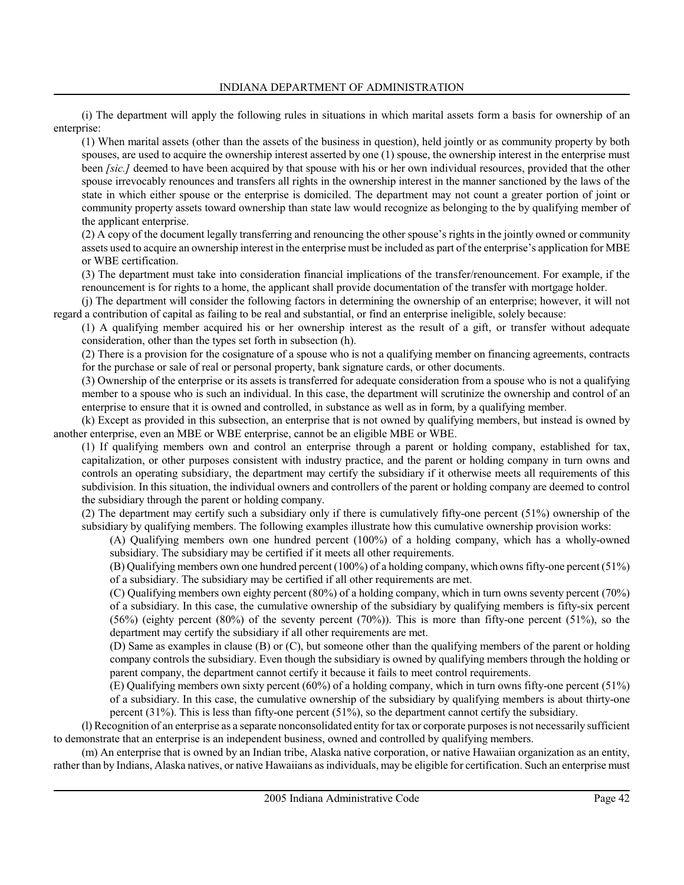(i) The department will apply the following rules in situations in which marital assets form a basis for ownership of an enterprise:

(1) When marital assets (other than the assets of the business in question), held jointly or as community property by both spouses, are used to acquire the ownership interest asserted by one (1) spouse, the ownership interest in the enterprise must been *[sic.]* deemed to have been acquired by that spouse with his or her own individual resources, provided that the other spouse irrevocably renounces and transfers all rights in the ownership interest in the manner sanctioned by the laws of the state in which either spouse or the enterprise is domiciled. The department may not count a greater portion of joint or community property assets toward ownership than state law would recognize as belonging to the by qualifying member of the applicant enterprise.

(2) A copy of the document legally transferring and renouncing the other spouse's rights in the jointly owned or community assets used to acquire an ownership interest in the enterprise must be included as part of the enterprise's application for MBE or WBE certification.

(3) The department must take into consideration financial implications of the transfer/renouncement. For example, if the renouncement is for rights to a home, the applicant shall provide documentation of the transfer with mortgage holder.

(j) The department will consider the following factors in determining the ownership of an enterprise; however, it will not regard a contribution of capital as failing to be real and substantial, or find an enterprise ineligible, solely because:

(1) A qualifying member acquired his or her ownership interest as the result of a gift, or transfer without adequate consideration, other than the types set forth in subsection (h).

(2) There is a provision for the cosignature of a spouse who is not a qualifying member on financing agreements, contracts for the purchase or sale of real or personal property, bank signature cards, or other documents.

(3) Ownership of the enterprise or its assets is transferred for adequate consideration from a spouse who is not a qualifying member to a spouse who is such an individual. In this case, the department will scrutinize the ownership and control of an enterprise to ensure that it is owned and controlled, in substance as well as in form, by a qualifying member.

(k) Except as provided in this subsection, an enterprise that is not owned by qualifying members, but instead is owned by another enterprise, even an MBE or WBE enterprise, cannot be an eligible MBE or WBE.

(1) If qualifying members own and control an enterprise through a parent or holding company, established for tax, capitalization, or other purposes consistent with industry practice, and the parent or holding company in turn owns and controls an operating subsidiary, the department may certify the subsidiary if it otherwise meets all requirements of this subdivision. In this situation, the individual owners and controllers of the parent or holding company are deemed to control the subsidiary through the parent or holding company.

(2) The department may certify such a subsidiary only if there is cumulatively fifty-one percent (51%) ownership of the subsidiary by qualifying members. The following examples illustrate how this cumulative ownership provision works:

(A) Qualifying members own one hundred percent (100%) of a holding company, which has a wholly-owned subsidiary. The subsidiary may be certified if it meets all other requirements.

(B) Qualifying members own one hundred percent (100%) of a holding company, which owns fifty-one percent (51%) of a subsidiary. The subsidiary may be certified if all other requirements are met.

(C) Qualifying members own eighty percent (80%) of a holding company, which in turn owns seventy percent (70%) of a subsidiary. In this case, the cumulative ownership of the subsidiary by qualifying members is fifty-six percent (56%) (eighty percent (80%) of the seventy percent (70%)). This is more than fifty-one percent (51%), so the department may certify the subsidiary if all other requirements are met.

(D) Same as examples in clause (B) or (C), but someone other than the qualifying members of the parent or holding company controls the subsidiary. Even though the subsidiary is owned by qualifying members through the holding or parent company, the department cannot certify it because it fails to meet control requirements.

(E) Qualifying members own sixty percent (60%) of a holding company, which in turn owns fifty-one percent (51%) of a subsidiary. In this case, the cumulative ownership of the subsidiary by qualifying members is about thirty-one percent (31%). This is less than fifty-one percent (51%), so the department cannot certify the subsidiary.

(l) Recognition of an enterprise as a separate nonconsolidated entity for tax or corporate purposes is not necessarily sufficient to demonstrate that an enterprise is an independent business, owned and controlled by qualifying members.

(m) An enterprise that is owned by an Indian tribe, Alaska native corporation, or native Hawaiian organization as an entity, rather than by Indians, Alaska natives, or native Hawaiians as individuals, may be eligible for certification. Such an enterprise must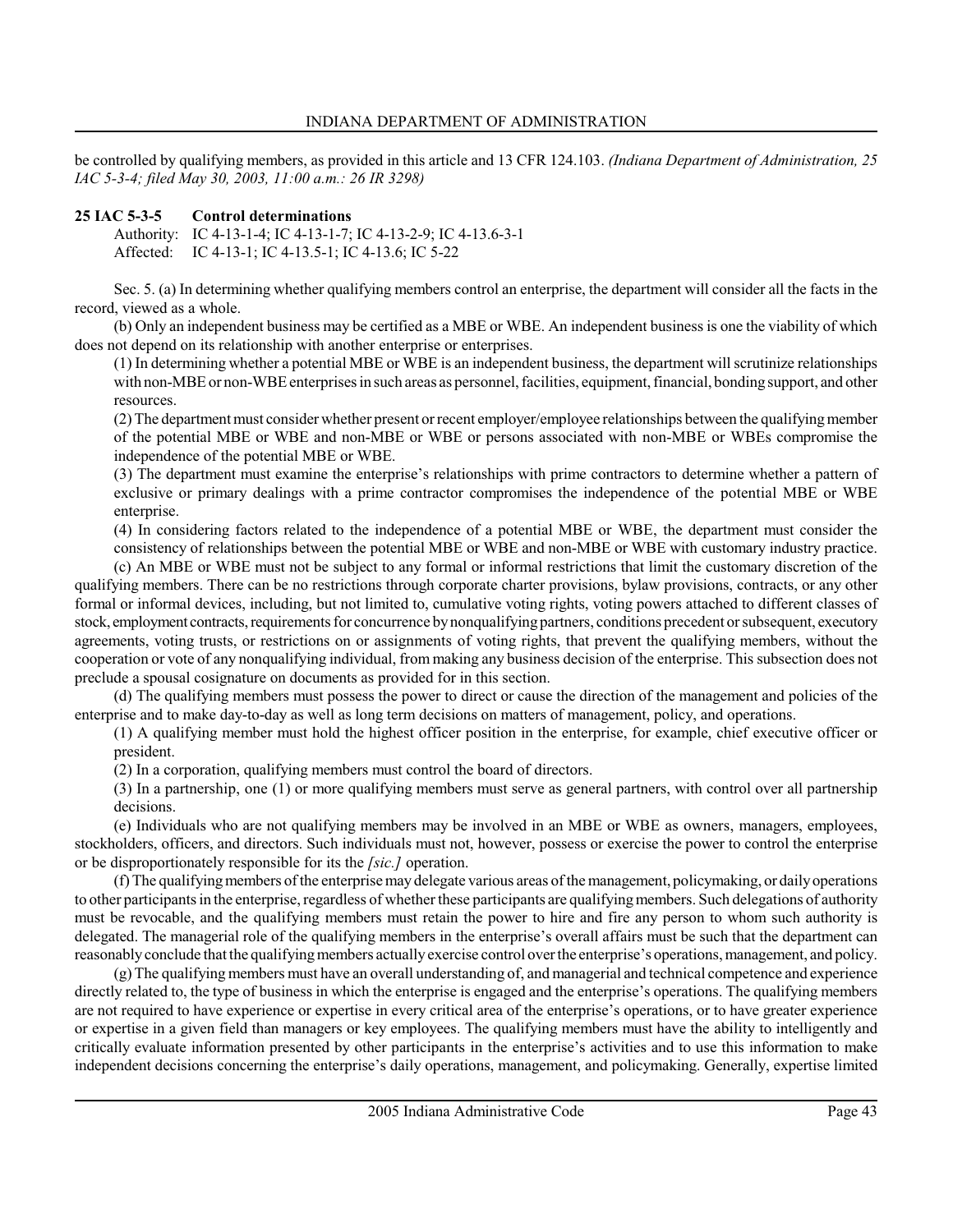be controlled by qualifying members, as provided in this article and 13 CFR 124.103. *(Indiana Department of Administration, 25 IAC 5-3-4; filed May 30, 2003, 11:00 a.m.: 26 IR 3298)*

**25 IAC 5-3-5 Control determinations**

Authority: IC 4-13-1-4; IC 4-13-1-7; IC 4-13-2-9; IC 4-13.6-3-1
Affected: IC 4-13-1; IC 4-13.5-1; IC 4-13.6; IC 5-22

Sec. 5. (a) In determining whether qualifying members control an enterprise, the department will consider all the facts in the record, viewed as a whole.

(b) Only an independent business may be certified as a MBE or WBE. An independent business is one the viability of which does not depend on its relationship with another enterprise or enterprises.

(1) In determining whether a potential MBE or WBE is an independent business, the department will scrutinize relationships with non-MBE or non-WBE enterprises in such areas as personnel, facilities, equipment, financial, bonding support, and other resources.

(2) The department must consider whether present or recent employer/employee relationships between the qualifying member of the potential MBE or WBE and non-MBE or WBE or persons associated with non-MBE or WBEs compromise the independence of the potential MBE or WBE.

(3) The department must examine the enterprise's relationships with prime contractors to determine whether a pattern of exclusive or primary dealings with a prime contractor compromises the independence of the potential MBE or WBE enterprise.

(4) In considering factors related to the independence of a potential MBE or WBE, the department must consider the consistency of relationships between the potential MBE or WBE and non-MBE or WBE with customary industry practice.

(c) An MBE or WBE must not be subject to any formal or informal restrictions that limit the customary discretion of the qualifying members. There can be no restrictions through corporate charter provisions, bylaw provisions, contracts, or any other formal or informal devices, including, but not limited to, cumulative voting rights, voting powers attached to different classes of stock, employment contracts, requirements for concurrence by nonqualifying partners, conditions precedent or subsequent, executory agreements, voting trusts, or restrictions on or assignments of voting rights, that prevent the qualifying members, without the cooperation or vote of any nonqualifying individual, from making any business decision of the enterprise. This subsection does not preclude a spousal cosignature on documents as provided for in this section.

(d) The qualifying members must possess the power to direct or cause the direction of the management and policies of the enterprise and to make day-to-day as well as long term decisions on matters of management, policy, and operations.

(1) A qualifying member must hold the highest officer position in the enterprise, for example, chief executive officer or president.

(2) In a corporation, qualifying members must control the board of directors.

(3) In a partnership, one (1) or more qualifying members must serve as general partners, with control over all partnership decisions.

(e) Individuals who are not qualifying members may be involved in an MBE or WBE as owners, managers, employees, stockholders, officers, and directors. Such individuals must not, however, possess or exercise the power to control the enterprise or be disproportionately responsible for its the *[sic.]* operation.

(f) The qualifying members of the enterprise may delegate various areas of the management, policymaking, or daily operations to other participants in the enterprise, regardless of whether these participants are qualifying members. Such delegations of authority must be revocable, and the qualifying members must retain the power to hire and fire any person to whom such authority is delegated. The managerial role of the qualifying members in the enterprise's overall affairs must be such that the department can reasonably conclude that the qualifying members actually exercise control over the enterprise's operations, management, and policy.

(g) The qualifying members must have an overall understanding of, and managerial and technical competence and experience directly related to, the type of business in which the enterprise is engaged and the enterprise's operations. The qualifying members are not required to have experience or expertise in every critical area of the enterprise's operations, or to have greater experience or expertise in a given field than managers or key employees. The qualifying members must have the ability to intelligently and critically evaluate information presented by other participants in the enterprise's activities and to use this information to make independent decisions concerning the enterprise's daily operations, management, and policymaking. Generally, expertise limited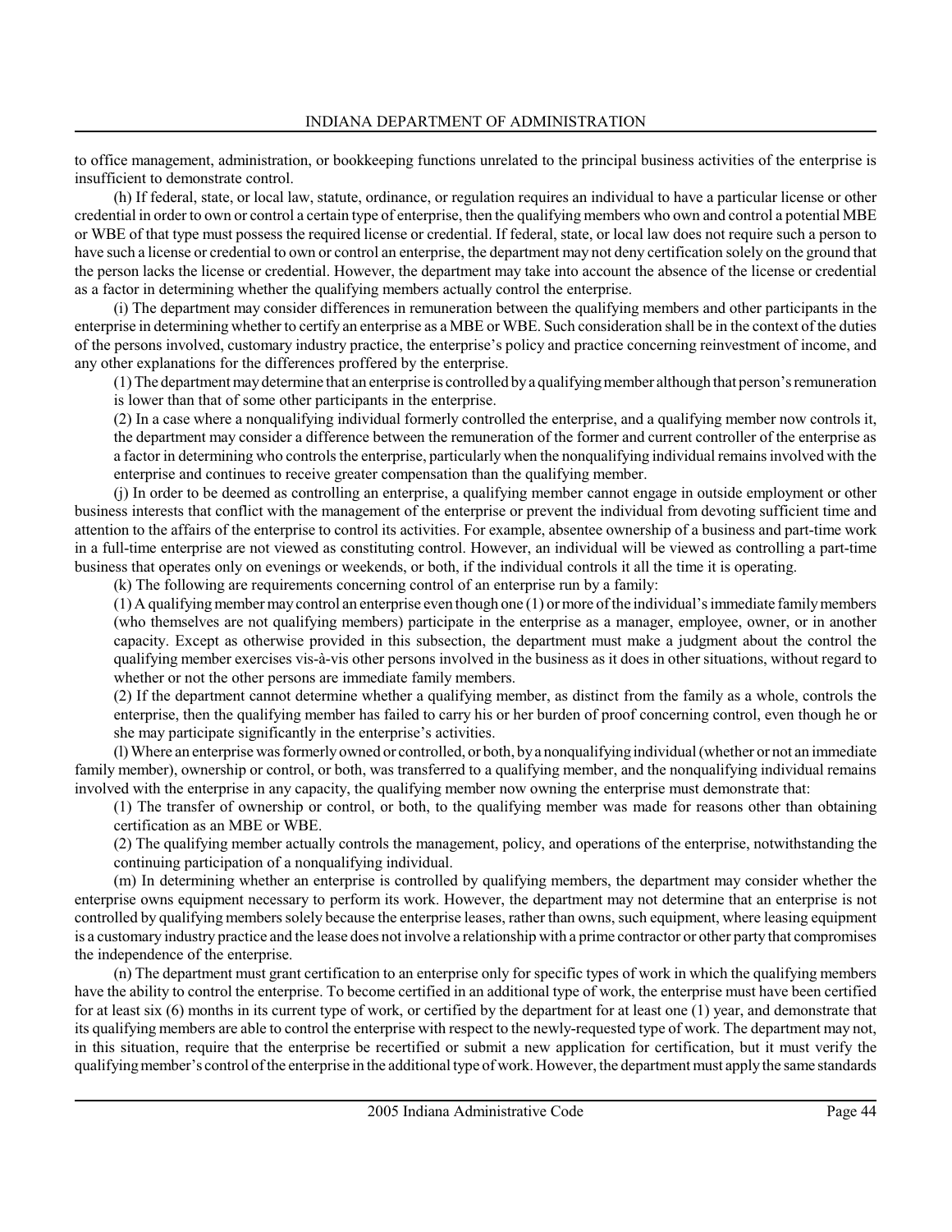to office management, administration, or bookkeeping functions unrelated to the principal business activities of the enterprise is insufficient to demonstrate control.

(h) If federal, state, or local law, statute, ordinance, or regulation requires an individual to have a particular license or other credential in order to own or control a certain type of enterprise, then the qualifying members who own and control a potential MBE or WBE of that type must possess the required license or credential. If federal, state, or local law does not require such a person to have such a license or credential to own or control an enterprise, the department may not deny certification solely on the ground that the person lacks the license or credential. However, the department may take into account the absence of the license or credential as a factor in determining whether the qualifying members actually control the enterprise.

(i) The department may consider differences in remuneration between the qualifying members and other participants in the enterprise in determining whether to certify an enterprise as a MBE or WBE. Such consideration shall be in the context of the duties of the persons involved, customary industry practice, the enterprise's policy and practice concerning reinvestment of income, and any other explanations for the differences proffered by the enterprise.

(1) The department may determine that an enterprise is controlled by a qualifying member although that person's remuneration is lower than that of some other participants in the enterprise.

(2) In a case where a nonqualifying individual formerly controlled the enterprise, and a qualifying member now controls it, the department may consider a difference between the remuneration of the former and current controller of the enterprise as a factor in determining who controls the enterprise, particularly when the nonqualifying individual remains involved with the enterprise and continues to receive greater compensation than the qualifying member.

(j) In order to be deemed as controlling an enterprise, a qualifying member cannot engage in outside employment or other business interests that conflict with the management of the enterprise or prevent the individual from devoting sufficient time and attention to the affairs of the enterprise to control its activities. For example, absentee ownership of a business and part-time work in a full-time enterprise are not viewed as constituting control. However, an individual will be viewed as controlling a part-time business that operates only on evenings or weekends, or both, if the individual controls it all the time it is operating.

(k) The following are requirements concerning control of an enterprise run by a family:

(1) A qualifying member may control an enterprise even though one (1) or more of the individual's immediate family members (who themselves are not qualifying members) participate in the enterprise as a manager, employee, owner, or in another capacity. Except as otherwise provided in this subsection, the department must make a judgment about the control the qualifying member exercises vis-à-vis other persons involved in the business as it does in other situations, without regard to whether or not the other persons are immediate family members.

(2) If the department cannot determine whether a qualifying member, as distinct from the family as a whole, controls the enterprise, then the qualifying member has failed to carry his or her burden of proof concerning control, even though he or she may participate significantly in the enterprise's activities.

(l) Where an enterprise was formerly owned or controlled, or both, by a nonqualifying individual (whether or not an immediate family member), ownership or control, or both, was transferred to a qualifying member, and the nonqualifying individual remains involved with the enterprise in any capacity, the qualifying member now owning the enterprise must demonstrate that:

(1) The transfer of ownership or control, or both, to the qualifying member was made for reasons other than obtaining certification as an MBE or WBE.

(2) The qualifying member actually controls the management, policy, and operations of the enterprise, notwithstanding the continuing participation of a nonqualifying individual.

(m) In determining whether an enterprise is controlled by qualifying members, the department may consider whether the enterprise owns equipment necessary to perform its work. However, the department may not determine that an enterprise is not controlled by qualifying members solely because the enterprise leases, rather than owns, such equipment, where leasing equipment is a customary industry practice and the lease does not involve a relationship with a prime contractor or other party that compromises the independence of the enterprise.

(n) The department must grant certification to an enterprise only for specific types of work in which the qualifying members have the ability to control the enterprise. To become certified in an additional type of work, the enterprise must have been certified for at least six (6) months in its current type of work, or certified by the department for at least one (1) year, and demonstrate that its qualifying members are able to control the enterprise with respect to the newly-requested type of work. The department may not, in this situation, require that the enterprise be recertified or submit a new application for certification, but it must verify the qualifying member's control of the enterprise in the additional type of work. However, the department must apply the same standards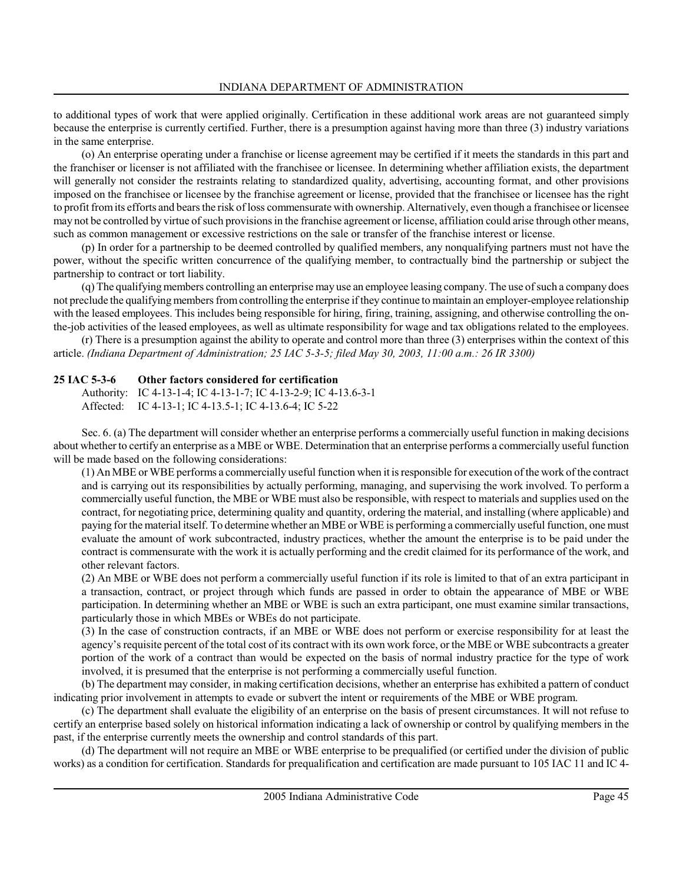to additional types of work that were applied originally. Certification in these additional work areas are not guaranteed simply because the enterprise is currently certified. Further, there is a presumption against having more than three (3) industry variations in the same enterprise.

(o) An enterprise operating under a franchise or license agreement may be certified if it meets the standards in this part and the franchiser or licenser is not affiliated with the franchisee or licensee. In determining whether affiliation exists, the department will generally not consider the restraints relating to standardized quality, advertising, accounting format, and other provisions imposed on the franchisee or licensee by the franchise agreement or license, provided that the franchisee or licensee has the right to profit from its efforts and bears the risk of loss commensurate with ownership. Alternatively, even though a franchisee or licensee may not be controlled by virtue of such provisions in the franchise agreement or license, affiliation could arise through other means, such as common management or excessive restrictions on the sale or transfer of the franchise interest or license.

(p) In order for a partnership to be deemed controlled by qualified members, any nonqualifying partners must not have the power, without the specific written concurrence of the qualifying member, to contractually bind the partnership or subject the partnership to contract or tort liability.

(q) The qualifying members controlling an enterprise may use an employee leasing company. The use of such a company does not preclude the qualifying members from controlling the enterprise if they continue to maintain an employer-employee relationship with the leased employees. This includes being responsible for hiring, firing, training, assigning, and otherwise controlling the on-the-job activities of the leased employees, as well as ultimate responsibility for wage and tax obligations related to the employees.

(r) There is a presumption against the ability to operate and control more than three (3) enterprises within the context of this article. *(Indiana Department of Administration; 25 IAC 5-3-5; filed May 30, 2003, 11:00 a.m.: 26 IR 3300)*

**25 IAC 5-3-6 Other factors considered for certification**

Authority: IC 4-13-1-4; IC 4-13-1-7; IC 4-13-2-9; IC 4-13.6-3-1
Affected: IC 4-13-1; IC 4-13.5-1; IC 4-13.6-4; IC 5-22

Sec. 6. (a) The department will consider whether an enterprise performs a commercially useful function in making decisions about whether to certify an enterprise as a MBE or WBE. Determination that an enterprise performs a commercially useful function will be made based on the following considerations:

(1) An MBE or WBE performs a commercially useful function when it is responsible for execution of the work of the contract and is carrying out its responsibilities by actually performing, managing, and supervising the work involved. To perform a commercially useful function, the MBE or WBE must also be responsible, with respect to materials and supplies used on the contract, for negotiating price, determining quality and quantity, ordering the material, and installing (where applicable) and paying for the material itself. To determine whether an MBE or WBE is performing a commercially useful function, one must evaluate the amount of work subcontracted, industry practices, whether the amount the enterprise is to be paid under the contract is commensurate with the work it is actually performing and the credit claimed for its performance of the work, and other relevant factors.

(2) An MBE or WBE does not perform a commercially useful function if its role is limited to that of an extra participant in a transaction, contract, or project through which funds are passed in order to obtain the appearance of MBE or WBE participation. In determining whether an MBE or WBE is such an extra participant, one must examine similar transactions, particularly those in which MBEs or WBEs do not participate.

(3) In the case of construction contracts, if an MBE or WBE does not perform or exercise responsibility for at least the agency's requisite percent of the total cost of its contract with its own work force, or the MBE or WBE subcontracts a greater portion of the work of a contract than would be expected on the basis of normal industry practice for the type of work involved, it is presumed that the enterprise is not performing a commercially useful function.

(b) The department may consider, in making certification decisions, whether an enterprise has exhibited a pattern of conduct indicating prior involvement in attempts to evade or subvert the intent or requirements of the MBE or WBE program.

(c) The department shall evaluate the eligibility of an enterprise on the basis of present circumstances. It will not refuse to certify an enterprise based solely on historical information indicating a lack of ownership or control by qualifying members in the past, if the enterprise currently meets the ownership and control standards of this part.

(d) The department will not require an MBE or WBE enterprise to be prequalified (or certified under the division of public works) as a condition for certification. Standards for prequalification and certification are made pursuant to 105 IAC 11 and IC 4-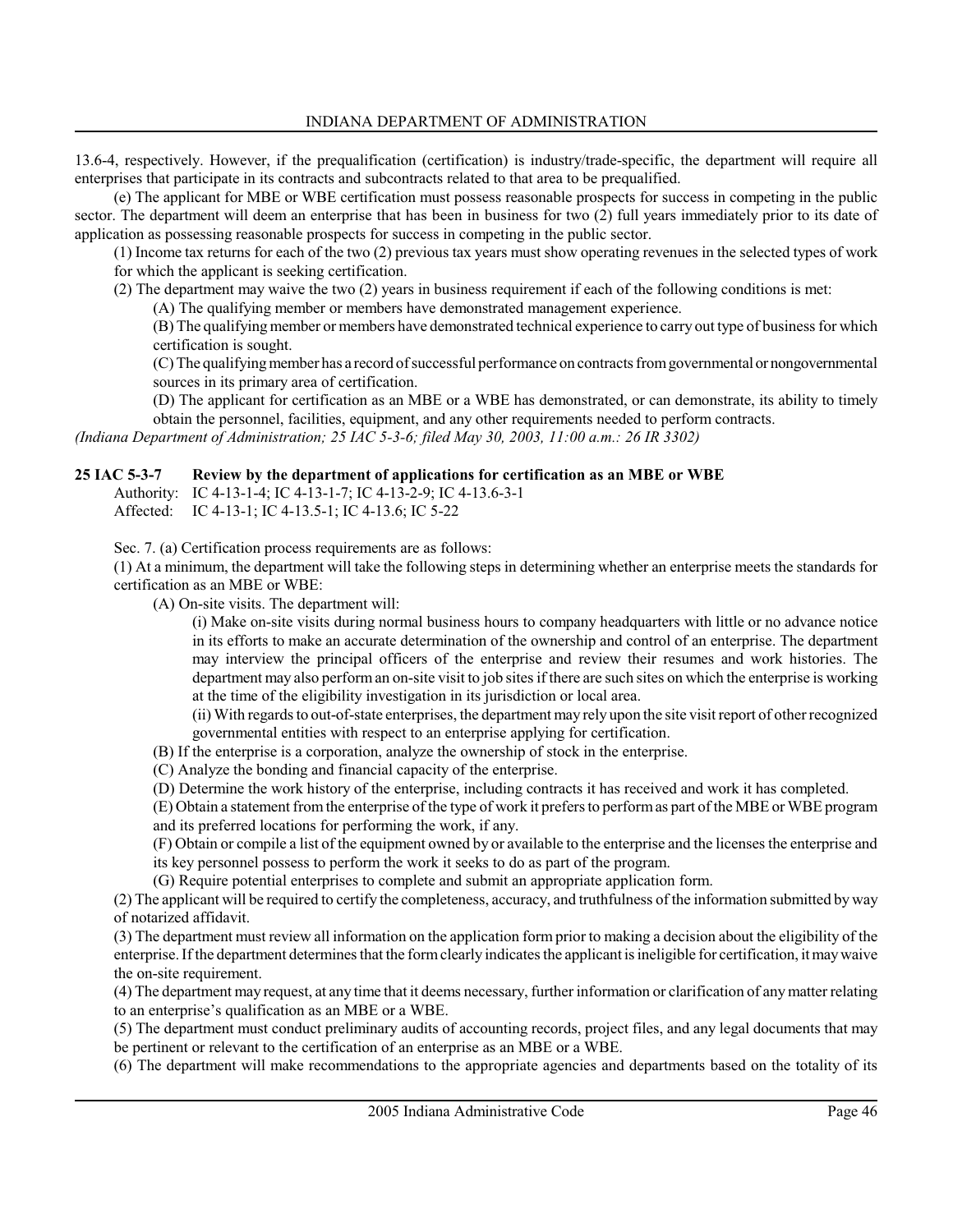13.6-4, respectively. However, if the prequalification (certification) is industry/trade-specific, the department will require all enterprises that participate in its contracts and subcontracts related to that area to be prequalified.

(e) The applicant for MBE or WBE certification must possess reasonable prospects for success in competing in the public sector. The department will deem an enterprise that has been in business for two (2) full years immediately prior to its date of application as possessing reasonable prospects for success in competing in the public sector.

(1) Income tax returns for each of the two (2) previous tax years must show operating revenues in the selected types of work for which the applicant is seeking certification.

(2) The department may waive the two (2) years in business requirement if each of the following conditions is met:

(A) The qualifying member or members have demonstrated management experience.

(B) The qualifying member or members have demonstrated technical experience to carry out type of business for which certification is sought.

(C) The qualifying member has a record of successful performance on contracts from governmental or nongovernmental sources in its primary area of certification.

(D) The applicant for certification as an MBE or a WBE has demonstrated, or can demonstrate, its ability to timely obtain the personnel, facilities, equipment, and any other requirements needed to perform contracts.

*(Indiana Department of Administration; 25 IAC 5-3-6; filed May 30, 2003, 11:00 a.m.: 26 IR 3302)*

**25 IAC 5-3-7 Review by the department of applications for certification as an MBE or WBE**

Authority: IC 4-13-1-4; IC 4-13-1-7; IC 4-13-2-9; IC 4-13.6-3-1
Affected: IC 4-13-1; IC 4-13.5-1; IC 4-13.6; IC 5-22

Sec. 7. (a) Certification process requirements are as follows:

(1) At a minimum, the department will take the following steps in determining whether an enterprise meets the standards for certification as an MBE or WBE:

(A) On-site visits. The department will:

(i) Make on-site visits during normal business hours to company headquarters with little or no advance notice in its efforts to make an accurate determination of the ownership and control of an enterprise. The department may interview the principal officers of the enterprise and review their resumes and work histories. The department may also perform an on-site visit to job sites if there are such sites on which the enterprise is working at the time of the eligibility investigation in its jurisdiction or local area.

(ii) With regards to out-of-state enterprises, the department may rely upon the site visit report of other recognized governmental entities with respect to an enterprise applying for certification.

(B) If the enterprise is a corporation, analyze the ownership of stock in the enterprise.

(C) Analyze the bonding and financial capacity of the enterprise.

(D) Determine the work history of the enterprise, including contracts it has received and work it has completed.

(E) Obtain a statement from the enterprise of the type of work it prefers to perform as part of the MBE or WBE program and its preferred locations for performing the work, if any.

(F) Obtain or compile a list of the equipment owned by or available to the enterprise and the licenses the enterprise and its key personnel possess to perform the work it seeks to do as part of the program.

(G) Require potential enterprises to complete and submit an appropriate application form.

(2) The applicant will be required to certify the completeness, accuracy, and truthfulness of the information submitted by way of notarized affidavit.

(3) The department must review all information on the application form prior to making a decision about the eligibility of the enterprise. If the department determines that the form clearly indicates the applicant is ineligible for certification, it may waive the on-site requirement.

(4) The department may request, at any time that it deems necessary, further information or clarification of any matter relating to an enterprise's qualification as an MBE or a WBE.

(5) The department must conduct preliminary audits of accounting records, project files, and any legal documents that may be pertinent or relevant to the certification of an enterprise as an MBE or a WBE.

(6) The department will make recommendations to the appropriate agencies and departments based on the totality of its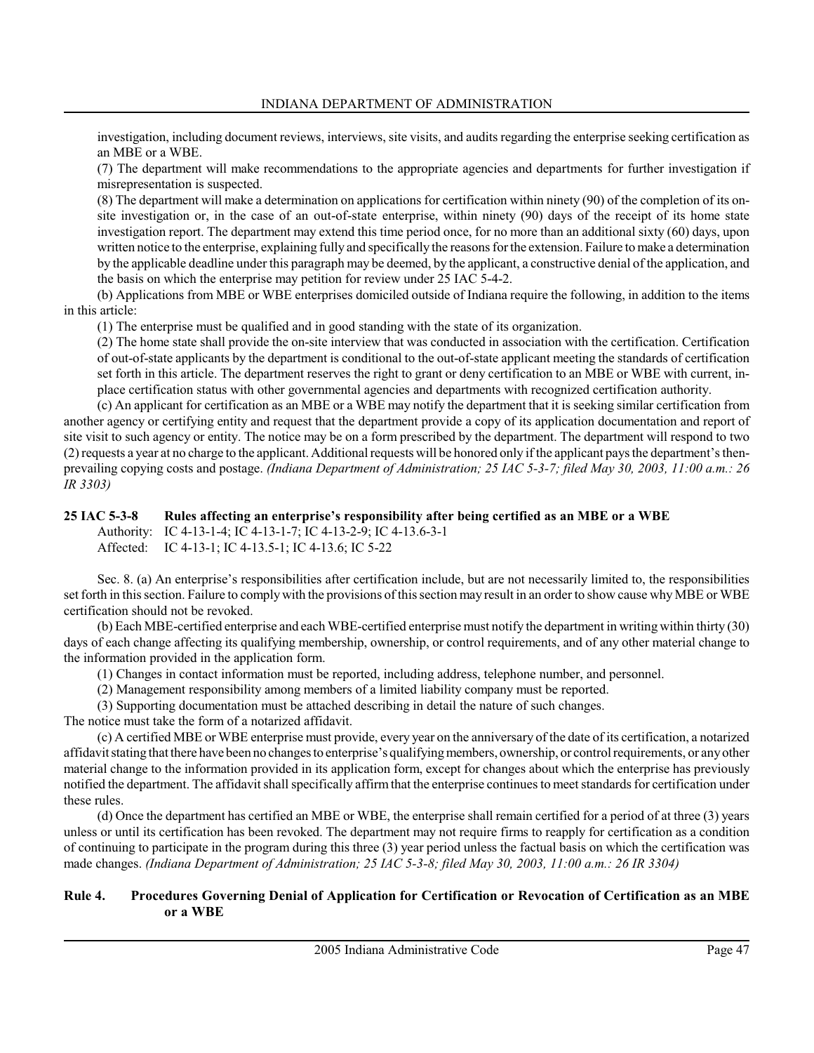investigation, including document reviews, interviews, site visits, and audits regarding the enterprise seeking certification as an MBE or a WBE.

(7) The department will make recommendations to the appropriate agencies and departments for further investigation if misrepresentation is suspected.

(8) The department will make a determination on applications for certification within ninety (90) of the completion of its on-site investigation or, in the case of an out-of-state enterprise, within ninety (90) days of the receipt of its home state investigation report. The department may extend this time period once, for no more than an additional sixty (60) days, upon written notice to the enterprise, explaining fully and specifically the reasons for the extension. Failure to make a determination by the applicable deadline under this paragraph may be deemed, by the applicant, a constructive denial of the application, and the basis on which the enterprise may petition for review under 25 IAC 5-4-2.

(b) Applications from MBE or WBE enterprises domiciled outside of Indiana require the following, in addition to the items in this article:

(1) The enterprise must be qualified and in good standing with the state of its organization.

(2) The home state shall provide the on-site interview that was conducted in association with the certification. Certification of out-of-state applicants by the department is conditional to the out-of-state applicant meeting the standards of certification set forth in this article. The department reserves the right to grant or deny certification to an MBE or WBE with current, in-place certification status with other governmental agencies and departments with recognized certification authority.

(c) An applicant for certification as an MBE or a WBE may notify the department that it is seeking similar certification from another agency or certifying entity and request that the department provide a copy of its application documentation and report of site visit to such agency or entity. The notice may be on a form prescribed by the department. The department will respond to two (2) requests a year at no charge to the applicant. Additional requests will be honored only if the applicant pays the department's then-prevailing copying costs and postage. *(Indiana Department of Administration; 25 IAC 5-3-7; filed May 30, 2003, 11:00 a.m.: 26 IR 3303)*

**25 IAC 5-3-8 Rules affecting an enterprise's responsibility after being certified as an MBE or a WBE**

Authority: IC 4-13-1-4; IC 4-13-1-7; IC 4-13-2-9; IC 4-13.6-3-1
Affected: IC 4-13-1; IC 4-13.5-1; IC 4-13.6; IC 5-22

Sec. 8. (a) An enterprise's responsibilities after certification include, but are not necessarily limited to, the responsibilities set forth in this section. Failure to comply with the provisions of this section may result in an order to show cause why MBE or WBE certification should not be revoked.

(b) Each MBE-certified enterprise and each WBE-certified enterprise must notify the department in writing within thirty (30) days of each change affecting its qualifying membership, ownership, or control requirements, and of any other material change to the information provided in the application form.

(1) Changes in contact information must be reported, including address, telephone number, and personnel.

(2) Management responsibility among members of a limited liability company must be reported.

(3) Supporting documentation must be attached describing in detail the nature of such changes.

The notice must take the form of a notarized affidavit.

(c) A certified MBE or WBE enterprise must provide, every year on the anniversary of the date of its certification, a notarized affidavit stating that there have been no changes to enterprise's qualifying members, ownership, or control requirements, or any other material change to the information provided in its application form, except for changes about which the enterprise has previously notified the department. The affidavit shall specifically affirm that the enterprise continues to meet standards for certification under these rules.

(d) Once the department has certified an MBE or WBE, the enterprise shall remain certified for a period of at three (3) years unless or until its certification has been revoked. The department may not require firms to reapply for certification as a condition of continuing to participate in the program during this three (3) year period unless the factual basis on which the certification was made changes. *(Indiana Department of Administration; 25 IAC 5-3-8; filed May 30, 2003, 11:00 a.m.: 26 IR 3304)*

**Rule 4. Procedures Governing Denial of Application for Certification or Revocation of Certification as an MBE or a WBE**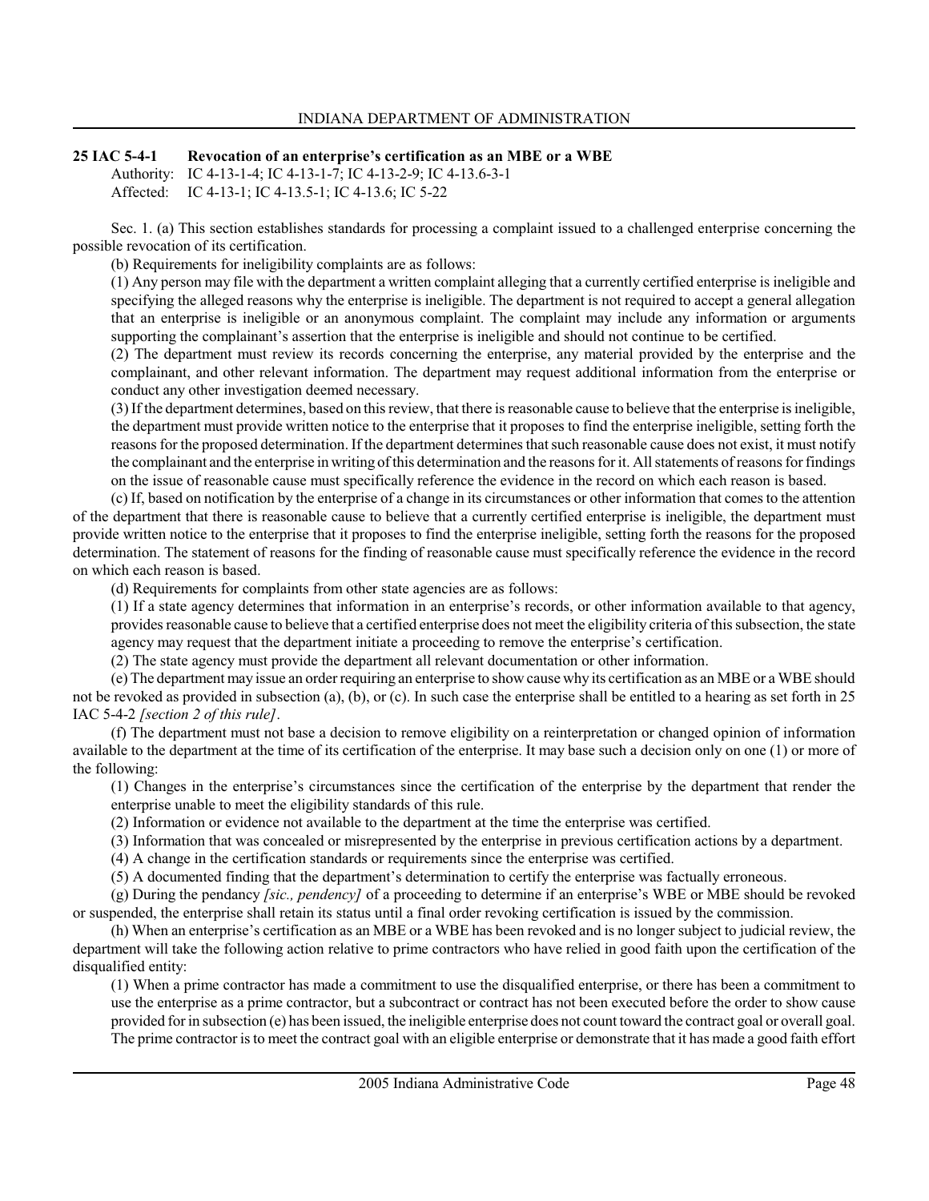**25 IAC 5-4-1 Revocation of an enterprise's certification as an MBE or a WBE**

Authority: IC 4-13-1-4; IC 4-13-1-7; IC 4-13-2-9; IC 4-13.6-3-1
Affected: IC 4-13-1; IC 4-13.5-1; IC 4-13.6; IC 5-22

Sec. 1. (a) This section establishes standards for processing a complaint issued to a challenged enterprise concerning the possible revocation of its certification.

(b) Requirements for ineligibility complaints are as follows:

(1) Any person may file with the department a written complaint alleging that a currently certified enterprise is ineligible and specifying the alleged reasons why the enterprise is ineligible. The department is not required to accept a general allegation that an enterprise is ineligible or an anonymous complaint. The complaint may include any information or arguments supporting the complainant's assertion that the enterprise is ineligible and should not continue to be certified.

(2) The department must review its records concerning the enterprise, any material provided by the enterprise and the complainant, and other relevant information. The department may request additional information from the enterprise or conduct any other investigation deemed necessary.

(3) If the department determines, based on this review, that there is reasonable cause to believe that the enterprise is ineligible, the department must provide written notice to the enterprise that it proposes to find the enterprise ineligible, setting forth the reasons for the proposed determination. If the department determines that such reasonable cause does not exist, it must notify the complainant and the enterprise in writing of this determination and the reasons for it. All statements of reasons for findings on the issue of reasonable cause must specifically reference the evidence in the record on which each reason is based.

(c) If, based on notification by the enterprise of a change in its circumstances or other information that comes to the attention of the department that there is reasonable cause to believe that a currently certified enterprise is ineligible, the department must provide written notice to the enterprise that it proposes to find the enterprise ineligible, setting forth the reasons for the proposed determination. The statement of reasons for the finding of reasonable cause must specifically reference the evidence in the record on which each reason is based.

(d) Requirements for complaints from other state agencies are as follows:

(1) If a state agency determines that information in an enterprise's records, or other information available to that agency, provides reasonable cause to believe that a certified enterprise does not meet the eligibility criteria of this subsection, the state agency may request that the department initiate a proceeding to remove the enterprise's certification.

(2) The state agency must provide the department all relevant documentation or other information.

(e) The department may issue an order requiring an enterprise to show cause why its certification as an MBE or a WBE should not be revoked as provided in subsection (a), (b), or (c). In such case the enterprise shall be entitled to a hearing as set forth in 25 IAC 5-4-2 *[section 2 of this rule]*.

(f) The department must not base a decision to remove eligibility on a reinterpretation or changed opinion of information available to the department at the time of its certification of the enterprise. It may base such a decision only on one (1) or more of the following:

(1) Changes in the enterprise's circumstances since the certification of the enterprise by the department that render the enterprise unable to meet the eligibility standards of this rule.

(2) Information or evidence not available to the department at the time the enterprise was certified.

(3) Information that was concealed or misrepresented by the enterprise in previous certification actions by a department.

(4) A change in the certification standards or requirements since the enterprise was certified.

(5) A documented finding that the department's determination to certify the enterprise was factually erroneous.

(g) During the pendancy *[sic., pendency]* of a proceeding to determine if an enterprise's WBE or MBE should be revoked or suspended, the enterprise shall retain its status until a final order revoking certification is issued by the commission.

(h) When an enterprise's certification as an MBE or a WBE has been revoked and is no longer subject to judicial review, the department will take the following action relative to prime contractors who have relied in good faith upon the certification of the disqualified entity:

(1) When a prime contractor has made a commitment to use the disqualified enterprise, or there has been a commitment to use the enterprise as a prime contractor, but a subcontract or contract has not been executed before the order to show cause provided for in subsection (e) has been issued, the ineligible enterprise does not count toward the contract goal or overall goal. The prime contractor is to meet the contract goal with an eligible enterprise or demonstrate that it has made a good faith effort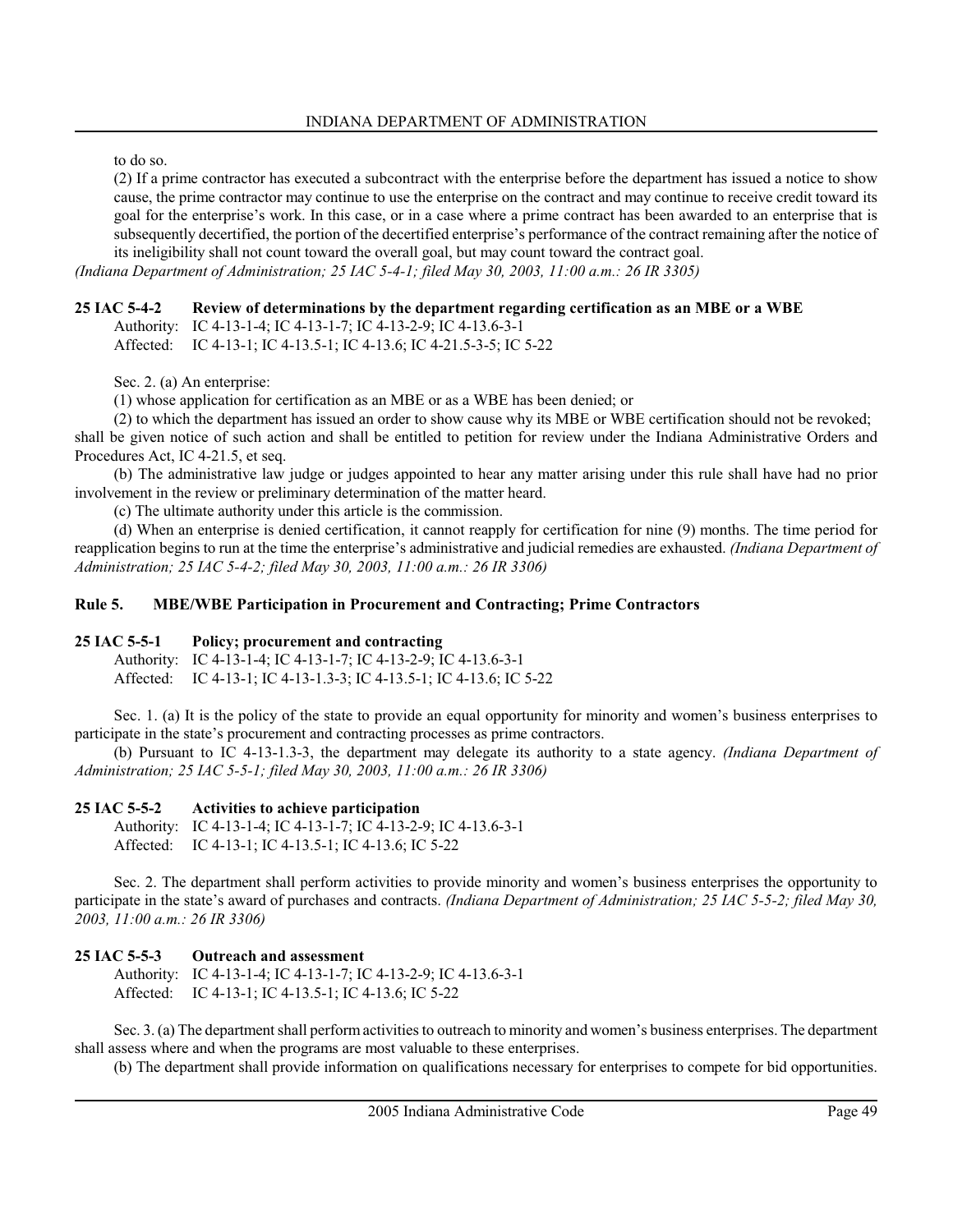to do so.

(2) If a prime contractor has executed a subcontract with the enterprise before the department has issued a notice to show cause, the prime contractor may continue to use the enterprise on the contract and may continue to receive credit toward its goal for the enterprise's work. In this case, or in a case where a prime contract has been awarded to an enterprise that is subsequently decertified, the portion of the decertified enterprise's performance of the contract remaining after the notice of its ineligibility shall not count toward the overall goal, but may count toward the contract goal.

*(Indiana Department of Administration; 25 IAC 5-4-1; filed May 30, 2003, 11:00 a.m.: 26 IR 3305)*

### 25 IAC 5-4-2 Review of determinations by the department regarding certification as an MBE or a WBE

Authority: IC 4-13-1-4; IC 4-13-1-7; IC 4-13-2-9; IC 4-13.6-3-1
Affected: IC 4-13-1; IC 4-13.5-1; IC 4-13.6; IC 4-21.5-3-5; IC 5-22

Sec. 2. (a) An enterprise:

(1) whose application for certification as an MBE or as a WBE has been denied; or

(2) to which the department has issued an order to show cause why its MBE or WBE certification should not be revoked;

shall be given notice of such action and shall be entitled to petition for review under the Indiana Administrative Orders and Procedures Act, IC 4-21.5, et seq.

(b) The administrative law judge or judges appointed to hear any matter arising under this rule shall have had no prior involvement in the review or preliminary determination of the matter heard.

(c) The ultimate authority under this article is the commission.

(d) When an enterprise is denied certification, it cannot reapply for certification for nine (9) months. The time period for reapplication begins to run at the time the enterprise's administrative and judicial remedies are exhausted. *(Indiana Department of Administration; 25 IAC 5-4-2; filed May 30, 2003, 11:00 a.m.: 26 IR 3306)*

## Rule 5. MBE/WBE Participation in Procurement and Contracting; Prime Contractors

### 25 IAC 5-5-1 Policy; procurement and contracting

Authority: IC 4-13-1-4; IC 4-13-1-7; IC 4-13-2-9; IC 4-13.6-3-1
Affected: IC 4-13-1; IC 4-13-1.3-3; IC 4-13.5-1; IC 4-13.6; IC 5-22

Sec. 1. (a) It is the policy of the state to provide an equal opportunity for minority and women's business enterprises to participate in the state's procurement and contracting processes as prime contractors.

(b) Pursuant to IC 4-13-1.3-3, the department may delegate its authority to a state agency. *(Indiana Department of Administration; 25 IAC 5-5-1; filed May 30, 2003, 11:00 a.m.: 26 IR 3306)*

### 25 IAC 5-5-2 Activities to achieve participation

Authority: IC 4-13-1-4; IC 4-13-1-7; IC 4-13-2-9; IC 4-13.6-3-1
Affected: IC 4-13-1; IC 4-13.5-1; IC 4-13.6; IC 5-22

Sec. 2. The department shall perform activities to provide minority and women's business enterprises the opportunity to participate in the state's award of purchases and contracts. *(Indiana Department of Administration; 25 IAC 5-5-2; filed May 30, 2003, 11:00 a.m.: 26 IR 3306)*

### 25 IAC 5-5-3 Outreach and assessment

Authority: IC 4-13-1-4; IC 4-13-1-7; IC 4-13-2-9; IC 4-13.6-3-1
Affected: IC 4-13-1; IC 4-13.5-1; IC 4-13.6; IC 5-22

Sec. 3. (a) The department shall perform activities to outreach to minority and women's business enterprises. The department shall assess where and when the programs are most valuable to these enterprises.

(b) The department shall provide information on qualifications necessary for enterprises to compete for bid opportunities.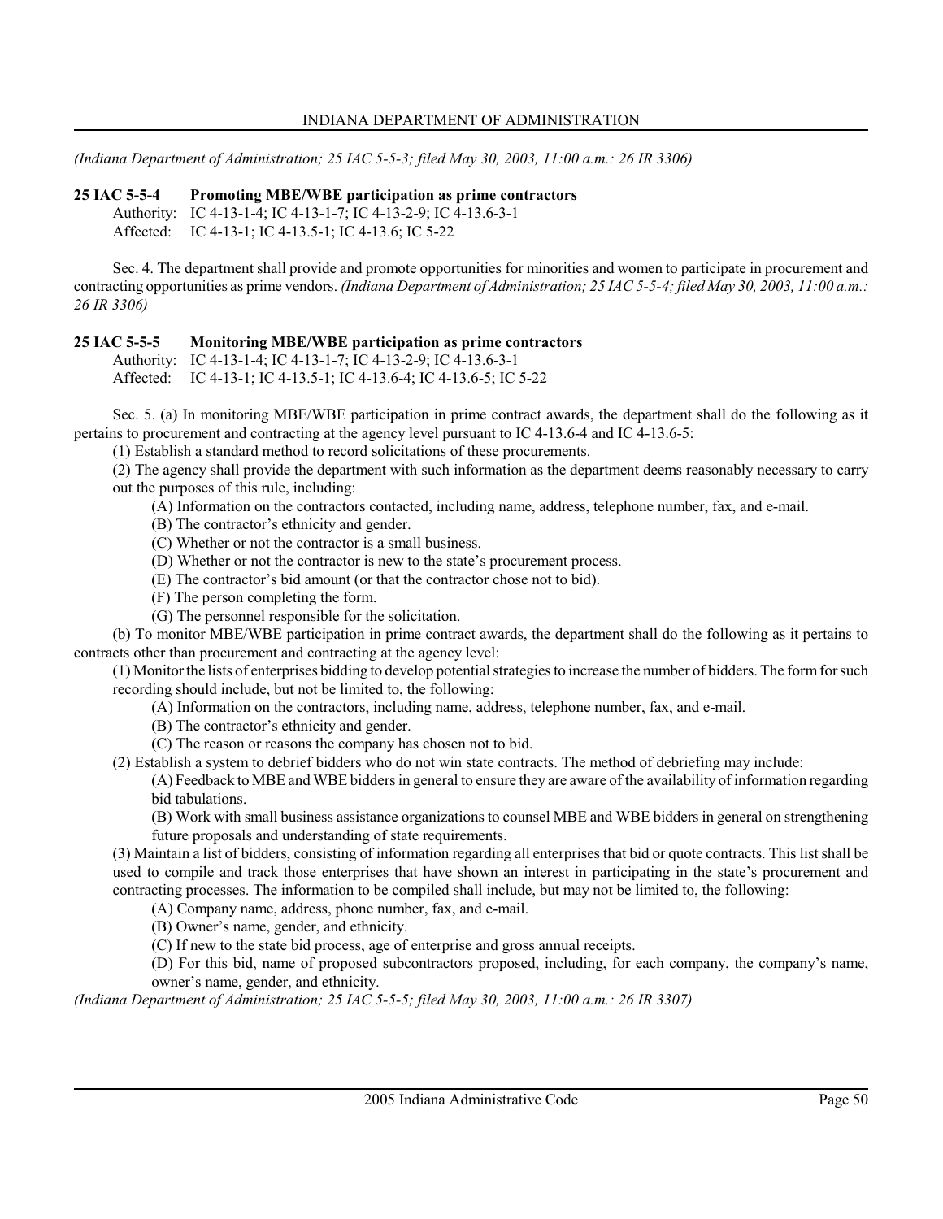*(Indiana Department of Administration; 25 IAC 5-5-3; filed May 30, 2003, 11:00 a.m.: 26 IR 3306)*

**25 IAC 5-5-4 Promoting MBE/WBE participation as prime contractors**

Authority: IC 4-13-1-4; IC 4-13-1-7; IC 4-13-2-9; IC 4-13.6-3-1
Affected: IC 4-13-1; IC 4-13.5-1; IC 4-13.6; IC 5-22

Sec. 4. The department shall provide and promote opportunities for minorities and women to participate in procurement and contracting opportunities as prime vendors. *(Indiana Department of Administration; 25 IAC 5-5-4; filed May 30, 2003, 11:00 a.m.: 26 IR 3306)*

**25 IAC 5-5-5 Monitoring MBE/WBE participation as prime contractors**

Authority: IC 4-13-1-4; IC 4-13-1-7; IC 4-13-2-9; IC 4-13.6-3-1
Affected: IC 4-13-1; IC 4-13.5-1; IC 4-13.6-4; IC 4-13.6-5; IC 5-22

Sec. 5. (a) In monitoring MBE/WBE participation in prime contract awards, the department shall do the following as it pertains to procurement and contracting at the agency level pursuant to IC 4-13.6-4 and IC 4-13.6-5:

(1) Establish a standard method to record solicitations of these procurements.

(2) The agency shall provide the department with such information as the department deems reasonably necessary to carry out the purposes of this rule, including:

(A) Information on the contractors contacted, including name, address, telephone number, fax, and e-mail.

(B) The contractor's ethnicity and gender.

(C) Whether or not the contractor is a small business.

(D) Whether or not the contractor is new to the state's procurement process.

(E) The contractor's bid amount (or that the contractor chose not to bid).

(F) The person completing the form.

(G) The personnel responsible for the solicitation.

(b) To monitor MBE/WBE participation in prime contract awards, the department shall do the following as it pertains to contracts other than procurement and contracting at the agency level:

(1) Monitor the lists of enterprises bidding to develop potential strategies to increase the number of bidders. The form for such recording should include, but not be limited to, the following:

(A) Information on the contractors, including name, address, telephone number, fax, and e-mail.

(B) The contractor's ethnicity and gender.

(C) The reason or reasons the company has chosen not to bid.

(2) Establish a system to debrief bidders who do not win state contracts. The method of debriefing may include:

(A) Feedback to MBE and WBE bidders in general to ensure they are aware of the availability of information regarding bid tabulations.

(B) Work with small business assistance organizations to counsel MBE and WBE bidders in general on strengthening future proposals and understanding of state requirements.

(3) Maintain a list of bidders, consisting of information regarding all enterprises that bid or quote contracts. This list shall be used to compile and track those enterprises that have shown an interest in participating in the state's procurement and contracting processes. The information to be compiled shall include, but may not be limited to, the following:

(A) Company name, address, phone number, fax, and e-mail.

(B) Owner's name, gender, and ethnicity.

(C) If new to the state bid process, age of enterprise and gross annual receipts.

(D) For this bid, name of proposed subcontractors proposed, including, for each company, the company's name, owner's name, gender, and ethnicity.

*(Indiana Department of Administration; 25 IAC 5-5-5; filed May 30, 2003, 11:00 a.m.: 26 IR 3307)*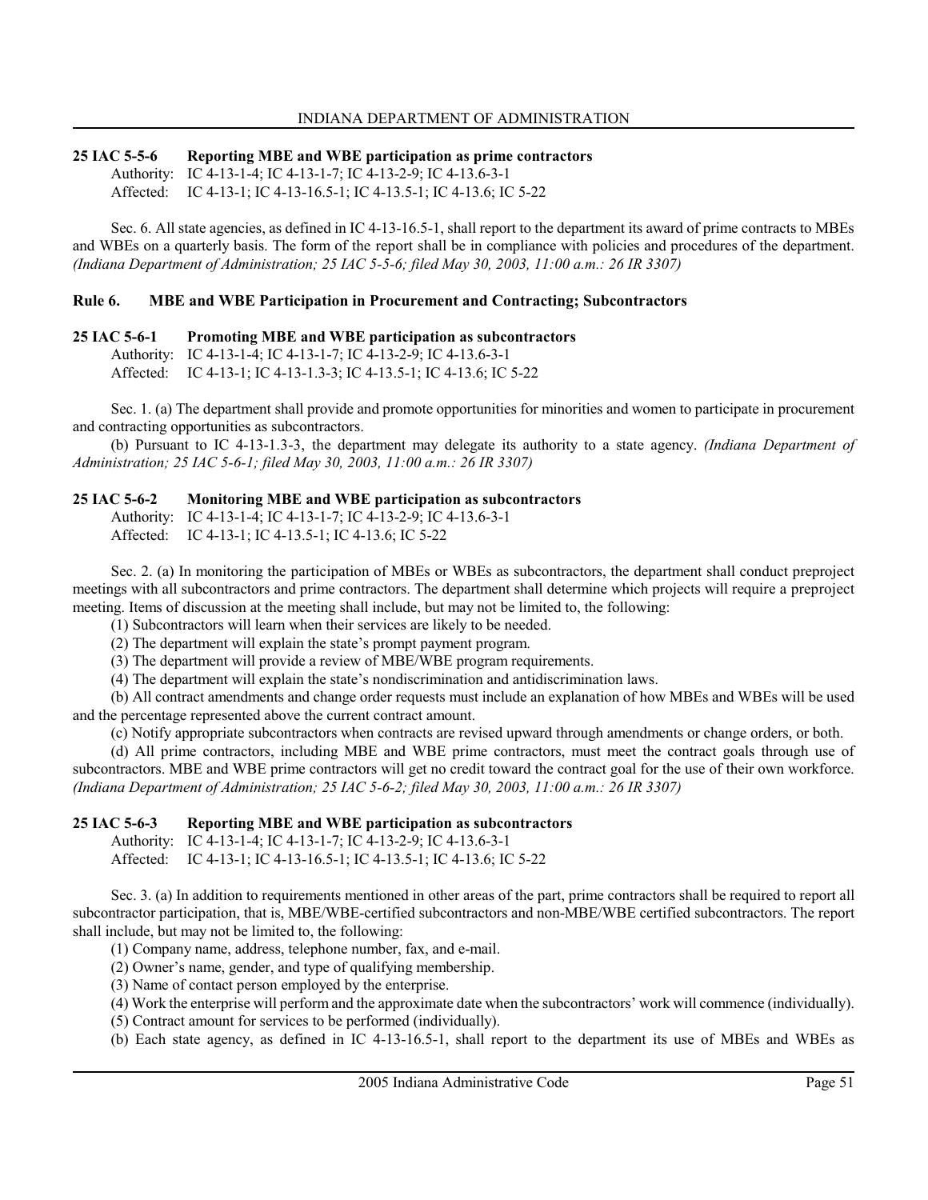**25 IAC 5-5-6 Reporting MBE and WBE participation as prime contractors**

Authority: IC 4-13-1-4; IC 4-13-1-7; IC 4-13-2-9; IC 4-13.6-3-1
Affected: IC 4-13-1; IC 4-13-16.5-1; IC 4-13.5-1; IC 4-13.6; IC 5-22

Sec. 6. All state agencies, as defined in IC 4-13-16.5-1, shall report to the department its award of prime contracts to MBEs and WBEs on a quarterly basis. The form of the report shall be in compliance with policies and procedures of the department. *(Indiana Department of Administration; 25 IAC 5-5-6; filed May 30, 2003, 11:00 a.m.: 26 IR 3307)*

## Rule 6. MBE and WBE Participation in Procurement and Contracting; Subcontractors

**25 IAC 5-6-1 Promoting MBE and WBE participation as subcontractors**

Authority: IC 4-13-1-4; IC 4-13-1-7; IC 4-13-2-9; IC 4-13.6-3-1
Affected: IC 4-13-1; IC 4-13-1.3-3; IC 4-13.5-1; IC 4-13.6; IC 5-22

Sec. 1. (a) The department shall provide and promote opportunities for minorities and women to participate in procurement and contracting opportunities as subcontractors.

(b) Pursuant to IC 4-13-1.3-3, the department may delegate its authority to a state agency. *(Indiana Department of Administration; 25 IAC 5-6-1; filed May 30, 2003, 11:00 a.m.: 26 IR 3307)*

**25 IAC 5-6-2 Monitoring MBE and WBE participation as subcontractors**

Authority: IC 4-13-1-4; IC 4-13-1-7; IC 4-13-2-9; IC 4-13.6-3-1
Affected: IC 4-13-1; IC 4-13.5-1; IC 4-13.6; IC 5-22

Sec. 2. (a) In monitoring the participation of MBEs or WBEs as subcontractors, the department shall conduct preproject meetings with all subcontractors and prime contractors. The department shall determine which projects will require a preproject meeting. Items of discussion at the meeting shall include, but may not be limited to, the following:

(1) Subcontractors will learn when their services are likely to be needed.

(2) The department will explain the state's prompt payment program.

(3) The department will provide a review of MBE/WBE program requirements.

(4) The department will explain the state's nondiscrimination and antidiscrimination laws.

(b) All contract amendments and change order requests must include an explanation of how MBEs and WBEs will be used and the percentage represented above the current contract amount.

(c) Notify appropriate subcontractors when contracts are revised upward through amendments or change orders, or both.

(d) All prime contractors, including MBE and WBE prime contractors, must meet the contract goals through use of subcontractors. MBE and WBE prime contractors will get no credit toward the contract goal for the use of their own workforce. *(Indiana Department of Administration; 25 IAC 5-6-2; filed May 30, 2003, 11:00 a.m.: 26 IR 3307)*

**25 IAC 5-6-3 Reporting MBE and WBE participation as subcontractors**

Authority: IC 4-13-1-4; IC 4-13-1-7; IC 4-13-2-9; IC 4-13.6-3-1
Affected: IC 4-13-1; IC 4-13-16.5-1; IC 4-13.5-1; IC 4-13.6; IC 5-22

Sec. 3. (a) In addition to requirements mentioned in other areas of the part, prime contractors shall be required to report all subcontractor participation, that is, MBE/WBE-certified subcontractors and non-MBE/WBE certified subcontractors. The report shall include, but may not be limited to, the following:

(1) Company name, address, telephone number, fax, and e-mail.

(2) Owner's name, gender, and type of qualifying membership.

(3) Name of contact person employed by the enterprise.

(4) Work the enterprise will perform and the approximate date when the subcontractors' work will commence (individually).

(5) Contract amount for services to be performed (individually).

(b) Each state agency, as defined in IC 4-13-16.5-1, shall report to the department its use of MBEs and WBEs as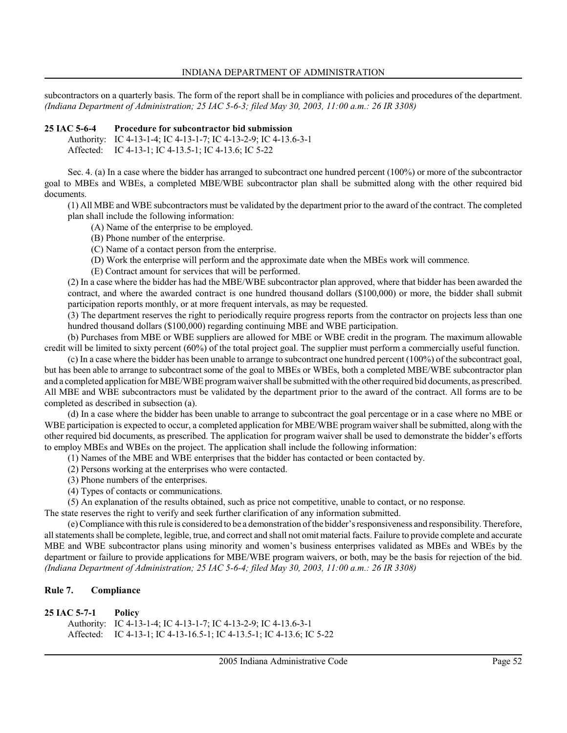subcontractors on a quarterly basis. The form of the report shall be in compliance with policies and procedures of the department. *(Indiana Department of Administration; 25 IAC 5-6-3; filed May 30, 2003, 11:00 a.m.: 26 IR 3308)*

**25 IAC 5-6-4 Procedure for subcontractor bid submission**

Authority: IC 4-13-1-4; IC 4-13-1-7; IC 4-13-2-9; IC 4-13.6-3-1
Affected: IC 4-13-1; IC 4-13.5-1; IC 4-13.6; IC 5-22

Sec. 4. (a) In a case where the bidder has arranged to subcontract one hundred percent (100%) or more of the subcontractor goal to MBEs and WBEs, a completed MBE/WBE subcontractor plan shall be submitted along with the other required bid documents.

(1) All MBE and WBE subcontractors must be validated by the department prior to the award of the contract. The completed plan shall include the following information:

(A) Name of the enterprise to be employed.

(B) Phone number of the enterprise.

(C) Name of a contact person from the enterprise.

(D) Work the enterprise will perform and the approximate date when the MBEs work will commence.

(E) Contract amount for services that will be performed.

(2) In a case where the bidder has had the MBE/WBE subcontractor plan approved, where that bidder has been awarded the contract, and where the awarded contract is one hundred thousand dollars ($100,000) or more, the bidder shall submit participation reports monthly, or at more frequent intervals, as may be requested.

(3) The department reserves the right to periodically require progress reports from the contractor on projects less than one hundred thousand dollars ($100,000) regarding continuing MBE and WBE participation.

(b) Purchases from MBE or WBE suppliers are allowed for MBE or WBE credit in the program. The maximum allowable credit will be limited to sixty percent (60%) of the total project goal. The supplier must perform a commercially useful function.

(c) In a case where the bidder has been unable to arrange to subcontract one hundred percent (100%) of the subcontract goal, but has been able to arrange to subcontract some of the goal to MBEs or WBEs, both a completed MBE/WBE subcontractor plan and a completed application for MBE/WBE program waiver shall be submitted with the other required bid documents, as prescribed. All MBE and WBE subcontractors must be validated by the department prior to the award of the contract. All forms are to be completed as described in subsection (a).

(d) In a case where the bidder has been unable to arrange to subcontract the goal percentage or in a case where no MBE or WBE participation is expected to occur, a completed application for MBE/WBE program waiver shall be submitted, along with the other required bid documents, as prescribed. The application for program waiver shall be used to demonstrate the bidder's efforts to employ MBEs and WBEs on the project. The application shall include the following information:

(1) Names of the MBE and WBE enterprises that the bidder has contacted or been contacted by.

(2) Persons working at the enterprises who were contacted.

(3) Phone numbers of the enterprises.

(4) Types of contacts or communications.

(5) An explanation of the results obtained, such as price not competitive, unable to contact, or no response.

The state reserves the right to verify and seek further clarification of any information submitted.

(e) Compliance with this rule is considered to be a demonstration of the bidder's responsiveness and responsibility. Therefore, all statements shall be complete, legible, true, and correct and shall not omit material facts. Failure to provide complete and accurate MBE and WBE subcontractor plans using minority and women's business enterprises validated as MBEs and WBEs by the department or failure to provide applications for MBE/WBE program waivers, or both, may be the basis for rejection of the bid. *(Indiana Department of Administration; 25 IAC 5-6-4; filed May 30, 2003, 11:00 a.m.: 26 IR 3308)*

## Rule 7. Compliance

**25 IAC 5-7-1 Policy**

Authority: IC 4-13-1-4; IC 4-13-1-7; IC 4-13-2-9; IC 4-13.6-3-1
Affected: IC 4-13-1; IC 4-13-16.5-1; IC 4-13.5-1; IC 4-13.6; IC 5-22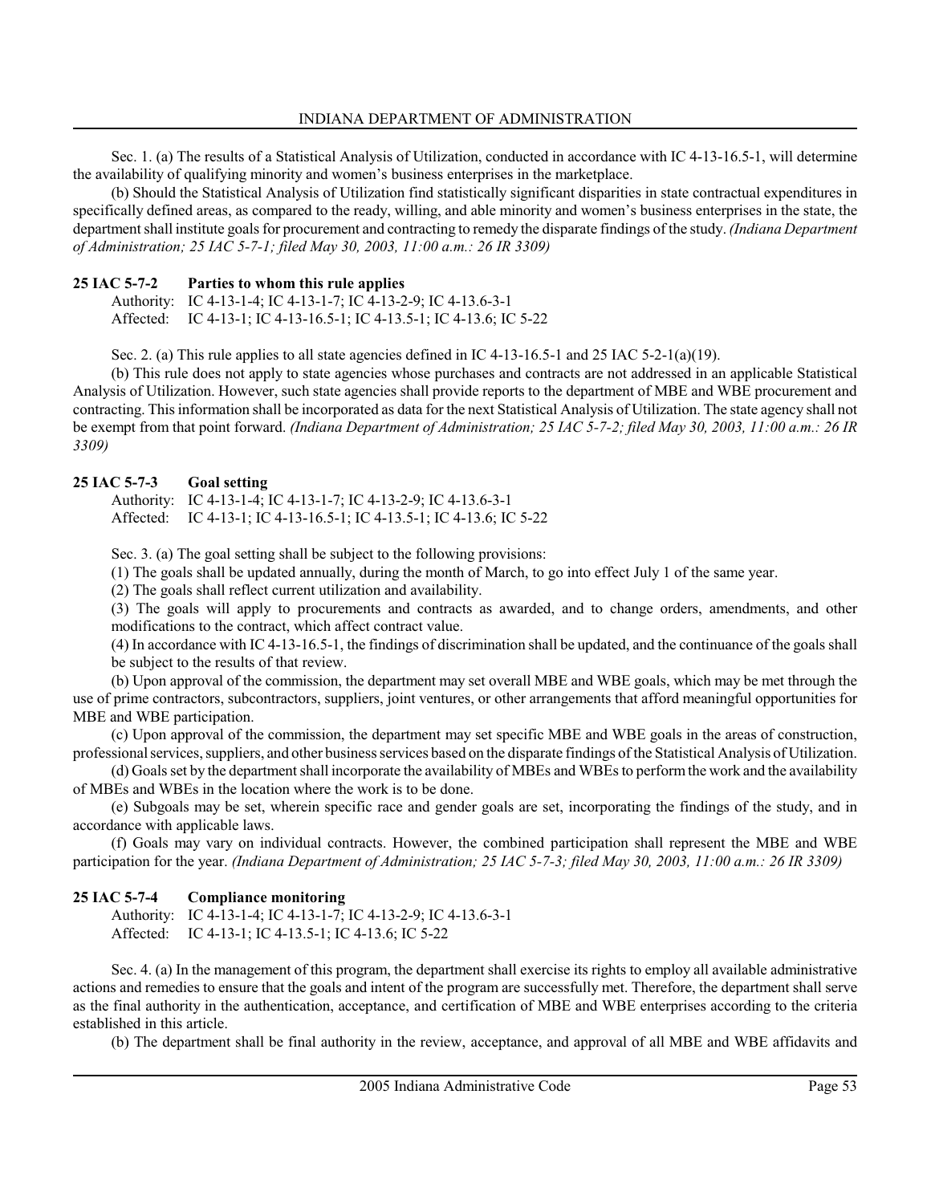Sec. 1. (a) The results of a Statistical Analysis of Utilization, conducted in accordance with IC 4-13-16.5-1, will determine the availability of qualifying minority and women's business enterprises in the marketplace.

(b) Should the Statistical Analysis of Utilization find statistically significant disparities in state contractual expenditures in specifically defined areas, as compared to the ready, willing, and able minority and women's business enterprises in the state, the department shall institute goals for procurement and contracting to remedy the disparate findings of the study. *(Indiana Department of Administration; 25 IAC 5-7-1; filed May 30, 2003, 11:00 a.m.: 26 IR 3309)*

**25 IAC 5-7-2 Parties to whom this rule applies**

Authority: IC 4-13-1-4; IC 4-13-1-7; IC 4-13-2-9; IC 4-13.6-3-1
Affected: IC 4-13-1; IC 4-13-16.5-1; IC 4-13.5-1; IC 4-13.6; IC 5-22

Sec. 2. (a) This rule applies to all state agencies defined in IC 4-13-16.5-1 and 25 IAC 5-2-1(a)(19).

(b) This rule does not apply to state agencies whose purchases and contracts are not addressed in an applicable Statistical Analysis of Utilization. However, such state agencies shall provide reports to the department of MBE and WBE procurement and contracting. This information shall be incorporated as data for the next Statistical Analysis of Utilization. The state agency shall not be exempt from that point forward. *(Indiana Department of Administration; 25 IAC 5-7-2; filed May 30, 2003, 11:00 a.m.: 26 IR 3309)*

**25 IAC 5-7-3 Goal setting**

Authority: IC 4-13-1-4; IC 4-13-1-7; IC 4-13-2-9; IC 4-13.6-3-1
Affected: IC 4-13-1; IC 4-13-16.5-1; IC 4-13.5-1; IC 4-13.6; IC 5-22

Sec. 3. (a) The goal setting shall be subject to the following provisions:

(1) The goals shall be updated annually, during the month of March, to go into effect July 1 of the same year.

(2) The goals shall reflect current utilization and availability.

(3) The goals will apply to procurements and contracts as awarded, and to change orders, amendments, and other modifications to the contract, which affect contract value.

(4) In accordance with IC 4-13-16.5-1, the findings of discrimination shall be updated, and the continuance of the goals shall be subject to the results of that review.

(b) Upon approval of the commission, the department may set overall MBE and WBE goals, which may be met through the use of prime contractors, subcontractors, suppliers, joint ventures, or other arrangements that afford meaningful opportunities for MBE and WBE participation.

(c) Upon approval of the commission, the department may set specific MBE and WBE goals in the areas of construction, professional services, suppliers, and other business services based on the disparate findings of the Statistical Analysis of Utilization.

(d) Goals set by the department shall incorporate the availability of MBEs and WBEs to perform the work and the availability of MBEs and WBEs in the location where the work is to be done.

(e) Subgoals may be set, wherein specific race and gender goals are set, incorporating the findings of the study, and in accordance with applicable laws.

(f) Goals may vary on individual contracts. However, the combined participation shall represent the MBE and WBE participation for the year. *(Indiana Department of Administration; 25 IAC 5-7-3; filed May 30, 2003, 11:00 a.m.: 26 IR 3309)*

**25 IAC 5-7-4 Compliance monitoring**

Authority: IC 4-13-1-4; IC 4-13-1-7; IC 4-13-2-9; IC 4-13.6-3-1
Affected: IC 4-13-1; IC 4-13.5-1; IC 4-13.6; IC 5-22

Sec. 4. (a) In the management of this program, the department shall exercise its rights to employ all available administrative actions and remedies to ensure that the goals and intent of the program are successfully met. Therefore, the department shall serve as the final authority in the authentication, acceptance, and certification of MBE and WBE enterprises according to the criteria established in this article.

(b) The department shall be final authority in the review, acceptance, and approval of all MBE and WBE affidavits and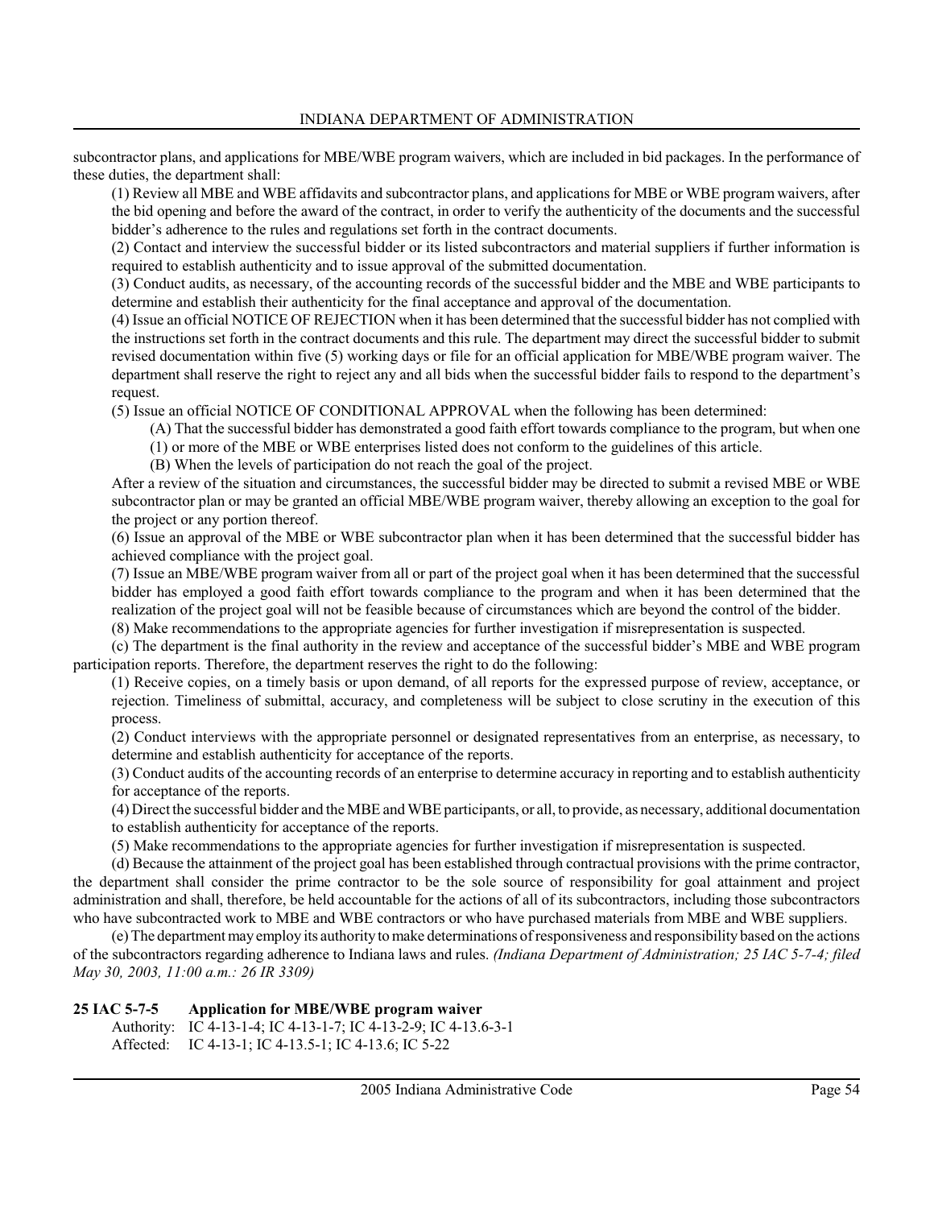subcontractor plans, and applications for MBE/WBE program waivers, which are included in bid packages. In the performance of these duties, the department shall:

(1) Review all MBE and WBE affidavits and subcontractor plans, and applications for MBE or WBE program waivers, after the bid opening and before the award of the contract, in order to verify the authenticity of the documents and the successful bidder's adherence to the rules and regulations set forth in the contract documents.

(2) Contact and interview the successful bidder or its listed subcontractors and material suppliers if further information is required to establish authenticity and to issue approval of the submitted documentation.

(3) Conduct audits, as necessary, of the accounting records of the successful bidder and the MBE and WBE participants to determine and establish their authenticity for the final acceptance and approval of the documentation.

(4) Issue an official NOTICE OF REJECTION when it has been determined that the successful bidder has not complied with the instructions set forth in the contract documents and this rule. The department may direct the successful bidder to submit revised documentation within five (5) working days or file for an official application for MBE/WBE program waiver. The department shall reserve the right to reject any and all bids when the successful bidder fails to respond to the department's request.

(5) Issue an official NOTICE OF CONDITIONAL APPROVAL when the following has been determined:

(A) That the successful bidder has demonstrated a good faith effort towards compliance to the program, but when one (1) or more of the MBE or WBE enterprises listed does not conform to the guidelines of this article.

(B) When the levels of participation do not reach the goal of the project.

After a review of the situation and circumstances, the successful bidder may be directed to submit a revised MBE or WBE subcontractor plan or may be granted an official MBE/WBE program waiver, thereby allowing an exception to the goal for the project or any portion thereof.

(6) Issue an approval of the MBE or WBE subcontractor plan when it has been determined that the successful bidder has achieved compliance with the project goal.

(7) Issue an MBE/WBE program waiver from all or part of the project goal when it has been determined that the successful bidder has employed a good faith effort towards compliance to the program and when it has been determined that the realization of the project goal will not be feasible because of circumstances which are beyond the control of the bidder.

(8) Make recommendations to the appropriate agencies for further investigation if misrepresentation is suspected.

(c) The department is the final authority in the review and acceptance of the successful bidder's MBE and WBE program participation reports. Therefore, the department reserves the right to do the following:

(1) Receive copies, on a timely basis or upon demand, of all reports for the expressed purpose of review, acceptance, or rejection. Timeliness of submittal, accuracy, and completeness will be subject to close scrutiny in the execution of this process.

(2) Conduct interviews with the appropriate personnel or designated representatives from an enterprise, as necessary, to determine and establish authenticity for acceptance of the reports.

(3) Conduct audits of the accounting records of an enterprise to determine accuracy in reporting and to establish authenticity for acceptance of the reports.

(4) Direct the successful bidder and the MBE and WBE participants, or all, to provide, as necessary, additional documentation to establish authenticity for acceptance of the reports.

(5) Make recommendations to the appropriate agencies for further investigation if misrepresentation is suspected.

(d) Because the attainment of the project goal has been established through contractual provisions with the prime contractor, the department shall consider the prime contractor to be the sole source of responsibility for goal attainment and project administration and shall, therefore, be held accountable for the actions of all of its subcontractors, including those subcontractors who have subcontracted work to MBE and WBE contractors or who have purchased materials from MBE and WBE suppliers.

(e) The department may employ its authority to make determinations of responsiveness and responsibility based on the actions of the subcontractors regarding adherence to Indiana laws and rules. *(Indiana Department of Administration; 25 IAC 5-7-4; filed May 30, 2003, 11:00 a.m.: 26 IR 3309)*

**25 IAC 5-7-5 Application for MBE/WBE program waiver**

Authority: IC 4-13-1-4; IC 4-13-1-7; IC 4-13-2-9; IC 4-13.6-3-1

Affected: IC 4-13-1; IC 4-13.5-1; IC 4-13.6; IC 5-22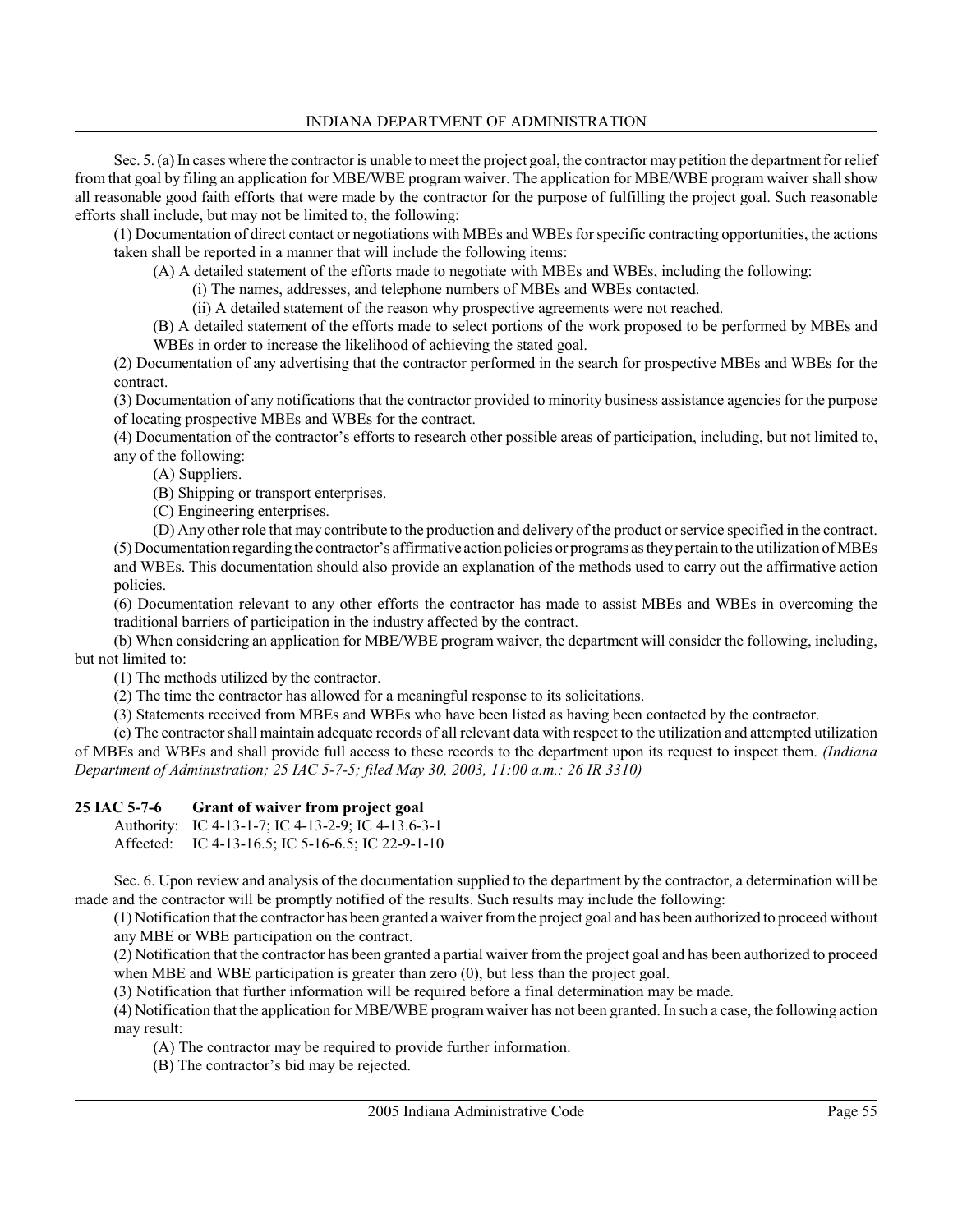Sec. 5. (a) In cases where the contractor is unable to meet the project goal, the contractor may petition the department for relief from that goal by filing an application for MBE/WBE program waiver. The application for MBE/WBE program waiver shall show all reasonable good faith efforts that were made by the contractor for the purpose of fulfilling the project goal. Such reasonable efforts shall include, but may not be limited to, the following:

(1) Documentation of direct contact or negotiations with MBEs and WBEs for specific contracting opportunities, the actions taken shall be reported in a manner that will include the following items:

(A) A detailed statement of the efforts made to negotiate with MBEs and WBEs, including the following:

(i) The names, addresses, and telephone numbers of MBEs and WBEs contacted.

(ii) A detailed statement of the reason why prospective agreements were not reached.

(B) A detailed statement of the efforts made to select portions of the work proposed to be performed by MBEs and WBEs in order to increase the likelihood of achieving the stated goal.

(2) Documentation of any advertising that the contractor performed in the search for prospective MBEs and WBEs for the contract.

(3) Documentation of any notifications that the contractor provided to minority business assistance agencies for the purpose of locating prospective MBEs and WBEs for the contract.

(4) Documentation of the contractor's efforts to research other possible areas of participation, including, but not limited to, any of the following:

(A) Suppliers.

(B) Shipping or transport enterprises.

(C) Engineering enterprises.

(D) Any other role that may contribute to the production and delivery of the product or service specified in the contract.

(5) Documentation regarding the contractor's affirmative action policies or programs as they pertain to the utilization of MBEs and WBEs. This documentation should also provide an explanation of the methods used to carry out the affirmative action policies.

(6) Documentation relevant to any other efforts the contractor has made to assist MBEs and WBEs in overcoming the traditional barriers of participation in the industry affected by the contract.

(b) When considering an application for MBE/WBE program waiver, the department will consider the following, including, but not limited to:

(1) The methods utilized by the contractor.

(2) The time the contractor has allowed for a meaningful response to its solicitations.

(3) Statements received from MBEs and WBEs who have been listed as having been contacted by the contractor.

(c) The contractor shall maintain adequate records of all relevant data with respect to the utilization and attempted utilization of MBEs and WBEs and shall provide full access to these records to the department upon its request to inspect them. *(Indiana Department of Administration; 25 IAC 5-7-5; filed May 30, 2003, 11:00 a.m.: 26 IR 3310)*

**25 IAC 5-7-6 Grant of waiver from project goal**

Authority: IC 4-13-1-7; IC 4-13-2-9; IC 4-13.6-3-1
Affected: IC 4-13-16.5; IC 5-16-6.5; IC 22-9-1-10

Sec. 6. Upon review and analysis of the documentation supplied to the department by the contractor, a determination will be made and the contractor will be promptly notified of the results. Such results may include the following:

(1) Notification that the contractor has been granted a waiver from the project goal and has been authorized to proceed without any MBE or WBE participation on the contract.

(2) Notification that the contractor has been granted a partial waiver from the project goal and has been authorized to proceed when MBE and WBE participation is greater than zero (0), but less than the project goal.

(3) Notification that further information will be required before a final determination may be made.

(4) Notification that the application for MBE/WBE program waiver has not been granted. In such a case, the following action may result:

(A) The contractor may be required to provide further information.

(B) The contractor's bid may be rejected.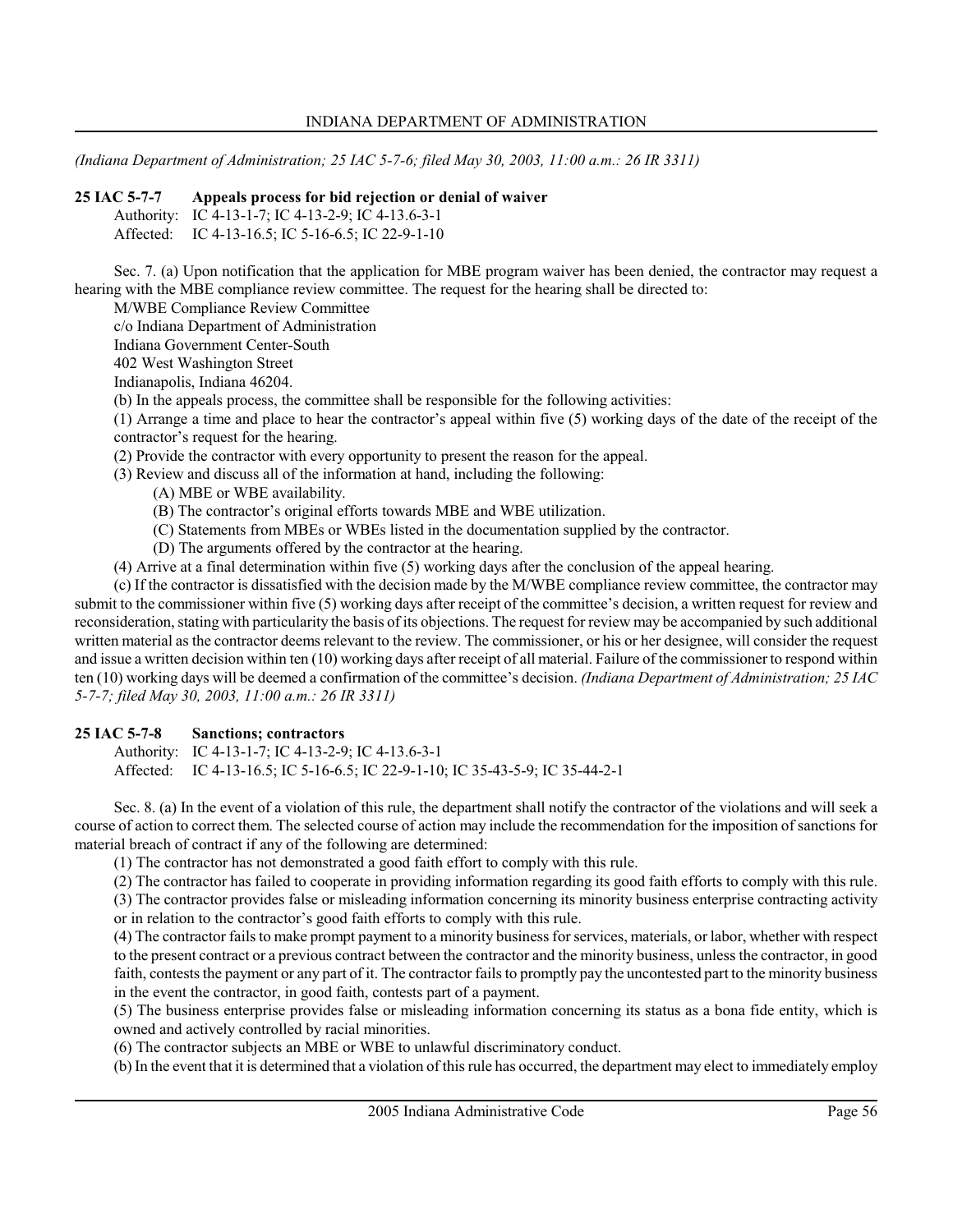*(Indiana Department of Administration; 25 IAC 5-7-6; filed May 30, 2003, 11:00 a.m.: 26 IR 3311)*

**25 IAC 5-7-7 Appeals process for bid rejection or denial of waiver**

Authority: IC 4-13-1-7; IC 4-13-2-9; IC 4-13.6-3-1

Affected: IC 4-13-16.5; IC 5-16-6.5; IC 22-9-1-10

Sec. 7. (a) Upon notification that the application for MBE program waiver has been denied, the contractor may request a hearing with the MBE compliance review committee. The request for the hearing shall be directed to:

M/WBE Compliance Review Committee
c/o Indiana Department of Administration
Indiana Government Center-South
402 West Washington Street
Indianapolis, Indiana 46204.

(b) In the appeals process, the committee shall be responsible for the following activities:

(1) Arrange a time and place to hear the contractor's appeal within five (5) working days of the date of the receipt of the contractor's request for the hearing.

(2) Provide the contractor with every opportunity to present the reason for the appeal.

(3) Review and discuss all of the information at hand, including the following:

(A) MBE or WBE availability.

(B) The contractor's original efforts towards MBE and WBE utilization.

(C) Statements from MBEs or WBEs listed in the documentation supplied by the contractor.

(D) The arguments offered by the contractor at the hearing.

(4) Arrive at a final determination within five (5) working days after the conclusion of the appeal hearing.

(c) If the contractor is dissatisfied with the decision made by the M/WBE compliance review committee, the contractor may submit to the commissioner within five (5) working days after receipt of the committee's decision, a written request for review and reconsideration, stating with particularity the basis of its objections. The request for review may be accompanied by such additional written material as the contractor deems relevant to the review. The commissioner, or his or her designee, will consider the request and issue a written decision within ten (10) working days after receipt of all material. Failure of the commissioner to respond within ten (10) working days will be deemed a confirmation of the committee's decision. *(Indiana Department of Administration; 25 IAC 5-7-7; filed May 30, 2003, 11:00 a.m.: 26 IR 3311)*

**25 IAC 5-7-8 Sanctions; contractors**

Authority: IC 4-13-1-7; IC 4-13-2-9; IC 4-13.6-3-1

Affected: IC 4-13-16.5; IC 5-16-6.5; IC 22-9-1-10; IC 35-43-5-9; IC 35-44-2-1

Sec. 8. (a) In the event of a violation of this rule, the department shall notify the contractor of the violations and will seek a course of action to correct them. The selected course of action may include the recommendation for the imposition of sanctions for material breach of contract if any of the following are determined:

(1) The contractor has not demonstrated a good faith effort to comply with this rule.

(2) The contractor has failed to cooperate in providing information regarding its good faith efforts to comply with this rule.

(3) The contractor provides false or misleading information concerning its minority business enterprise contracting activity or in relation to the contractor's good faith efforts to comply with this rule.

(4) The contractor fails to make prompt payment to a minority business for services, materials, or labor, whether with respect to the present contract or a previous contract between the contractor and the minority business, unless the contractor, in good faith, contests the payment or any part of it. The contractor fails to promptly pay the uncontested part to the minority business in the event the contractor, in good faith, contests part of a payment.

(5) The business enterprise provides false or misleading information concerning its status as a bona fide entity, which is owned and actively controlled by racial minorities.

(6) The contractor subjects an MBE or WBE to unlawful discriminatory conduct.

(b) In the event that it is determined that a violation of this rule has occurred, the department may elect to immediately employ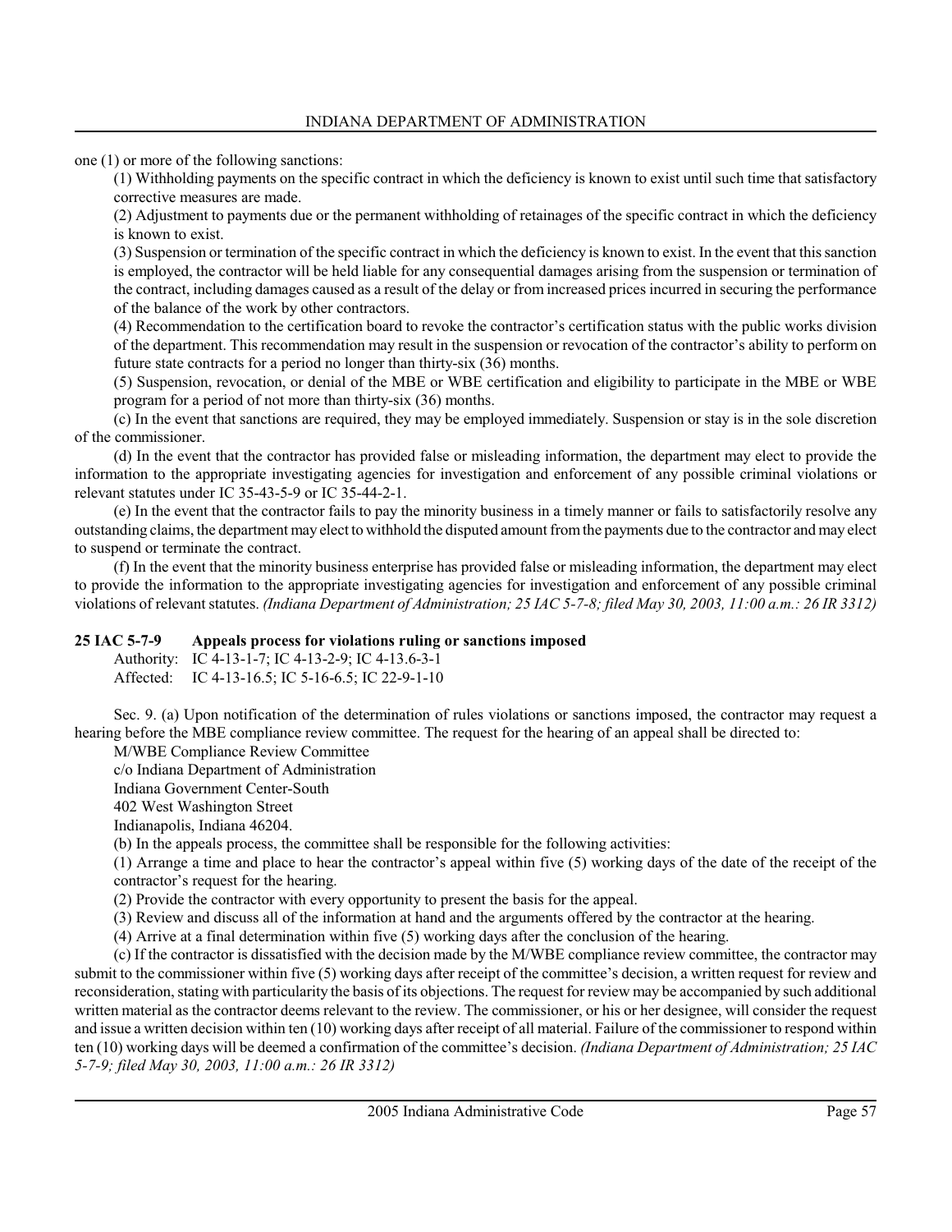one (1) or more of the following sanctions:

(1) Withholding payments on the specific contract in which the deficiency is known to exist until such time that satisfactory corrective measures are made.

(2) Adjustment to payments due or the permanent withholding of retainages of the specific contract in which the deficiency is known to exist.

(3) Suspension or termination of the specific contract in which the deficiency is known to exist. In the event that this sanction is employed, the contractor will be held liable for any consequential damages arising from the suspension or termination of the contract, including damages caused as a result of the delay or from increased prices incurred in securing the performance of the balance of the work by other contractors.

(4) Recommendation to the certification board to revoke the contractor's certification status with the public works division of the department. This recommendation may result in the suspension or revocation of the contractor's ability to perform on future state contracts for a period no longer than thirty-six (36) months.

(5) Suspension, revocation, or denial of the MBE or WBE certification and eligibility to participate in the MBE or WBE program for a period of not more than thirty-six (36) months.

(c) In the event that sanctions are required, they may be employed immediately. Suspension or stay is in the sole discretion of the commissioner.

(d) In the event that the contractor has provided false or misleading information, the department may elect to provide the information to the appropriate investigating agencies for investigation and enforcement of any possible criminal violations or relevant statutes under IC 35-43-5-9 or IC 35-44-2-1.

(e) In the event that the contractor fails to pay the minority business in a timely manner or fails to satisfactorily resolve any outstanding claims, the department may elect to withhold the disputed amount from the payments due to the contractor and may elect to suspend or terminate the contract.

(f) In the event that the minority business enterprise has provided false or misleading information, the department may elect to provide the information to the appropriate investigating agencies for investigation and enforcement of any possible criminal violations of relevant statutes. *(Indiana Department of Administration; 25 IAC 5-7-8; filed May 30, 2003, 11:00 a.m.: 26 IR 3312)*

**25 IAC 5-7-9 Appeals process for violations ruling or sanctions imposed**

Authority: IC 4-13-1-7; IC 4-13-2-9; IC 4-13.6-3-1
Affected: IC 4-13-16.5; IC 5-16-6.5; IC 22-9-1-10

Sec. 9. (a) Upon notification of the determination of rules violations or sanctions imposed, the contractor may request a hearing before the MBE compliance review committee. The request for the hearing of an appeal shall be directed to:

M/WBE Compliance Review Committee
c/o Indiana Department of Administration
Indiana Government Center-South
402 West Washington Street
Indianapolis, Indiana 46204.

(b) In the appeals process, the committee shall be responsible for the following activities:

(1) Arrange a time and place to hear the contractor's appeal within five (5) working days of the date of the receipt of the contractor's request for the hearing.

(2) Provide the contractor with every opportunity to present the basis for the appeal.

(3) Review and discuss all of the information at hand and the arguments offered by the contractor at the hearing.

(4) Arrive at a final determination within five (5) working days after the conclusion of the hearing.

(c) If the contractor is dissatisfied with the decision made by the M/WBE compliance review committee, the contractor may submit to the commissioner within five (5) working days after receipt of the committee's decision, a written request for review and reconsideration, stating with particularity the basis of its objections. The request for review may be accompanied by such additional written material as the contractor deems relevant to the review. The commissioner, or his or her designee, will consider the request and issue a written decision within ten (10) working days after receipt of all material. Failure of the commissioner to respond within ten (10) working days will be deemed a confirmation of the committee's decision. *(Indiana Department of Administration; 25 IAC 5-7-9; filed May 30, 2003, 11:00 a.m.: 26 IR 3312)*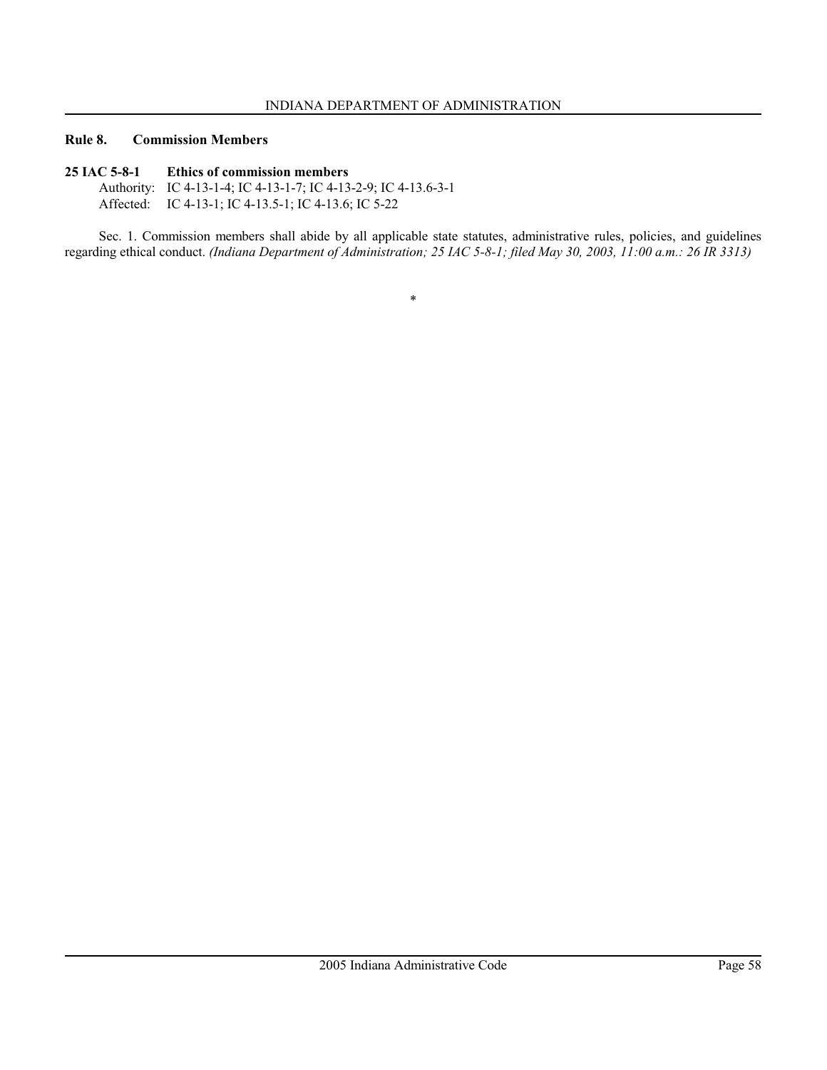## Rule 8. Commission Members

### 25 IAC 5-8-1 Ethics of commission members

Authority: IC 4-13-1-4; IC 4-13-1-7; IC 4-13-2-9; IC 4-13.6-3-1
Affected: IC 4-13-1; IC 4-13.5-1; IC 4-13.6; IC 5-22

Sec. 1. Commission members shall abide by all applicable state statutes, administrative rules, policies, and guidelines regarding ethical conduct. *(Indiana Department of Administration; 25 IAC 5-8-1; filed May 30, 2003, 11:00 a.m.: 26 IR 3313)*

*